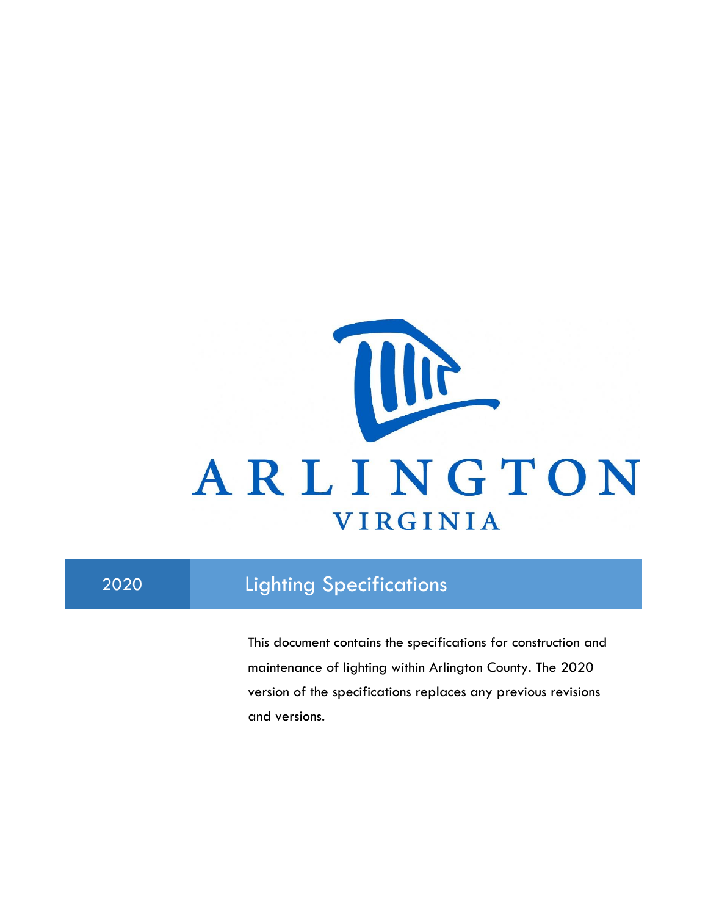ARLINGTON

VIRGINIA

# 2020 Lighting Specifications

This document contains the specifications for construction and maintenance of lighting within Arlington County. The 2020 version of the specifications replaces any previous revisions and versions.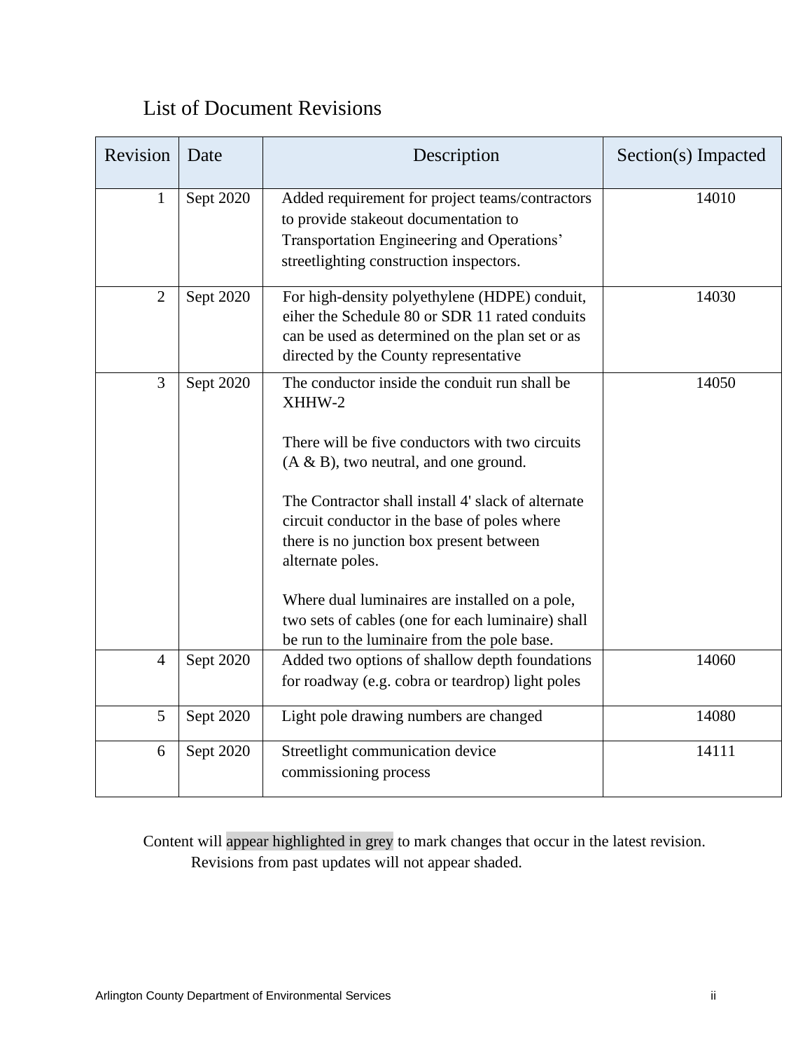## List of Document Revisions

| Revision | Date | Description | Section(s) Impacted |
|---|---|---|---|
| 1 | Sept 2020 | Added requirement for project teams/contractors to provide stakeout documentation to Transportation Engineering and Operations' streetlighting construction inspectors. | 14010 |
| 2 | Sept 2020 | For high-density polyethylene (HDPE) conduit, eiher the Schedule 80 or SDR 11 rated conduits can be used as determined on the plan set or as directed by the County representative | 14030 |
| 3 | Sept 2020 | The conductor inside the conduit run shall be XHHW-2<br><br>There will be five conductors with two circuits (A & B), two neutral, and one ground.<br><br>The Contractor shall install 4' slack of alternate circuit conductor in the base of poles where there is no junction box present between alternate poles.<br><br>Where dual luminaires are installed on a pole, two sets of cables (one for each luminaire) shall be run to the luminaire from the pole base. | 14050 |
| 4 | Sept 2020 | Added two options of shallow depth foundations for roadway (e.g. cobra or teardrop) light poles | 14060 |
| 5 | Sept 2020 | Light pole drawing numbers are changed | 14080 |
| 6 | Sept 2020 | Streetlight communication device commissioning process | 14111 |

Content will appear highlighted in grey to mark changes that occur in the latest revision. Revisions from past updates will not appear shaded.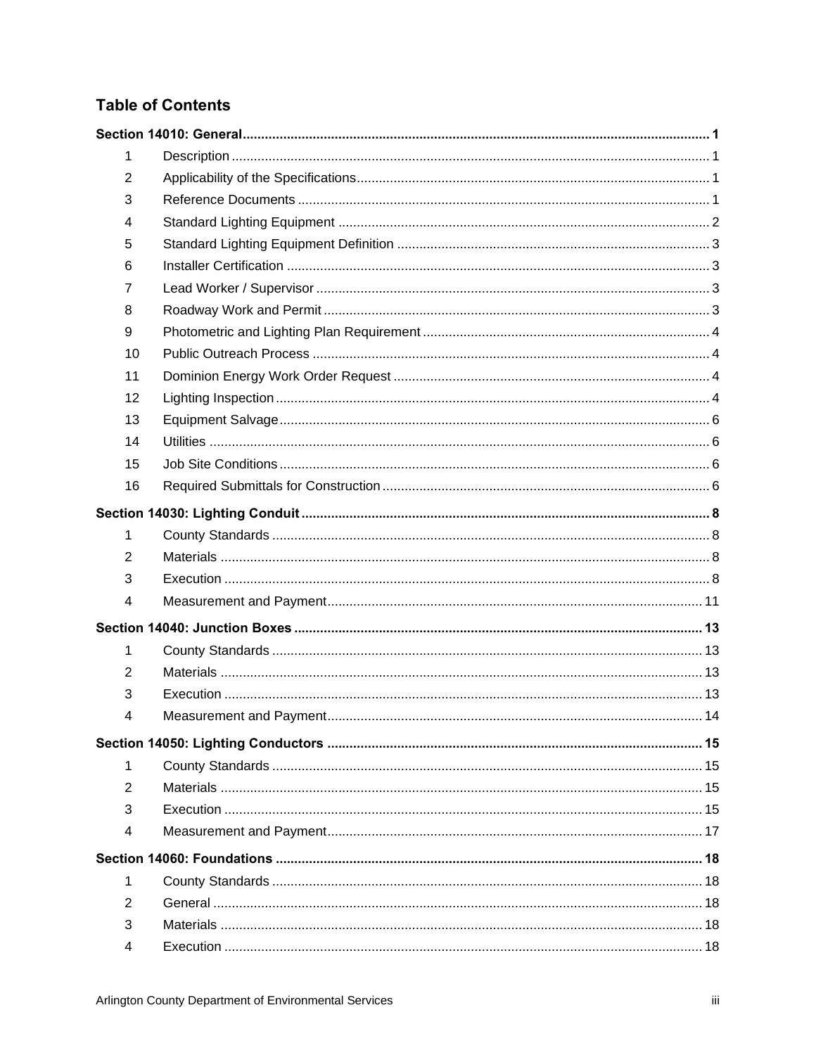## Table of Contents

**Section 14010: General** ........ 1

1 Description ........ 1
2 Applicability of the Specifications ........ 1
3 Reference Documents ........ 1
4 Standard Lighting Equipment ........ 2
5 Standard Lighting Equipment Definition ........ 3
6 Installer Certification ........ 3
7 Lead Worker / Supervisor ........ 3
8 Roadway Work and Permit ........ 3
9 Photometric and Lighting Plan Requirement ........ 4
10 Public Outreach Process ........ 4
11 Dominion Energy Work Order Request ........ 4
12 Lighting Inspection ........ 4
13 Equipment Salvage ........ 6
14 Utilities ........ 6
15 Job Site Conditions ........ 6
16 Required Submittals for Construction ........ 6

**Section 14030: Lighting Conduit** ........ 8

1 County Standards ........ 8
2 Materials ........ 8
3 Execution ........ 8
4 Measurement and Payment ........ 11

**Section 14040: Junction Boxes** ........ 13

1 County Standards ........ 13
2 Materials ........ 13
3 Execution ........ 13
4 Measurement and Payment ........ 14

**Section 14050: Lighting Conductors** ........ 15

1 County Standards ........ 15
2 Materials ........ 15
3 Execution ........ 15
4 Measurement and Payment ........ 17

**Section 14060: Foundations** ........ 18

1 County Standards ........ 18
2 General ........ 18
3 Materials ........ 18
4 Execution ........ 18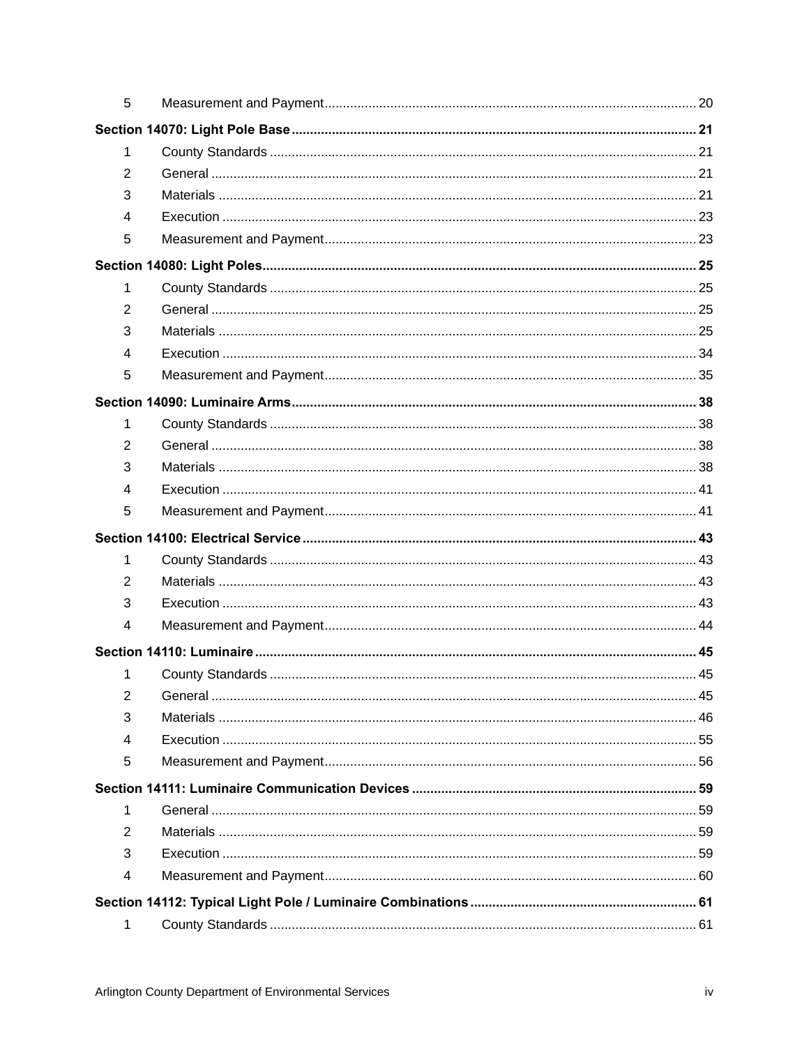| | | |
|---|---|---|
| 5 | Measurement and Payment | 20 |
| **Section 14070: Light Pole Base** | | **21** |
| 1 | County Standards | 21 |
| 2 | General | 21 |
| 3 | Materials | 21 |
| 4 | Execution | 23 |
| 5 | Measurement and Payment | 23 |
| **Section 14080: Light Poles** | | **25** |
| 1 | County Standards | 25 |
| 2 | General | 25 |
| 3 | Materials | 25 |
| 4 | Execution | 34 |
| 5 | Measurement and Payment | 35 |
| **Section 14090: Luminaire Arms** | | **38** |
| 1 | County Standards | 38 |
| 2 | General | 38 |
| 3 | Materials | 38 |
| 4 | Execution | 41 |
| 5 | Measurement and Payment | 41 |
| **Section 14100: Electrical Service** | | **43** |
| 1 | County Standards | 43 |
| 2 | Materials | 43 |
| 3 | Execution | 43 |
| 4 | Measurement and Payment | 44 |
| **Section 14110: Luminaire** | | **45** |
| 1 | County Standards | 45 |
| 2 | General | 45 |
| 3 | Materials | 46 |
| 4 | Execution | 55 |
| 5 | Measurement and Payment | 56 |
| **Section 14111: Luminaire Communication Devices** | | **59** |
| 1 | General | 59 |
| 2 | Materials | 59 |
| 3 | Execution | 59 |
| 4 | Measurement and Payment | 60 |
| **Section 14112: Typical Light Pole / Luminaire Combinations** | | **61** |
| 1 | County Standards | 61 |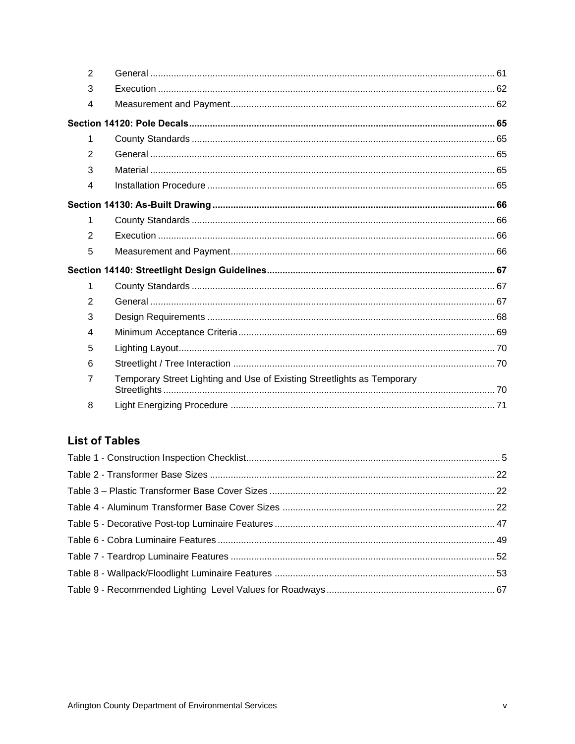| | | |
|---|---|---|
| 2 | General | 61 |
| 3 | Execution | 62 |
| 4 | Measurement and Payment | 62 |
| **Section 14120: Pole Decals** | | **65** |
| 1 | County Standards | 65 |
| 2 | General | 65 |
| 3 | Material | 65 |
| 4 | Installation Procedure | 65 |
| **Section 14130: As-Built Drawing** | | **66** |
| 1 | County Standards | 66 |
| 2 | Execution | 66 |
| 5 | Measurement and Payment | 66 |
| **Section 14140: Streetlight Design Guidelines** | | **67** |
| 1 | County Standards | 67 |
| 2 | General | 67 |
| 3 | Design Requirements | 68 |
| 4 | Minimum Acceptance Criteria | 69 |
| 5 | Lighting Layout | 70 |
| 6 | Streetlight / Tree Interaction | 70 |
| 7 | Temporary Street Lighting and Use of Existing Streetlights as Temporary Streetlights | 70 |
| 8 | Light Energizing Procedure | 71 |

## List of Tables

| | |
|---|---|
| Table 1 - Construction Inspection Checklist | 5 |
| Table 2 - Transformer Base Sizes | 22 |
| Table 3 – Plastic Transformer Base Cover Sizes | 22 |
| Table 4 - Aluminum Transformer Base Cover Sizes | 22 |
| Table 5 - Decorative Post-top Luminaire Features | 47 |
| Table 6 - Cobra Luminaire Features | 49 |
| Table 7 - Teardrop Luminaire Features | 52 |
| Table 8 - Wallpack/Floodlight Luminaire Features | 53 |
| Table 9 - Recommended Lighting Level Values for Roadways | 67 |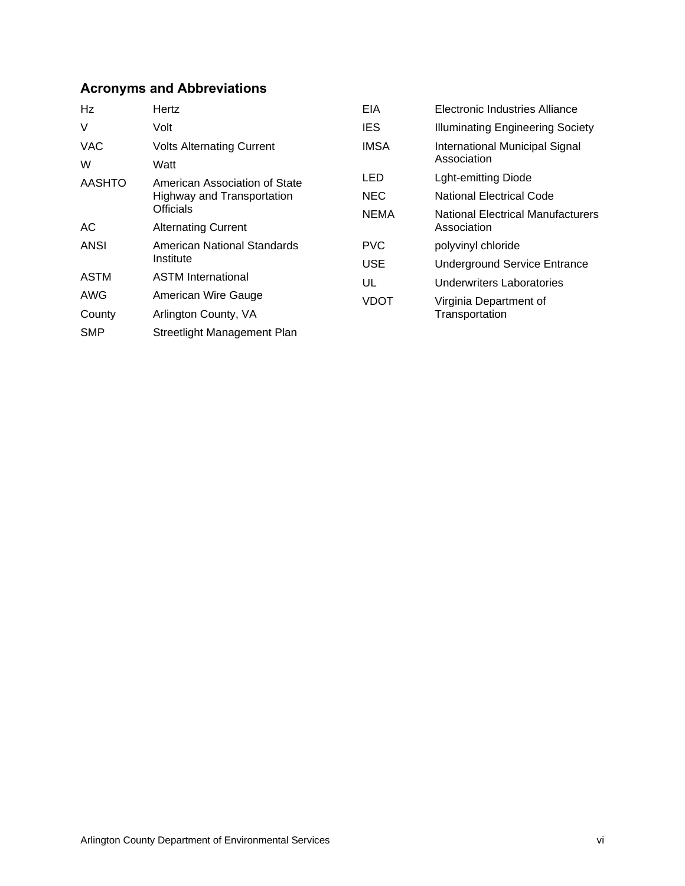### Acronyms and Abbreviations

| | |
|---|---|
| Hz | Hertz |
| V | Volt |
| VAC | Volts Alternating Current |
| W | Watt |
| AASHTO | American Association of State Highway and Transportation Officials |
| AC | Alternating Current |
| ANSI | American National Standards Institute |
| ASTM | ASTM International |
| AWG | American Wire Gauge |
| County | Arlington County, VA |
| SMP | Streetlight Management Plan |
| EIA | Electronic Industries Alliance |
| IES | Illuminating Engineering Society |
| IMSA | International Municipal Signal Association |
| LED | Lght-emitting Diode |
| NEC | National Electrical Code |
| NEMA | National Electrical Manufacturers Association |
| PVC | polyvinyl chloride |
| USE | Underground Service Entrance |
| UL | Underwriters Laboratories |
| VDOT | Virginia Department of Transportation |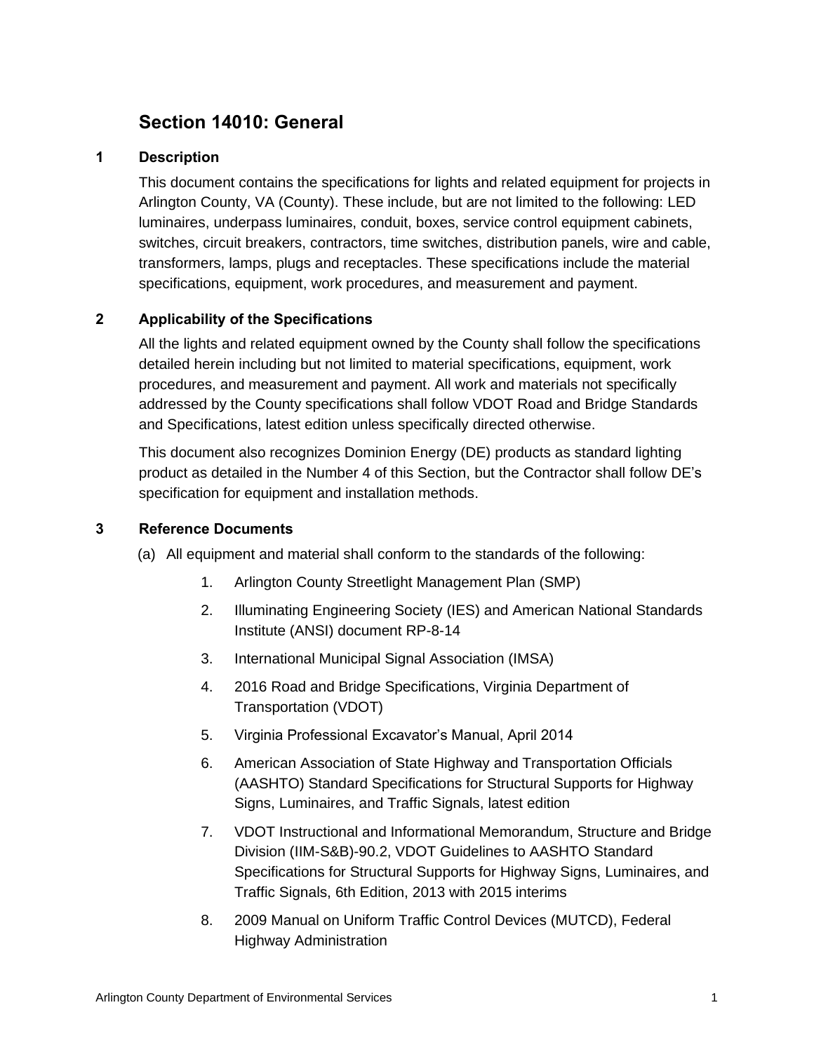# Section 14010: General

## 1 Description

This document contains the specifications for lights and related equipment for projects in Arlington County, VA (County). These include, but are not limited to the following: LED luminaires, underpass luminaires, conduit, boxes, service control equipment cabinets, switches, circuit breakers, contractors, time switches, distribution panels, wire and cable, transformers, lamps, plugs and receptacles. These specifications include the material specifications, equipment, work procedures, and measurement and payment.

## 2 Applicability of the Specifications

All the lights and related equipment owned by the County shall follow the specifications detailed herein including but not limited to material specifications, equipment, work procedures, and measurement and payment. All work and materials not specifically addressed by the County specifications shall follow VDOT Road and Bridge Standards and Specifications, latest edition unless specifically directed otherwise.

This document also recognizes Dominion Energy (DE) products as standard lighting product as detailed in the Number 4 of this Section, but the Contractor shall follow DE's specification for equipment and installation methods.

## 3 Reference Documents

(a) All equipment and material shall conform to the standards of the following:

1. Arlington County Streetlight Management Plan (SMP)
2. Illuminating Engineering Society (IES) and American National Standards Institute (ANSI) document RP-8-14
3. International Municipal Signal Association (IMSA)
4. 2016 Road and Bridge Specifications, Virginia Department of Transportation (VDOT)
5. Virginia Professional Excavator's Manual, April 2014
6. American Association of State Highway and Transportation Officials (AASHTO) Standard Specifications for Structural Supports for Highway Signs, Luminaires, and Traffic Signals, latest edition
7. VDOT Instructional and Informational Memorandum, Structure and Bridge Division (IIM-S&B)-90.2, VDOT Guidelines to AASHTO Standard Specifications for Structural Supports for Highway Signs, Luminaires, and Traffic Signals, 6th Edition, 2013 with 2015 interims
8. 2009 Manual on Uniform Traffic Control Devices (MUTCD), Federal Highway Administration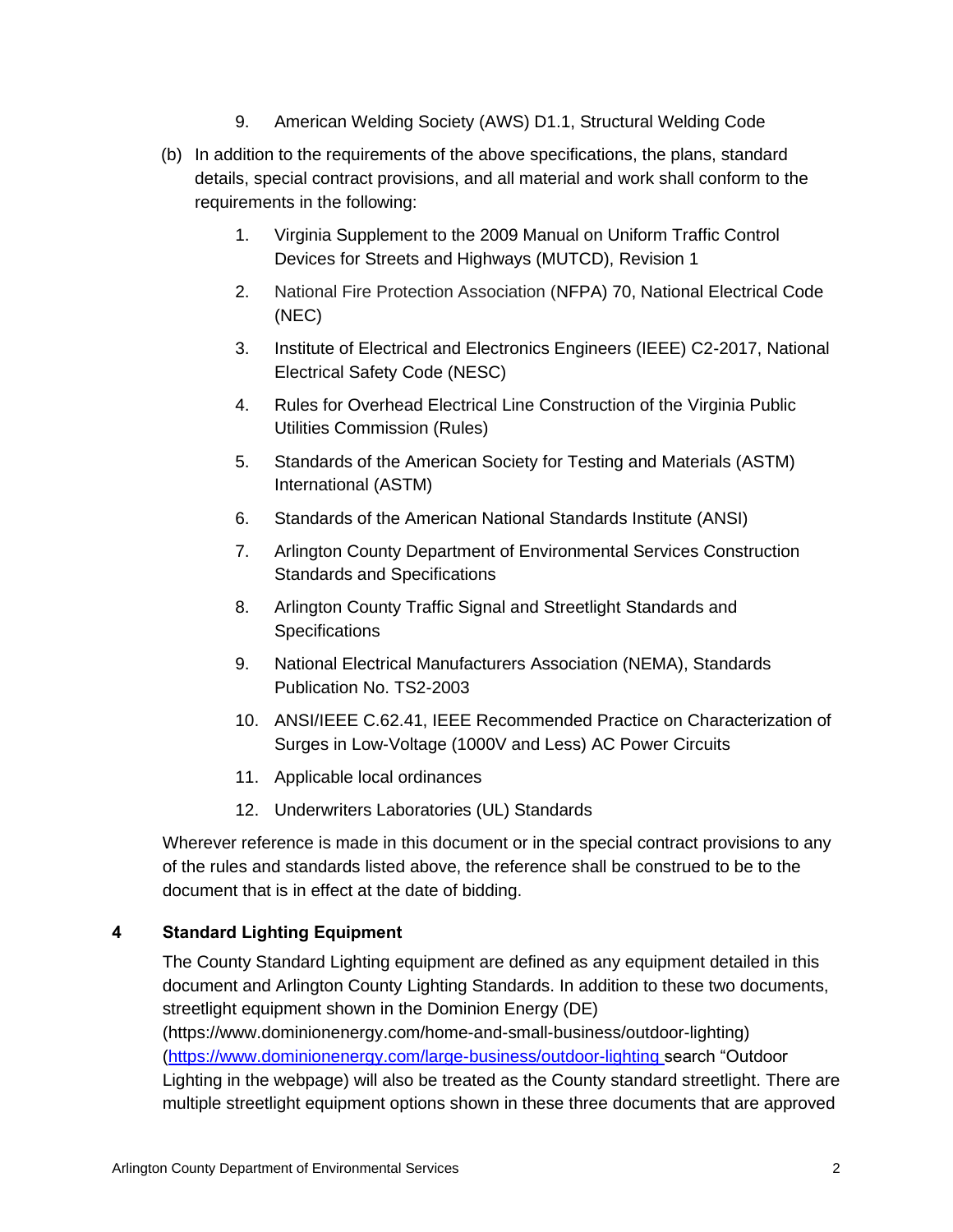9. American Welding Society (AWS) D1.1, Structural Welding Code

(b) In addition to the requirements of the above specifications, the plans, standard details, special contract provisions, and all material and work shall conform to the requirements in the following:

1. Virginia Supplement to the 2009 Manual on Uniform Traffic Control Devices for Streets and Highways (MUTCD), Revision 1
2. National Fire Protection Association (NFPA) 70, National Electrical Code (NEC)
3. Institute of Electrical and Electronics Engineers (IEEE) C2-2017, National Electrical Safety Code (NESC)
4. Rules for Overhead Electrical Line Construction of the Virginia Public Utilities Commission (Rules)
5. Standards of the American Society for Testing and Materials (ASTM) International (ASTM)
6. Standards of the American National Standards Institute (ANSI)
7. Arlington County Department of Environmental Services Construction Standards and Specifications
8. Arlington County Traffic Signal and Streetlight Standards and Specifications
9. National Electrical Manufacturers Association (NEMA), Standards Publication No. TS2-2003
10. ANSI/IEEE C.62.41, IEEE Recommended Practice on Characterization of Surges in Low-Voltage (1000V and Less) AC Power Circuits
11. Applicable local ordinances
12. Underwriters Laboratories (UL) Standards

Wherever reference is made in this document or in the special contract provisions to any of the rules and standards listed above, the reference shall be construed to be to the document that is in effect at the date of bidding.

## 4 Standard Lighting Equipment

The County Standard Lighting equipment are defined as any equipment detailed in this document and Arlington County Lighting Standards. In addition to these two documents, streetlight equipment shown in the Dominion Energy (DE) (https://www.dominionenergy.com/home-and-small-business/outdoor-lighting) ([https://www.dominionenergy.com/large-business/outdoor-lighting](https://www.dominionenergy.com/large-business/outdoor-lighting) search "Outdoor Lighting in the webpage) will also be treated as the County standard streetlight. There are multiple streetlight equipment options shown in these three documents that are approved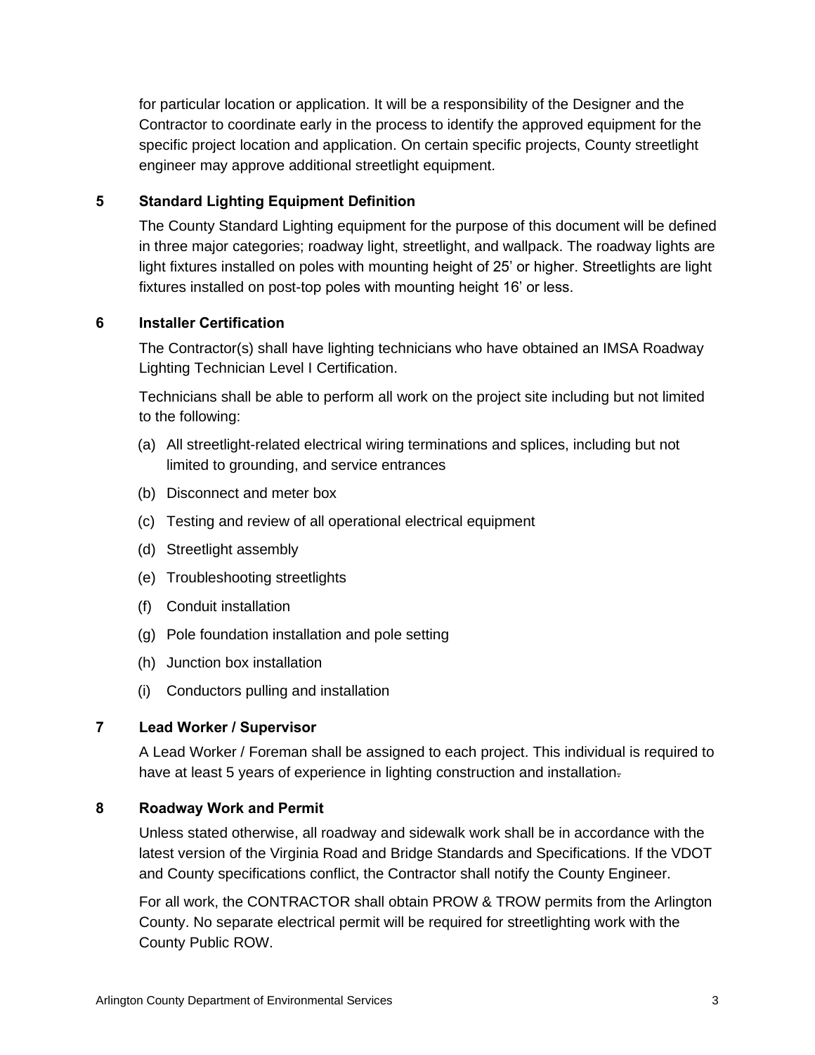for particular location or application. It will be a responsibility of the Designer and the Contractor to coordinate early in the process to identify the approved equipment for the specific project location and application. On certain specific projects, County streetlight engineer may approve additional streetlight equipment.

## 5 Standard Lighting Equipment Definition

The County Standard Lighting equipment for the purpose of this document will be defined in three major categories; roadway light, streetlight, and wallpack. The roadway lights are light fixtures installed on poles with mounting height of 25' or higher. Streetlights are light fixtures installed on post-top poles with mounting height 16' or less.

## 6 Installer Certification

The Contractor(s) shall have lighting technicians who have obtained an IMSA Roadway Lighting Technician Level I Certification.

Technicians shall be able to perform all work on the project site including but not limited to the following:

(a) All streetlight-related electrical wiring terminations and splices, including but not limited to grounding, and service entrances

(b) Disconnect and meter box

(c) Testing and review of all operational electrical equipment

(d) Streetlight assembly

(e) Troubleshooting streetlights

(f) Conduit installation

(g) Pole foundation installation and pole setting

(h) Junction box installation

(i) Conductors pulling and installation

## 7 Lead Worker / Supervisor

A Lead Worker / Foreman shall be assigned to each project. This individual is required to have at least 5 years of experience in lighting construction and installation.

## 8 Roadway Work and Permit

Unless stated otherwise, all roadway and sidewalk work shall be in accordance with the latest version of the Virginia Road and Bridge Standards and Specifications. If the VDOT and County specifications conflict, the Contractor shall notify the County Engineer.

For all work, the CONTRACTOR shall obtain PROW & TROW permits from the Arlington County. No separate electrical permit will be required for streetlighting work with the County Public ROW.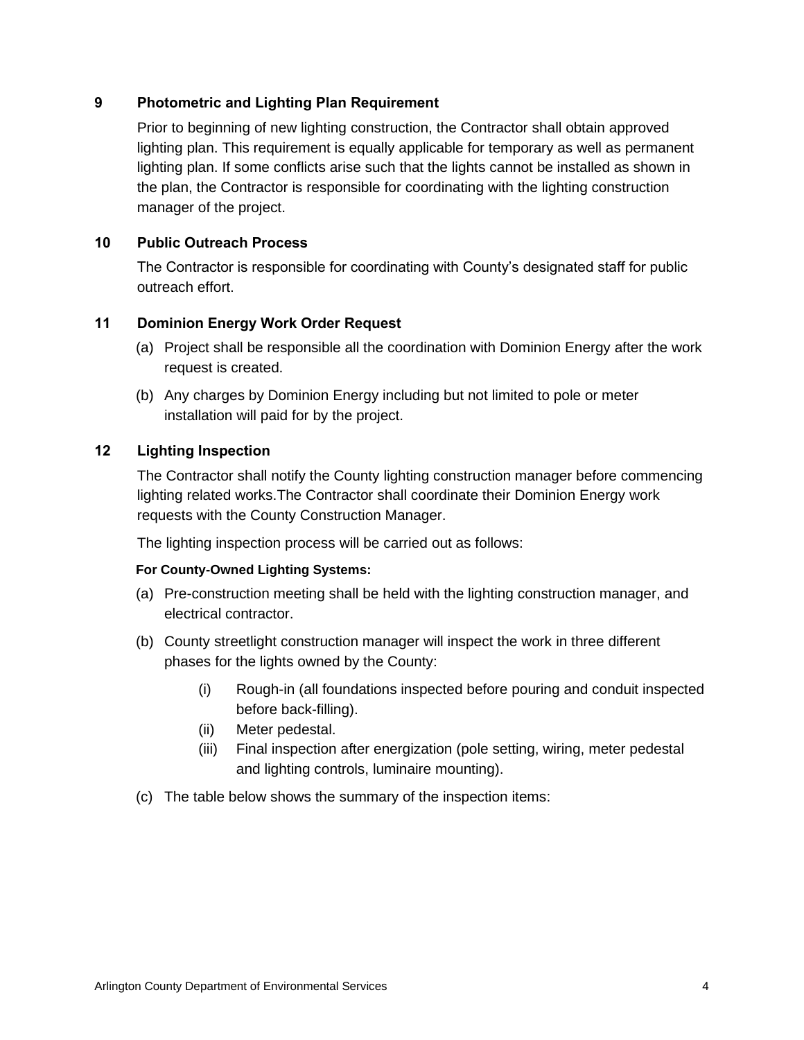## 9 Photometric and Lighting Plan Requirement

Prior to beginning of new lighting construction, the Contractor shall obtain approved lighting plan. This requirement is equally applicable for temporary as well as permanent lighting plan. If some conflicts arise such that the lights cannot be installed as shown in the plan, the Contractor is responsible for coordinating with the lighting construction manager of the project.

## 10 Public Outreach Process

The Contractor is responsible for coordinating with County's designated staff for public outreach effort.

## 11 Dominion Energy Work Order Request

(a) Project shall be responsible all the coordination with Dominion Energy after the work request is created.

(b) Any charges by Dominion Energy including but not limited to pole or meter installation will paid for by the project.

## 12 Lighting Inspection

The Contractor shall notify the County lighting construction manager before commencing lighting related works.The Contractor shall coordinate their Dominion Energy work requests with the County Construction Manager.

The lighting inspection process will be carried out as follows:

**For County-Owned Lighting Systems:**

(a) Pre-construction meeting shall be held with the lighting construction manager, and electrical contractor.

(b) County streetlight construction manager will inspect the work in three different phases for the lights owned by the County:

   (i) Rough-in (all foundations inspected before pouring and conduit inspected before back-filling).
   
   (ii) Meter pedestal.
   
   (iii) Final inspection after energization (pole setting, wiring, meter pedestal and lighting controls, luminaire mounting).

(c) The table below shows the summary of the inspection items: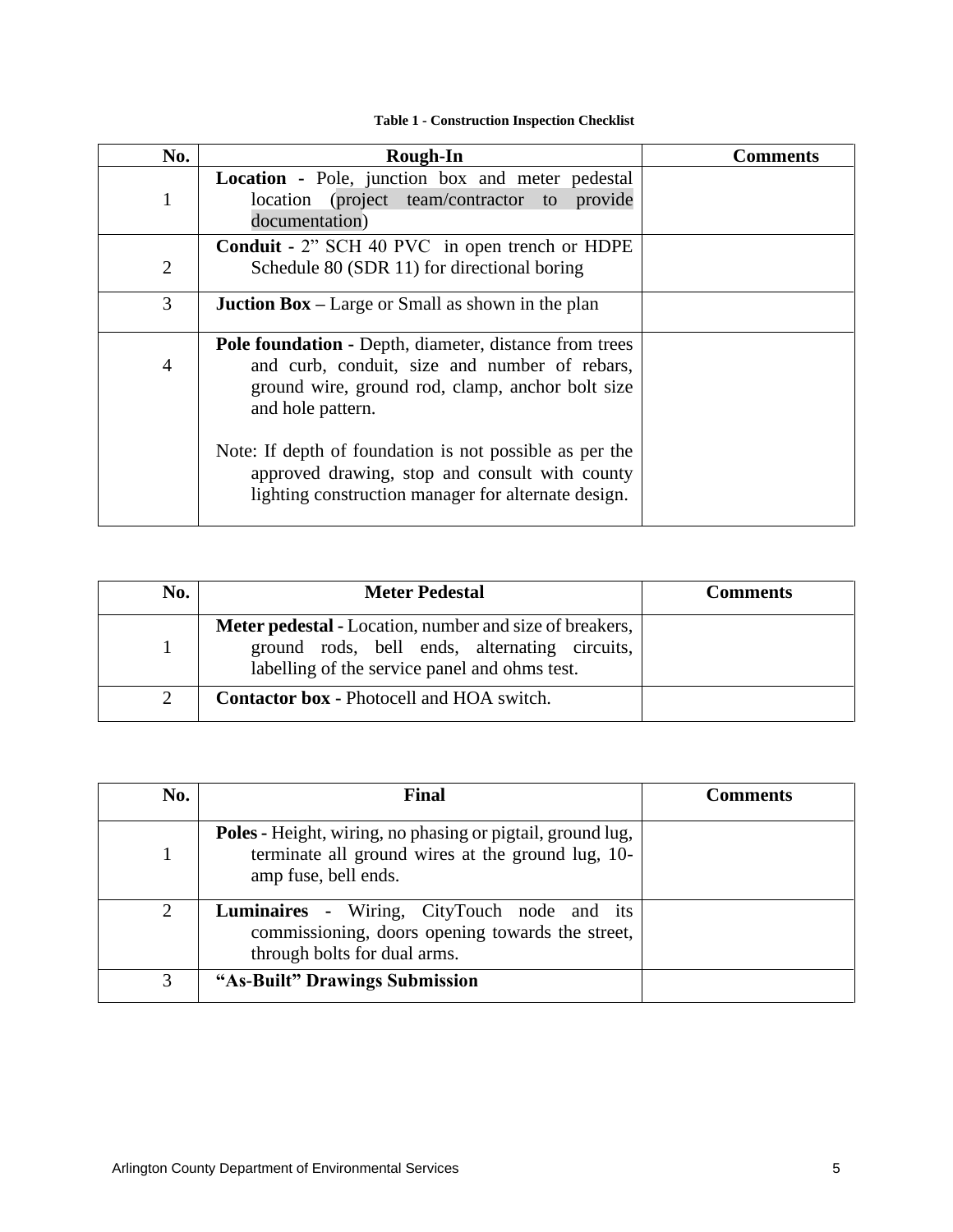**Table 1 - Construction Inspection Checklist**

| No. | Rough-In | Comments |
| --- | --- | --- |
| 1 | **Location** - Pole, junction box and meter pedestal location (project team/contractor to provide documentation) | |
| 2 | **Conduit** - 2" SCH 40 PVC in open trench or HDPE Schedule 80 (SDR 11) for directional boring | |
| 3 | **Juction Box** – Large or Small as shown in the plan | |
| 4 | **Pole foundation** - Depth, diameter, distance from trees and curb, conduit, size and number of rebars, ground wire, ground rod, clamp, anchor bolt size and hole pattern.<br><br>Note: If depth of foundation is not possible as per the approved drawing, stop and consult with county lighting construction manager for alternate design. | |

| No. | Meter Pedestal | Comments |
| --- | --- | --- |
| 1 | **Meter pedestal** - Location, number and size of breakers, ground rods, bell ends, alternating circuits, labelling of the service panel and ohms test. | |
| 2 | **Contactor box** - Photocell and HOA switch. | |

| No. | Final | Comments |
| --- | --- | --- |
| 1 | **Poles** - Height, wiring, no phasing or pigtail, ground lug, terminate all ground wires at the ground lug, 10-amp fuse, bell ends. | |
| 2 | **Luminaires** - Wiring, CityTouch node and its commissioning, doors opening towards the street, through bolts for dual arms. | |
| 3 | **"As-Built" Drawings Submission** | |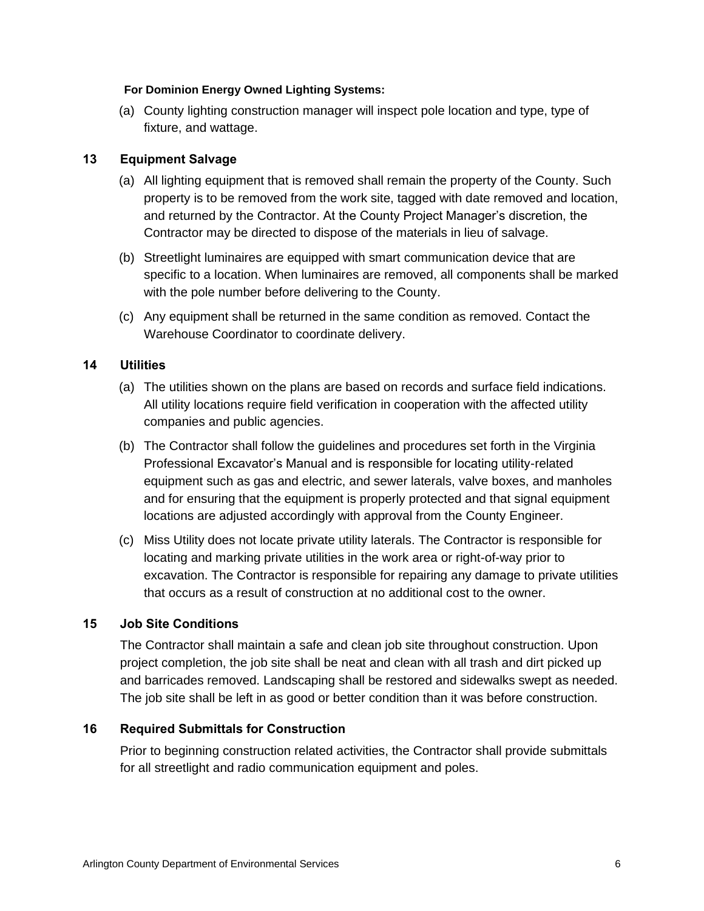**For Dominion Energy Owned Lighting Systems:**

(a) County lighting construction manager will inspect pole location and type, type of fixture, and wattage.

## 13 Equipment Salvage

(a) All lighting equipment that is removed shall remain the property of the County. Such property is to be removed from the work site, tagged with date removed and location, and returned by the Contractor. At the County Project Manager's discretion, the Contractor may be directed to dispose of the materials in lieu of salvage.

(b) Streetlight luminaires are equipped with smart communication device that are specific to a location. When luminaires are removed, all components shall be marked with the pole number before delivering to the County.

(c) Any equipment shall be returned in the same condition as removed. Contact the Warehouse Coordinator to coordinate delivery.

## 14 Utilities

(a) The utilities shown on the plans are based on records and surface field indications. All utility locations require field verification in cooperation with the affected utility companies and public agencies.

(b) The Contractor shall follow the guidelines and procedures set forth in the Virginia Professional Excavator's Manual and is responsible for locating utility-related equipment such as gas and electric, and sewer laterals, valve boxes, and manholes and for ensuring that the equipment is properly protected and that signal equipment locations are adjusted accordingly with approval from the County Engineer.

(c) Miss Utility does not locate private utility laterals. The Contractor is responsible for locating and marking private utilities in the work area or right-of-way prior to excavation. The Contractor is responsible for repairing any damage to private utilities that occurs as a result of construction at no additional cost to the owner.

## 15 Job Site Conditions

The Contractor shall maintain a safe and clean job site throughout construction. Upon project completion, the job site shall be neat and clean with all trash and dirt picked up and barricades removed. Landscaping shall be restored and sidewalks swept as needed. The job site shall be left in as good or better condition than it was before construction.

## 16 Required Submittals for Construction

Prior to beginning construction related activities, the Contractor shall provide submittals for all streetlight and radio communication equipment and poles.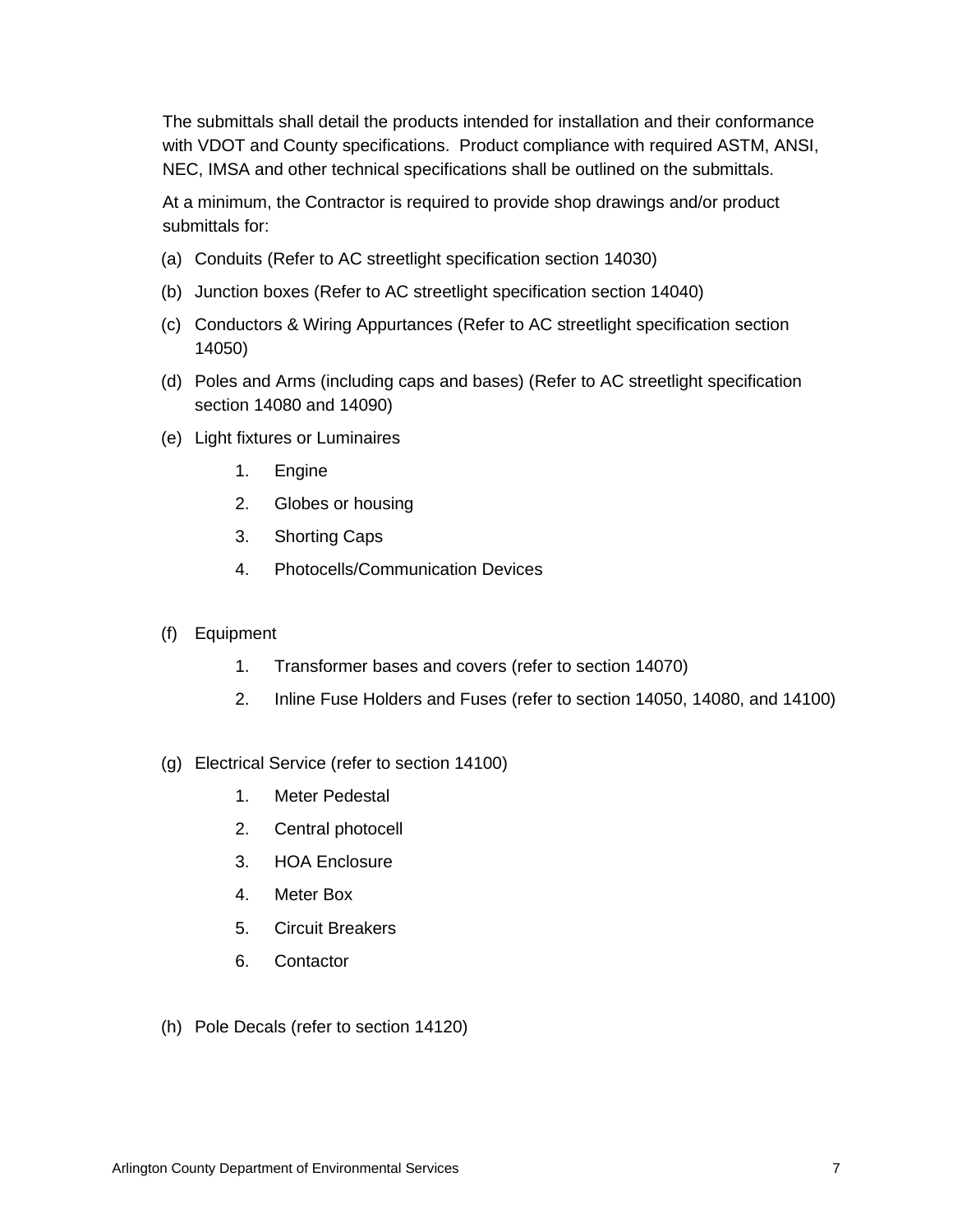The submittals shall detail the products intended for installation and their conformance with VDOT and County specifications. Product compliance with required ASTM, ANSI, NEC, IMSA and other technical specifications shall be outlined on the submittals.

At a minimum, the Contractor is required to provide shop drawings and/or product submittals for:

(a) Conduits (Refer to AC streetlight specification section 14030)

(b) Junction boxes (Refer to AC streetlight specification section 14040)

(c) Conductors & Wiring Appurtances (Refer to AC streetlight specification section 14050)

(d) Poles and Arms (including caps and bases) (Refer to AC streetlight specification section 14080 and 14090)

(e) Light fixtures or Luminaires

1. Engine
2. Globes or housing
3. Shorting Caps
4. Photocells/Communication Devices

(f) Equipment

1. Transformer bases and covers (refer to section 14070)
2. Inline Fuse Holders and Fuses (refer to section 14050, 14080, and 14100)

(g) Electrical Service (refer to section 14100)

1. Meter Pedestal
2. Central photocell
3. HOA Enclosure
4. Meter Box
5. Circuit Breakers
6. Contactor

(h) Pole Decals (refer to section 14120)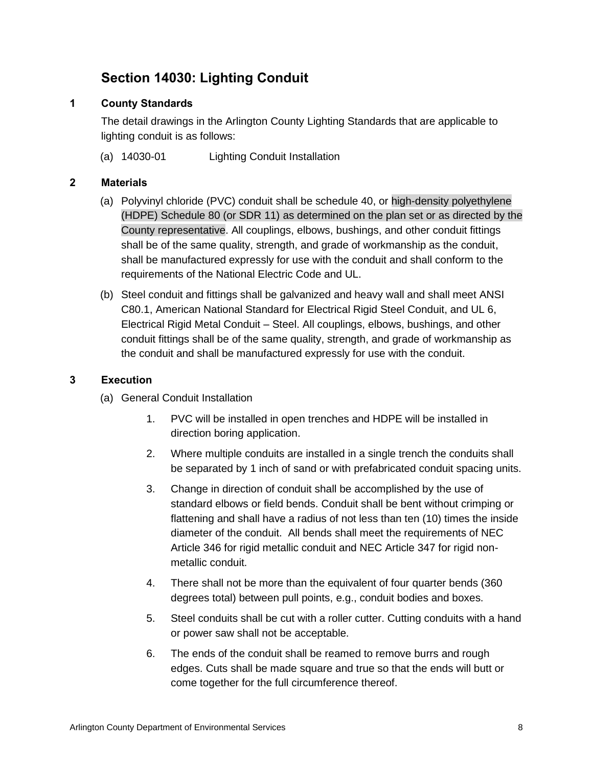## Section 14030: Lighting Conduit

### 1 County Standards

The detail drawings in the Arlington County Lighting Standards that are applicable to lighting conduit is as follows:

(a) 14030-01 Lighting Conduit Installation

### 2 Materials

(a) Polyvinyl chloride (PVC) conduit shall be schedule 40, or high-density polyethylene (HDPE) Schedule 80 (or SDR 11) as determined on the plan set or as directed by the County representative. All couplings, elbows, bushings, and other conduit fittings shall be of the same quality, strength, and grade of workmanship as the conduit, shall be manufactured expressly for use with the conduit and shall conform to the requirements of the National Electric Code and UL.

(b) Steel conduit and fittings shall be galvanized and heavy wall and shall meet ANSI C80.1, American National Standard for Electrical Rigid Steel Conduit, and UL 6, Electrical Rigid Metal Conduit – Steel. All couplings, elbows, bushings, and other conduit fittings shall be of the same quality, strength, and grade of workmanship as the conduit and shall be manufactured expressly for use with the conduit.

### 3 Execution

(a) General Conduit Installation

1. PVC will be installed in open trenches and HDPE will be installed in direction boring application.
2. Where multiple conduits are installed in a single trench the conduits shall be separated by 1 inch of sand or with prefabricated conduit spacing units.
3. Change in direction of conduit shall be accomplished by the use of standard elbows or field bends. Conduit shall be bent without crimping or flattening and shall have a radius of not less than ten (10) times the inside diameter of the conduit. All bends shall meet the requirements of NEC Article 346 for rigid metallic conduit and NEC Article 347 for rigid non-metallic conduit.
4. There shall not be more than the equivalent of four quarter bends (360 degrees total) between pull points, e.g., conduit bodies and boxes.
5. Steel conduits shall be cut with a roller cutter. Cutting conduits with a hand or power saw shall not be acceptable.
6. The ends of the conduit shall be reamed to remove burrs and rough edges. Cuts shall be made square and true so that the ends will butt or come together for the full circumference thereof.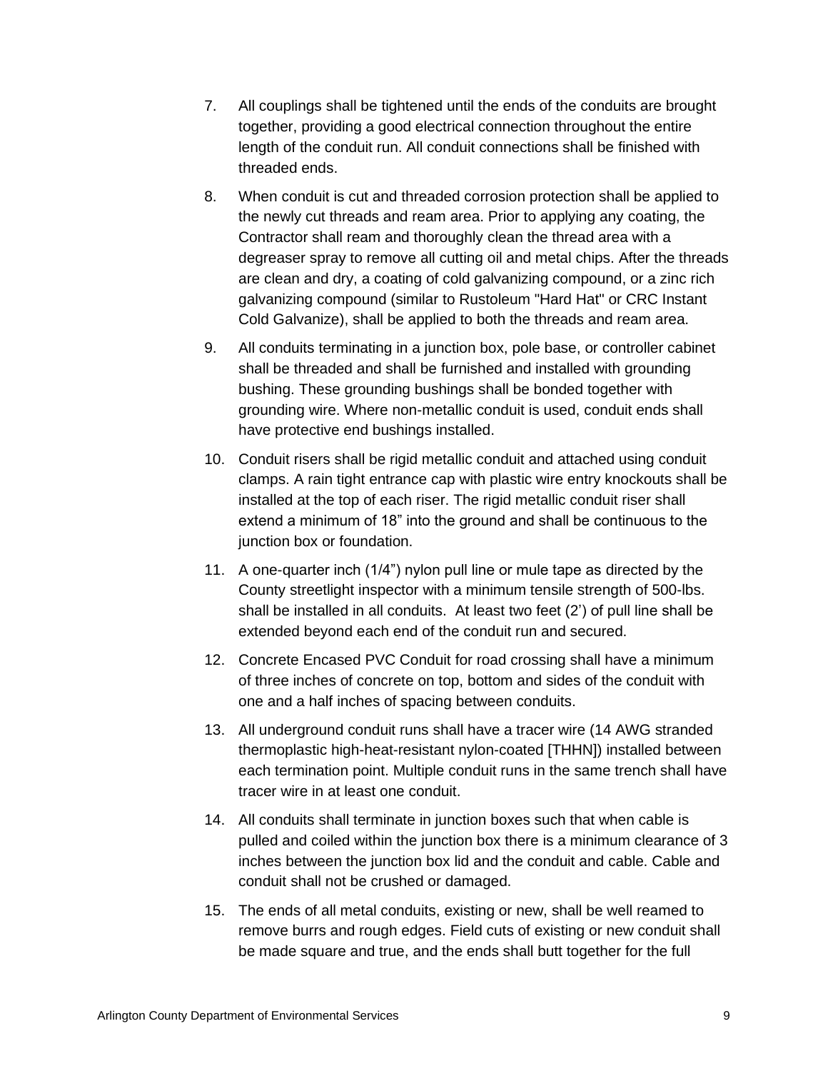7. All couplings shall be tightened until the ends of the conduits are brought together, providing a good electrical connection throughout the entire length of the conduit run. All conduit connections shall be finished with threaded ends.

8. When conduit is cut and threaded corrosion protection shall be applied to the newly cut threads and ream area. Prior to applying any coating, the Contractor shall ream and thoroughly clean the thread area with a degreaser spray to remove all cutting oil and metal chips. After the threads are clean and dry, a coating of cold galvanizing compound, or a zinc rich galvanizing compound (similar to Rustoleum "Hard Hat" or CRC Instant Cold Galvanize), shall be applied to both the threads and ream area.

9. All conduits terminating in a junction box, pole base, or controller cabinet shall be threaded and shall be furnished and installed with grounding bushing. These grounding bushings shall be bonded together with grounding wire. Where non-metallic conduit is used, conduit ends shall have protective end bushings installed.

10. Conduit risers shall be rigid metallic conduit and attached using conduit clamps. A rain tight entrance cap with plastic wire entry knockouts shall be installed at the top of each riser. The rigid metallic conduit riser shall extend a minimum of 18” into the ground and shall be continuous to the junction box or foundation.

11. A one-quarter inch (1/4”) nylon pull line or mule tape as directed by the County streetlight inspector with a minimum tensile strength of 500-lbs. shall be installed in all conduits. At least two feet (2’) of pull line shall be extended beyond each end of the conduit run and secured.

12. Concrete Encased PVC Conduit for road crossing shall have a minimum of three inches of concrete on top, bottom and sides of the conduit with one and a half inches of spacing between conduits.

13. All underground conduit runs shall have a tracer wire (14 AWG stranded thermoplastic high-heat-resistant nylon-coated [THHN]) installed between each termination point. Multiple conduit runs in the same trench shall have tracer wire in at least one conduit.

14. All conduits shall terminate in junction boxes such that when cable is pulled and coiled within the junction box there is a minimum clearance of 3 inches between the junction box lid and the conduit and cable. Cable and conduit shall not be crushed or damaged.

15. The ends of all metal conduits, existing or new, shall be well reamed to remove burrs and rough edges. Field cuts of existing or new conduit shall be made square and true, and the ends shall butt together for the full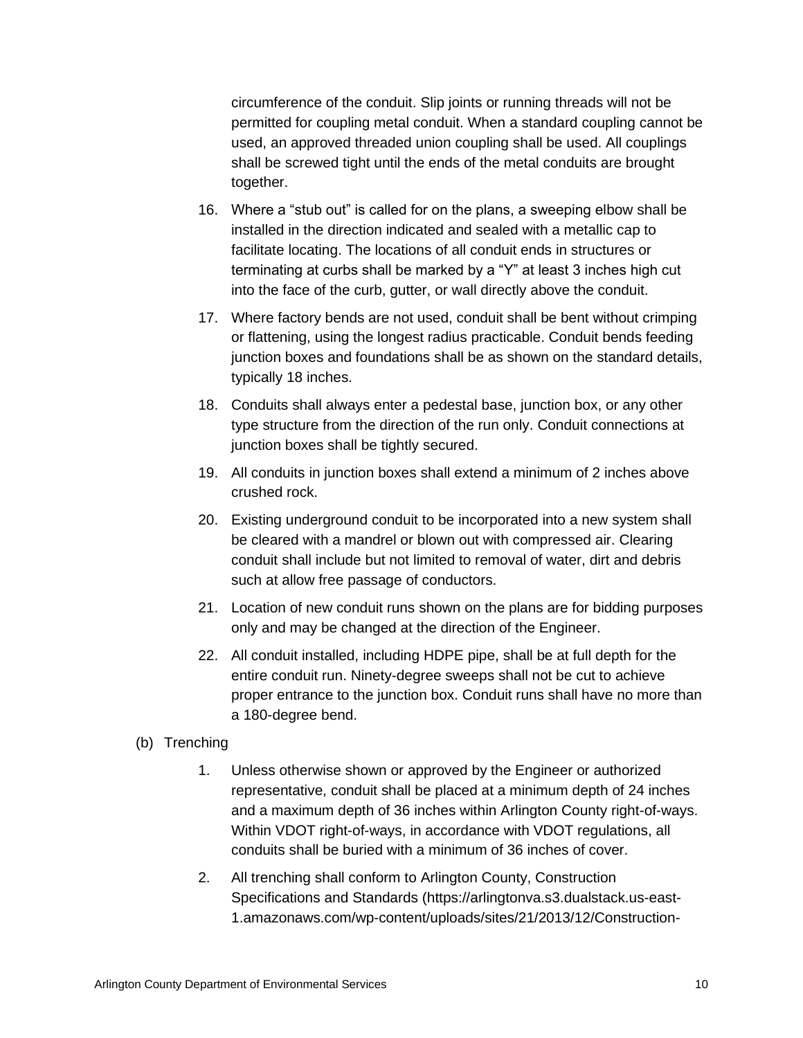circumference of the conduit. Slip joints or running threads will not be permitted for coupling metal conduit. When a standard coupling cannot be used, an approved threaded union coupling shall be used. All couplings shall be screwed tight until the ends of the metal conduits are brought together.

16. Where a "stub out" is called for on the plans, a sweeping elbow shall be installed in the direction indicated and sealed with a metallic cap to facilitate locating. The locations of all conduit ends in structures or terminating at curbs shall be marked by a "Y" at least 3 inches high cut into the face of the curb, gutter, or wall directly above the conduit.
17. Where factory bends are not used, conduit shall be bent without crimping or flattening, using the longest radius practicable. Conduit bends feeding junction boxes and foundations shall be as shown on the standard details, typically 18 inches.
18. Conduits shall always enter a pedestal base, junction box, or any other type structure from the direction of the run only. Conduit connections at junction boxes shall be tightly secured.
19. All conduits in junction boxes shall extend a minimum of 2 inches above crushed rock.
20. Existing underground conduit to be incorporated into a new system shall be cleared with a mandrel or blown out with compressed air. Clearing conduit shall include but not limited to removal of water, dirt and debris such at allow free passage of conductors.
21. Location of new conduit runs shown on the plans are for bidding purposes only and may be changed at the direction of the Engineer.
22. All conduit installed, including HDPE pipe, shall be at full depth for the entire conduit run. Ninety-degree sweeps shall not be cut to achieve proper entrance to the junction box. Conduit runs shall have no more than a 180-degree bend.

(b) Trenching

1. Unless otherwise shown or approved by the Engineer or authorized representative, conduit shall be placed at a minimum depth of 24 inches and a maximum depth of 36 inches within Arlington County right-of-ways. Within VDOT right-of-ways, in accordance with VDOT regulations, all conduits shall be buried with a minimum of 36 inches of cover.
2. All trenching shall conform to Arlington County, Construction Specifications and Standards (https://arlingtonva.s3.dualstack.us-east-1.amazonaws.com/wp-content/uploads/sites/21/2013/12/Construction-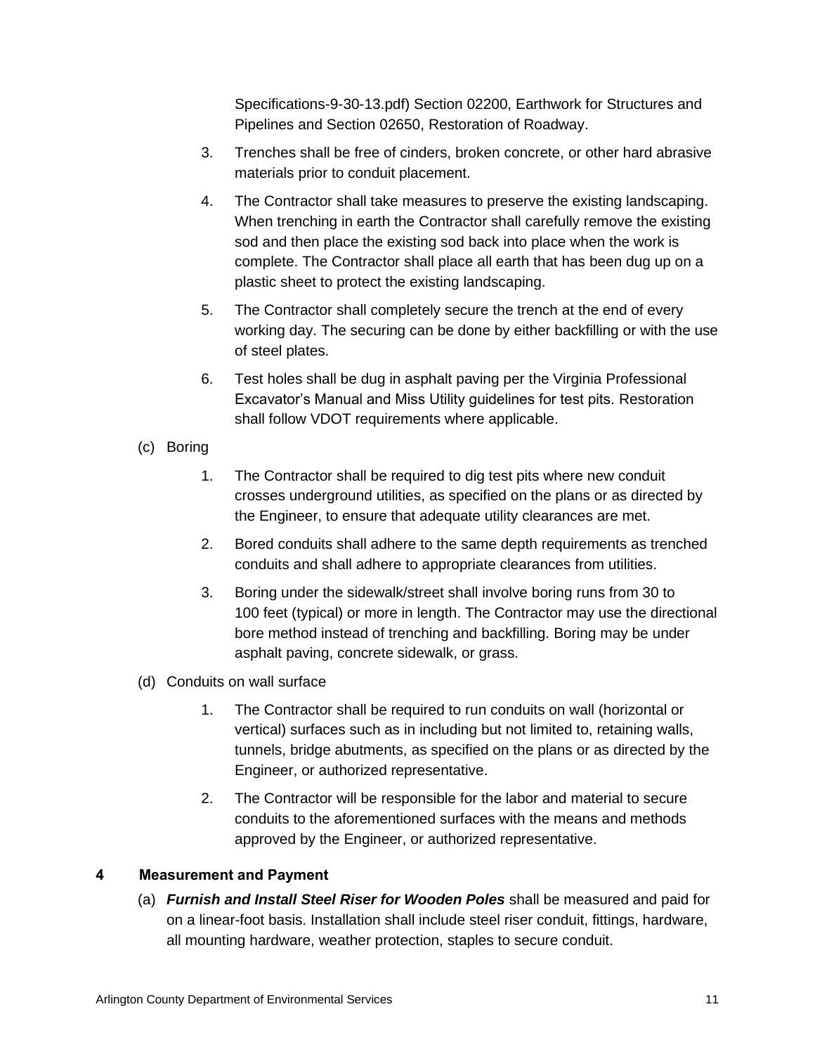Specifications-9-30-13.pdf) Section 02200, Earthwork for Structures and Pipelines and Section 02650, Restoration of Roadway.

3. Trenches shall be free of cinders, broken concrete, or other hard abrasive materials prior to conduit placement.

4. The Contractor shall take measures to preserve the existing landscaping. When trenching in earth the Contractor shall carefully remove the existing sod and then place the existing sod back into place when the work is complete. The Contractor shall place all earth that has been dug up on a plastic sheet to protect the existing landscaping.

5. The Contractor shall completely secure the trench at the end of every working day. The securing can be done by either backfilling or with the use of steel plates.

6. Test holes shall be dug in asphalt paving per the Virginia Professional Excavator's Manual and Miss Utility guidelines for test pits. Restoration shall follow VDOT requirements where applicable.

(c) Boring

1. The Contractor shall be required to dig test pits where new conduit crosses underground utilities, as specified on the plans or as directed by the Engineer, to ensure that adequate utility clearances are met.

2. Bored conduits shall adhere to the same depth requirements as trenched conduits and shall adhere to appropriate clearances from utilities.

3. Boring under the sidewalk/street shall involve boring runs from 30 to 100 feet (typical) or more in length. The Contractor may use the directional bore method instead of trenching and backfilling. Boring may be under asphalt paving, concrete sidewalk, or grass.

(d) Conduits on wall surface

1. The Contractor shall be required to run conduits on wall (horizontal or vertical) surfaces such as in including but not limited to, retaining walls, tunnels, bridge abutments, as specified on the plans or as directed by the Engineer, or authorized representative.

2. The Contractor will be responsible for the labor and material to secure conduits to the aforementioned surfaces with the means and methods approved by the Engineer, or authorized representative.

## 4 Measurement and Payment

(a) ***Furnish and Install Steel Riser for Wooden Poles*** shall be measured and paid for on a linear-foot basis. Installation shall include steel riser conduit, fittings, hardware, all mounting hardware, weather protection, staples to secure conduit.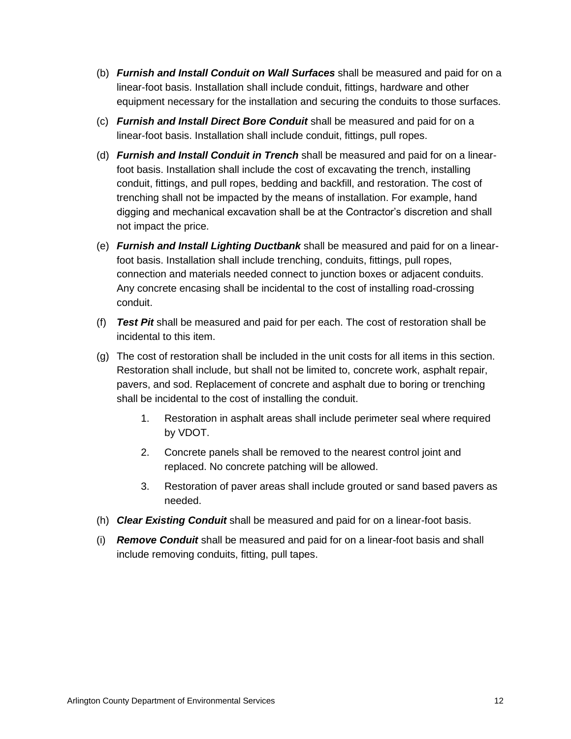(b) ***Furnish and Install Conduit on Wall Surfaces*** shall be measured and paid for on a linear-foot basis. Installation shall include conduit, fittings, hardware and other equipment necessary for the installation and securing the conduits to those surfaces.

(c) ***Furnish and Install Direct Bore Conduit*** shall be measured and paid for on a linear-foot basis. Installation shall include conduit, fittings, pull ropes.

(d) ***Furnish and Install Conduit in Trench*** shall be measured and paid for on a linear-foot basis. Installation shall include the cost of excavating the trench, installing conduit, fittings, and pull ropes, bedding and backfill, and restoration. The cost of trenching shall not be impacted by the means of installation. For example, hand digging and mechanical excavation shall be at the Contractor's discretion and shall not impact the price.

(e) ***Furnish and Install Lighting Ductbank*** shall be measured and paid for on a linear-foot basis. Installation shall include trenching, conduits, fittings, pull ropes, connection and materials needed connect to junction boxes or adjacent conduits. Any concrete encasing shall be incidental to the cost of installing road-crossing conduit.

(f) ***Test Pit*** shall be measured and paid for per each. The cost of restoration shall be incidental to this item.

(g) The cost of restoration shall be included in the unit costs for all items in this section. Restoration shall include, but shall not be limited to, concrete work, asphalt repair, pavers, and sod. Replacement of concrete and asphalt due to boring or trenching shall be incidental to the cost of installing the conduit.

  1. Restoration in asphalt areas shall include perimeter seal where required by VDOT.
  2. Concrete panels shall be removed to the nearest control joint and replaced. No concrete patching will be allowed.
  3. Restoration of paver areas shall include grouted or sand based pavers as needed.

(h) ***Clear Existing Conduit*** shall be measured and paid for on a linear-foot basis.

(i) ***Remove Conduit*** shall be measured and paid for on a linear-foot basis and shall include removing conduits, fitting, pull tapes.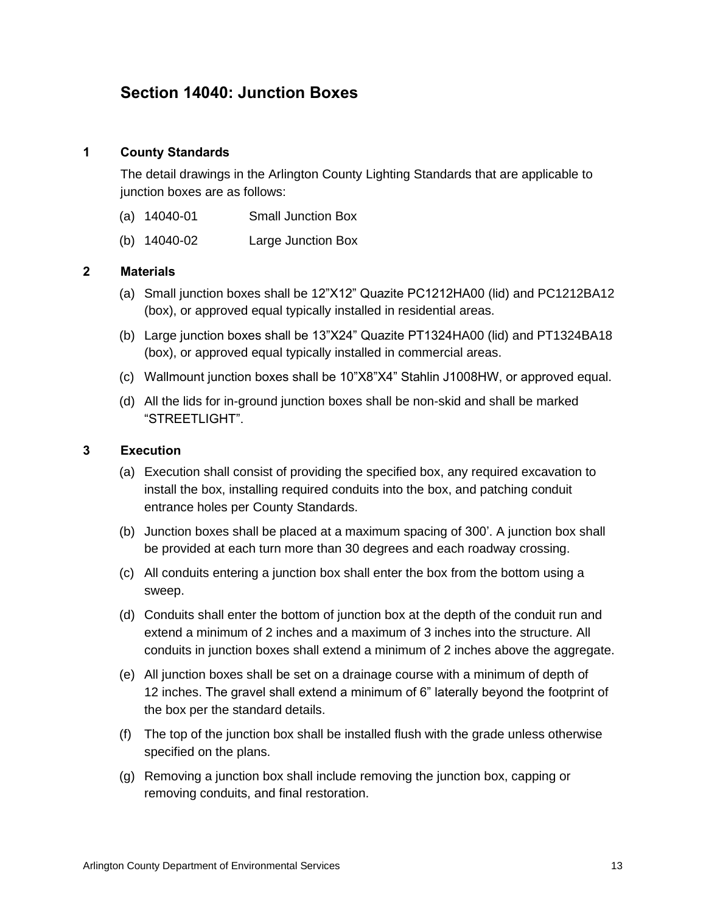## Section 14040: Junction Boxes

### 1 County Standards

The detail drawings in the Arlington County Lighting Standards that are applicable to junction boxes are as follows:

(a) 14040-01 Small Junction Box

(b) 14040-02 Large Junction Box

### 2 Materials

(a) Small junction boxes shall be 12”X12” Quazite PC1212HA00 (lid) and PC1212BA12 (box), or approved equal typically installed in residential areas.

(b) Large junction boxes shall be 13”X24” Quazite PT1324HA00 (lid) and PT1324BA18 (box), or approved equal typically installed in commercial areas.

(c) Wallmount junction boxes shall be 10”X8”X4” Stahlin J1008HW, or approved equal.

(d) All the lids for in-ground junction boxes shall be non-skid and shall be marked “STREETLIGHT”.

### 3 Execution

(a) Execution shall consist of providing the specified box, any required excavation to install the box, installing required conduits into the box, and patching conduit entrance holes per County Standards.

(b) Junction boxes shall be placed at a maximum spacing of 300’. A junction box shall be provided at each turn more than 30 degrees and each roadway crossing.

(c) All conduits entering a junction box shall enter the box from the bottom using a sweep.

(d) Conduits shall enter the bottom of junction box at the depth of the conduit run and extend a minimum of 2 inches and a maximum of 3 inches into the structure. All conduits in junction boxes shall extend a minimum of 2 inches above the aggregate.

(e) All junction boxes shall be set on a drainage course with a minimum of depth of 12 inches. The gravel shall extend a minimum of 6” laterally beyond the footprint of the box per the standard details.

(f) The top of the junction box shall be installed flush with the grade unless otherwise specified on the plans.

(g) Removing a junction box shall include removing the junction box, capping or removing conduits, and final restoration.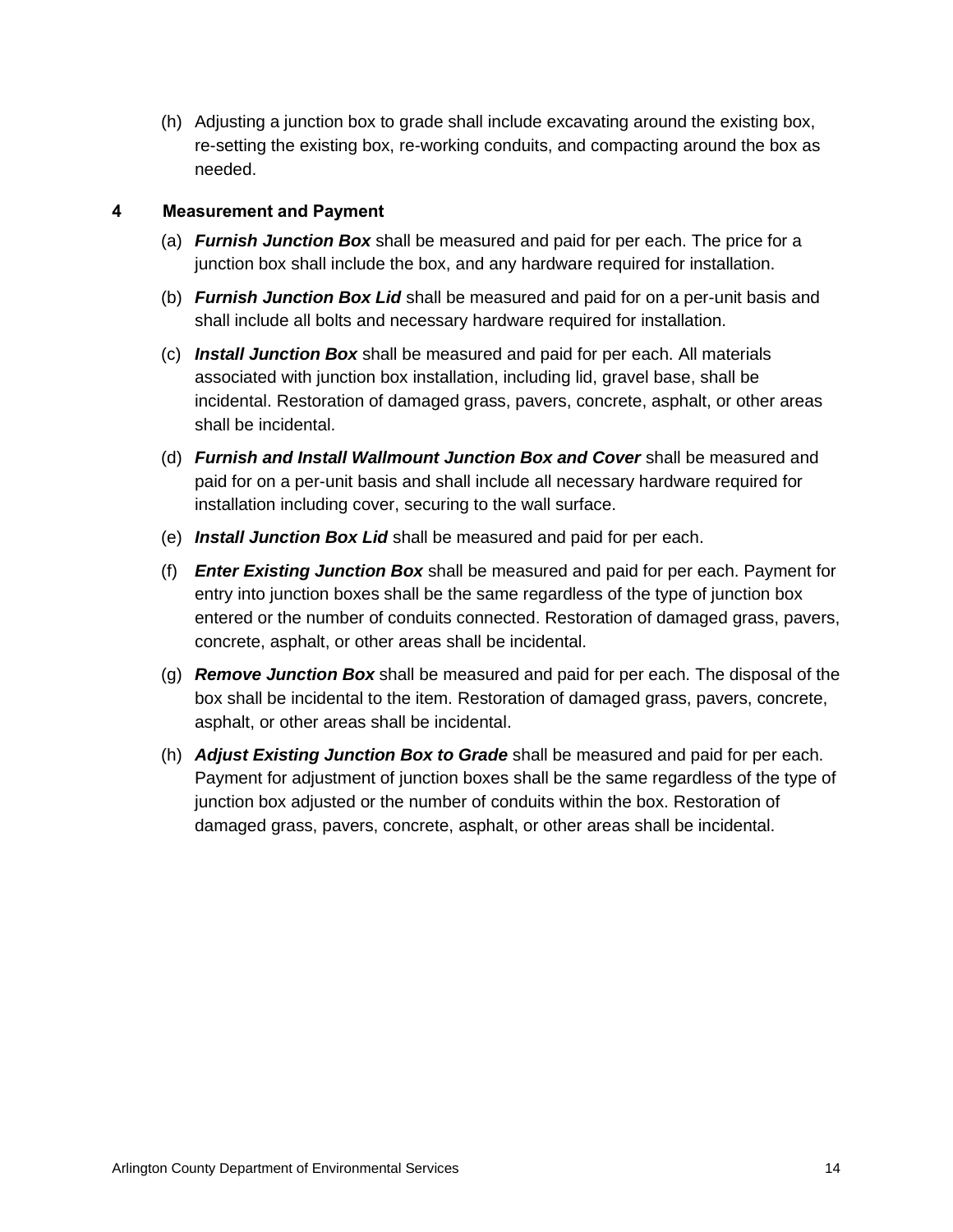(h) Adjusting a junction box to grade shall include excavating around the existing box, re-setting the existing box, re-working conduits, and compacting around the box as needed.

## 4 Measurement and Payment

(a) ***Furnish Junction Box*** shall be measured and paid for per each. The price for a junction box shall include the box, and any hardware required for installation.

(b) ***Furnish Junction Box Lid*** shall be measured and paid for on a per-unit basis and shall include all bolts and necessary hardware required for installation.

(c) ***Install Junction Box*** shall be measured and paid for per each. All materials associated with junction box installation, including lid, gravel base, shall be incidental. Restoration of damaged grass, pavers, concrete, asphalt, or other areas shall be incidental.

(d) ***Furnish and Install Wallmount Junction Box and Cover*** shall be measured and paid for on a per-unit basis and shall include all necessary hardware required for installation including cover, securing to the wall surface.

(e) ***Install Junction Box Lid*** shall be measured and paid for per each.

(f) ***Enter Existing Junction Box*** shall be measured and paid for per each. Payment for entry into junction boxes shall be the same regardless of the type of junction box entered or the number of conduits connected. Restoration of damaged grass, pavers, concrete, asphalt, or other areas shall be incidental.

(g) ***Remove Junction Box*** shall be measured and paid for per each. The disposal of the box shall be incidental to the item. Restoration of damaged grass, pavers, concrete, asphalt, or other areas shall be incidental.

(h) ***Adjust Existing Junction Box to Grade*** shall be measured and paid for per each. Payment for adjustment of junction boxes shall be the same regardless of the type of junction box adjusted or the number of conduits within the box. Restoration of damaged grass, pavers, concrete, asphalt, or other areas shall be incidental.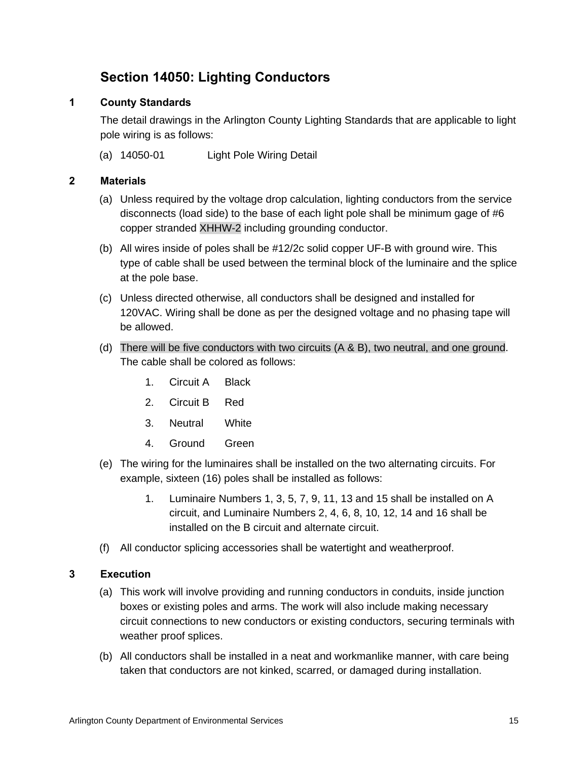## Section 14050: Lighting Conductors

### 1 County Standards

The detail drawings in the Arlington County Lighting Standards that are applicable to light pole wiring is as follows:

(a) 14050-01 Light Pole Wiring Detail

### 2 Materials

(a) Unless required by the voltage drop calculation, lighting conductors from the service disconnects (load side) to the base of each light pole shall be minimum gage of #6 copper stranded XHHW-2 including grounding conductor.

(b) All wires inside of poles shall be #12/2c solid copper UF-B with ground wire. This type of cable shall be used between the terminal block of the luminaire and the splice at the pole base.

(c) Unless directed otherwise, all conductors shall be designed and installed for 120VAC. Wiring shall be done as per the designed voltage and no phasing tape will be allowed.

(d) There will be five conductors with two circuits (A & B), two neutral, and one ground. The cable shall be colored as follows:

1. Circuit A Black
2. Circuit B Red
3. Neutral White
4. Ground Green

(e) The wiring for the luminaires shall be installed on the two alternating circuits. For example, sixteen (16) poles shall be installed as follows:

1. Luminaire Numbers 1, 3, 5, 7, 9, 11, 13 and 15 shall be installed on A circuit, and Luminaire Numbers 2, 4, 6, 8, 10, 12, 14 and 16 shall be installed on the B circuit and alternate circuit.

(f) All conductor splicing accessories shall be watertight and weatherproof.

### 3 Execution

(a) This work will involve providing and running conductors in conduits, inside junction boxes or existing poles and arms. The work will also include making necessary circuit connections to new conductors or existing conductors, securing terminals with weather proof splices.

(b) All conductors shall be installed in a neat and workmanlike manner, with care being taken that conductors are not kinked, scarred, or damaged during installation.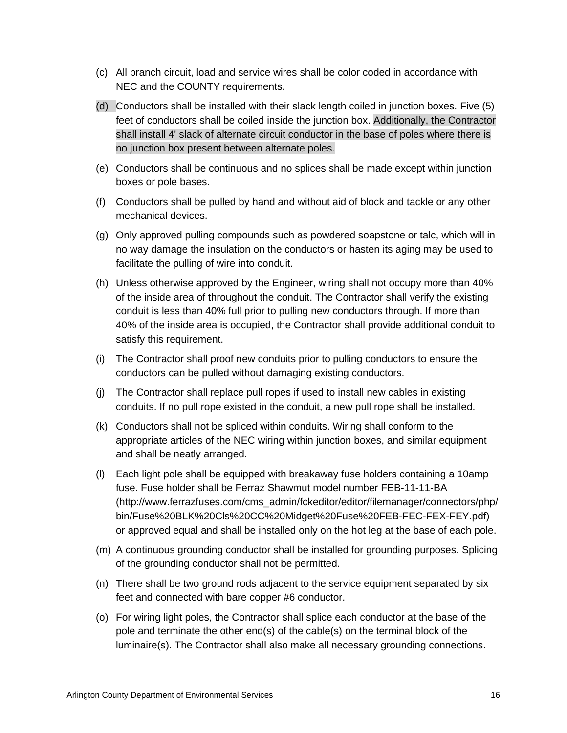(c) All branch circuit, load and service wires shall be color coded in accordance with NEC and the COUNTY requirements.

(d) Conductors shall be installed with their slack length coiled in junction boxes. Five (5) feet of conductors shall be coiled inside the junction box. Additionally, the Contractor shall install 4' slack of alternate circuit conductor in the base of poles where there is no junction box present between alternate poles.

(e) Conductors shall be continuous and no splices shall be made except within junction boxes or pole bases.

(f) Conductors shall be pulled by hand and without aid of block and tackle or any other mechanical devices.

(g) Only approved pulling compounds such as powdered soapstone or talc, which will in no way damage the insulation on the conductors or hasten its aging may be used to facilitate the pulling of wire into conduit.

(h) Unless otherwise approved by the Engineer, wiring shall not occupy more than 40% of the inside area of throughout the conduit. The Contractor shall verify the existing conduit is less than 40% full prior to pulling new conductors through. If more than 40% of the inside area is occupied, the Contractor shall provide additional conduit to satisfy this requirement.

(i) The Contractor shall proof new conduits prior to pulling conductors to ensure the conductors can be pulled without damaging existing conductors.

(j) The Contractor shall replace pull ropes if used to install new cables in existing conduits. If no pull rope existed in the conduit, a new pull rope shall be installed.

(k) Conductors shall not be spliced within conduits. Wiring shall conform to the appropriate articles of the NEC wiring within junction boxes, and similar equipment and shall be neatly arranged.

(l) Each light pole shall be equipped with breakaway fuse holders containing a 10amp fuse. Fuse holder shall be Ferraz Shawmut model number FEB-11-11-BA (http://www.ferrazfuses.com/cms_admin/fckeditor/editor/filemanager/connectors/php/bin/Fuse%20BLK%20Cls%20CC%20Midget%20Fuse%20FEB-FEC-FEX-FEY.pdf) or approved equal and shall be installed only on the hot leg at the base of each pole.

(m) A continuous grounding conductor shall be installed for grounding purposes. Splicing of the grounding conductor shall not be permitted.

(n) There shall be two ground rods adjacent to the service equipment separated by six feet and connected with bare copper #6 conductor.

(o) For wiring light poles, the Contractor shall splice each conductor at the base of the pole and terminate the other end(s) of the cable(s) on the terminal block of the luminaire(s). The Contractor shall also make all necessary grounding connections.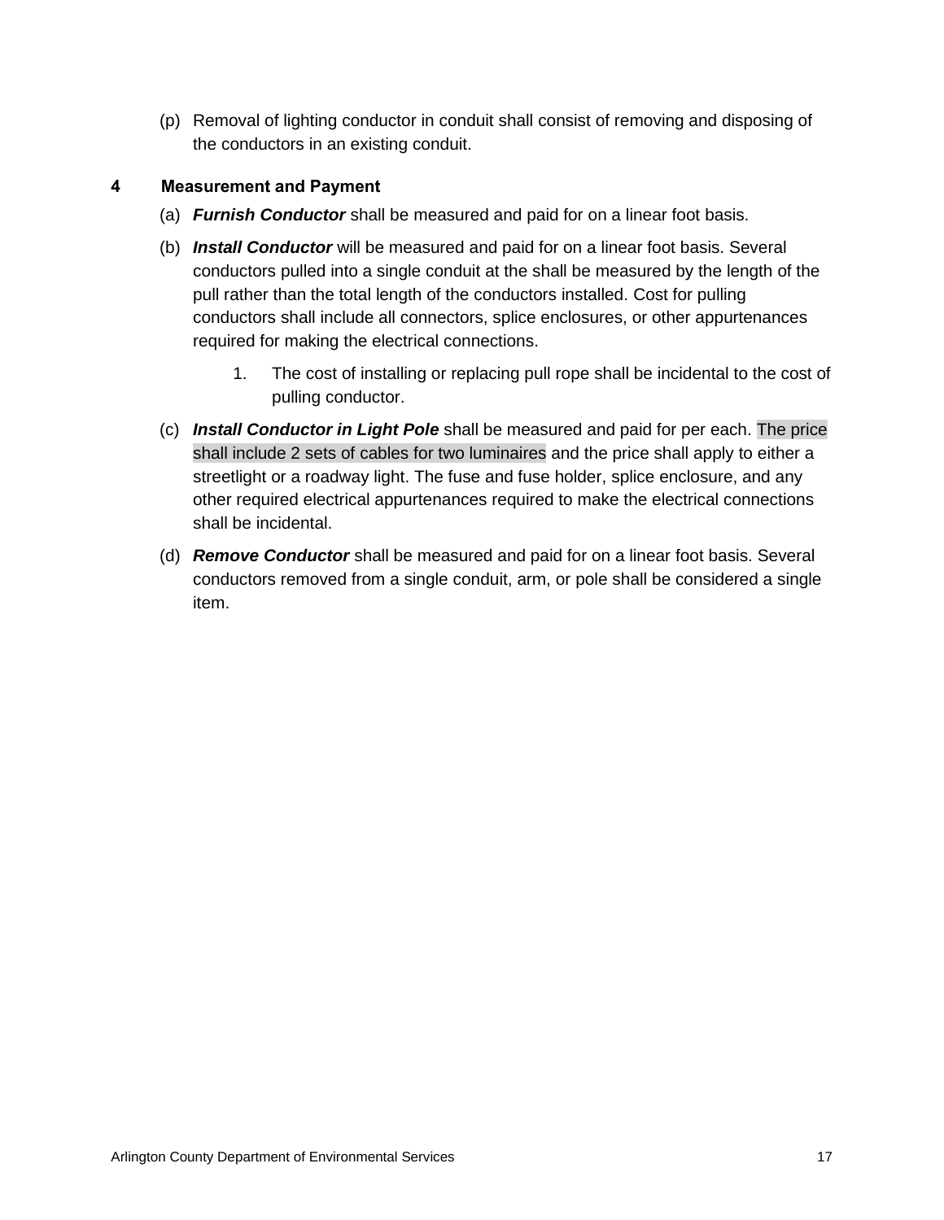(p) Removal of lighting conductor in conduit shall consist of removing and disposing of the conductors in an existing conduit.

## 4 Measurement and Payment

(a) ***Furnish Conductor*** shall be measured and paid for on a linear foot basis.

(b) ***Install Conductor*** will be measured and paid for on a linear foot basis. Several conductors pulled into a single conduit at the shall be measured by the length of the pull rather than the total length of the conductors installed. Cost for pulling conductors shall include all connectors, splice enclosures, or other appurtenances required for making the electrical connections.

   1. The cost of installing or replacing pull rope shall be incidental to the cost of pulling conductor.

(c) ***Install Conductor in Light Pole*** shall be measured and paid for per each. The price shall include 2 sets of cables for two luminaires and the price shall apply to either a streetlight or a roadway light. The fuse and fuse holder, splice enclosure, and any other required electrical appurtenances required to make the electrical connections shall be incidental.

(d) ***Remove Conductor*** shall be measured and paid for on a linear foot basis. Several conductors removed from a single conduit, arm, or pole shall be considered a single item.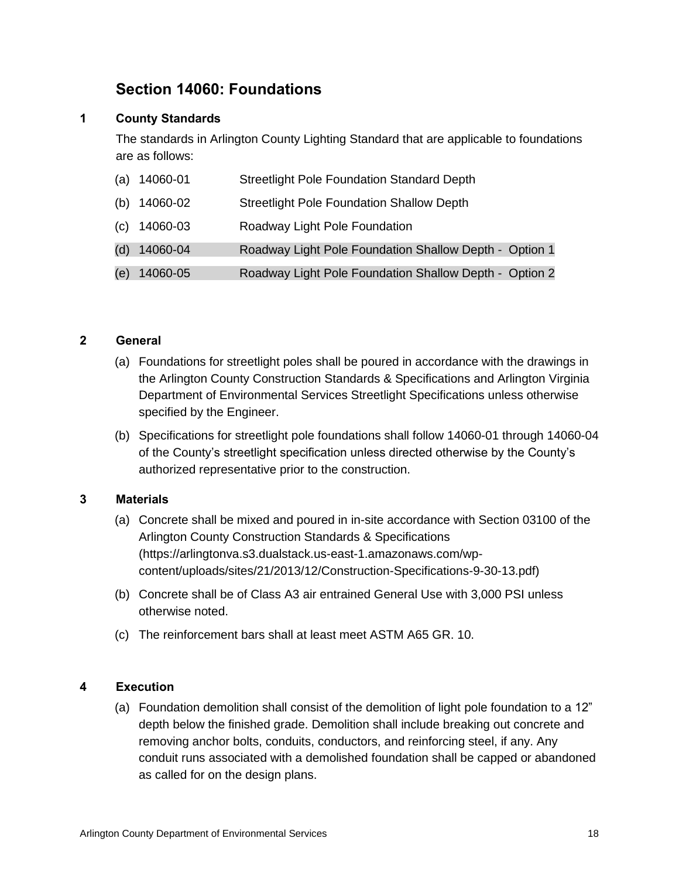## Section 14060: Foundations

### 1 County Standards

The standards in Arlington County Lighting Standard that are applicable to foundations are as follows:

(a) 14060-01 Streetlight Pole Foundation Standard Depth

(b) 14060-02 Streetlight Pole Foundation Shallow Depth

(c) 14060-03 Roadway Light Pole Foundation

(d) 14060-04 Roadway Light Pole Foundation Shallow Depth - Option 1

(e) 14060-05 Roadway Light Pole Foundation Shallow Depth - Option 2

### 2 General

(a) Foundations for streetlight poles shall be poured in accordance with the drawings in the Arlington County Construction Standards & Specifications and Arlington Virginia Department of Environmental Services Streetlight Specifications unless otherwise specified by the Engineer.

(b) Specifications for streetlight pole foundations shall follow 14060-01 through 14060-04 of the County's streetlight specification unless directed otherwise by the County's authorized representative prior to the construction.

### 3 Materials

(a) Concrete shall be mixed and poured in in-site accordance with Section 03100 of the Arlington County Construction Standards & Specifications (https://arlingtonva.s3.dualstack.us-east-1.amazonaws.com/wp-content/uploads/sites/21/2013/12/Construction-Specifications-9-30-13.pdf)

(b) Concrete shall be of Class A3 air entrained General Use with 3,000 PSI unless otherwise noted.

(c) The reinforcement bars shall at least meet ASTM A65 GR. 10.

### 4 Execution

(a) Foundation demolition shall consist of the demolition of light pole foundation to a 12" depth below the finished grade. Demolition shall include breaking out concrete and removing anchor bolts, conduits, conductors, and reinforcing steel, if any. Any conduit runs associated with a demolished foundation shall be capped or abandoned as called for on the design plans.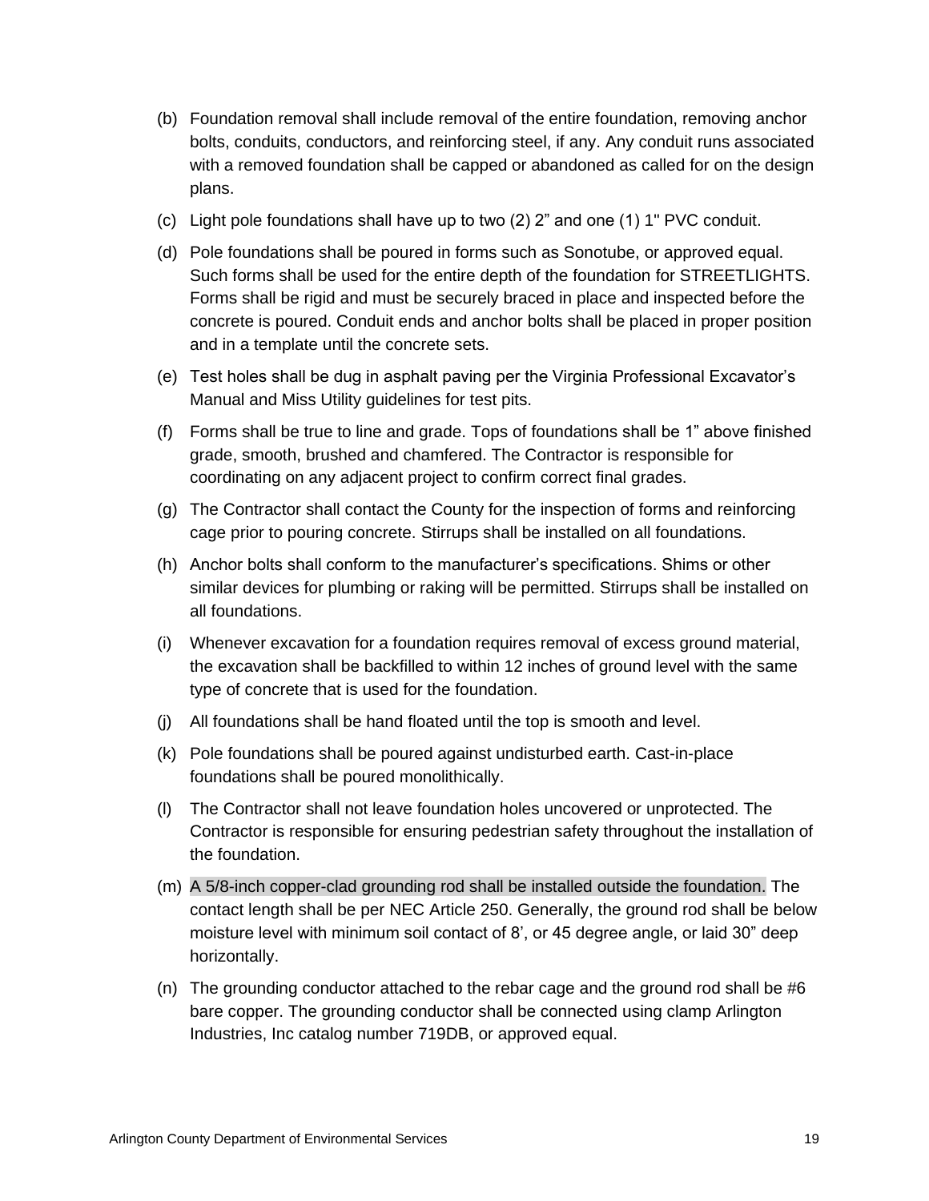(b) Foundation removal shall include removal of the entire foundation, removing anchor bolts, conduits, conductors, and reinforcing steel, if any. Any conduit runs associated with a removed foundation shall be capped or abandoned as called for on the design plans.

(c) Light pole foundations shall have up to two (2) 2” and one (1) 1'' PVC conduit.

(d) Pole foundations shall be poured in forms such as Sonotube, or approved equal. Such forms shall be used for the entire depth of the foundation for STREETLIGHTS. Forms shall be rigid and must be securely braced in place and inspected before the concrete is poured. Conduit ends and anchor bolts shall be placed in proper position and in a template until the concrete sets.

(e) Test holes shall be dug in asphalt paving per the Virginia Professional Excavator’s Manual and Miss Utility guidelines for test pits.

(f) Forms shall be true to line and grade. Tops of foundations shall be 1” above finished grade, smooth, brushed and chamfered. The Contractor is responsible for coordinating on any adjacent project to confirm correct final grades.

(g) The Contractor shall contact the County for the inspection of forms and reinforcing cage prior to pouring concrete. Stirrups shall be installed on all foundations.

(h) Anchor bolts shall conform to the manufacturer’s specifications. Shims or other similar devices for plumbing or raking will be permitted. Stirrups shall be installed on all foundations.

(i) Whenever excavation for a foundation requires removal of excess ground material, the excavation shall be backfilled to within 12 inches of ground level with the same type of concrete that is used for the foundation.

(j) All foundations shall be hand floated until the top is smooth and level.

(k) Pole foundations shall be poured against undisturbed earth. Cast-in-place foundations shall be poured monolithically.

(l) The Contractor shall not leave foundation holes uncovered or unprotected. The Contractor is responsible for ensuring pedestrian safety throughout the installation of the foundation.

(m) A 5/8-inch copper-clad grounding rod shall be installed outside the foundation. The contact length shall be per NEC Article 250. Generally, the ground rod shall be below moisture level with minimum soil contact of 8’, or 45 degree angle, or laid 30” deep horizontally.

(n) The grounding conductor attached to the rebar cage and the ground rod shall be #6 bare copper. The grounding conductor shall be connected using clamp Arlington Industries, Inc catalog number 719DB, or approved equal.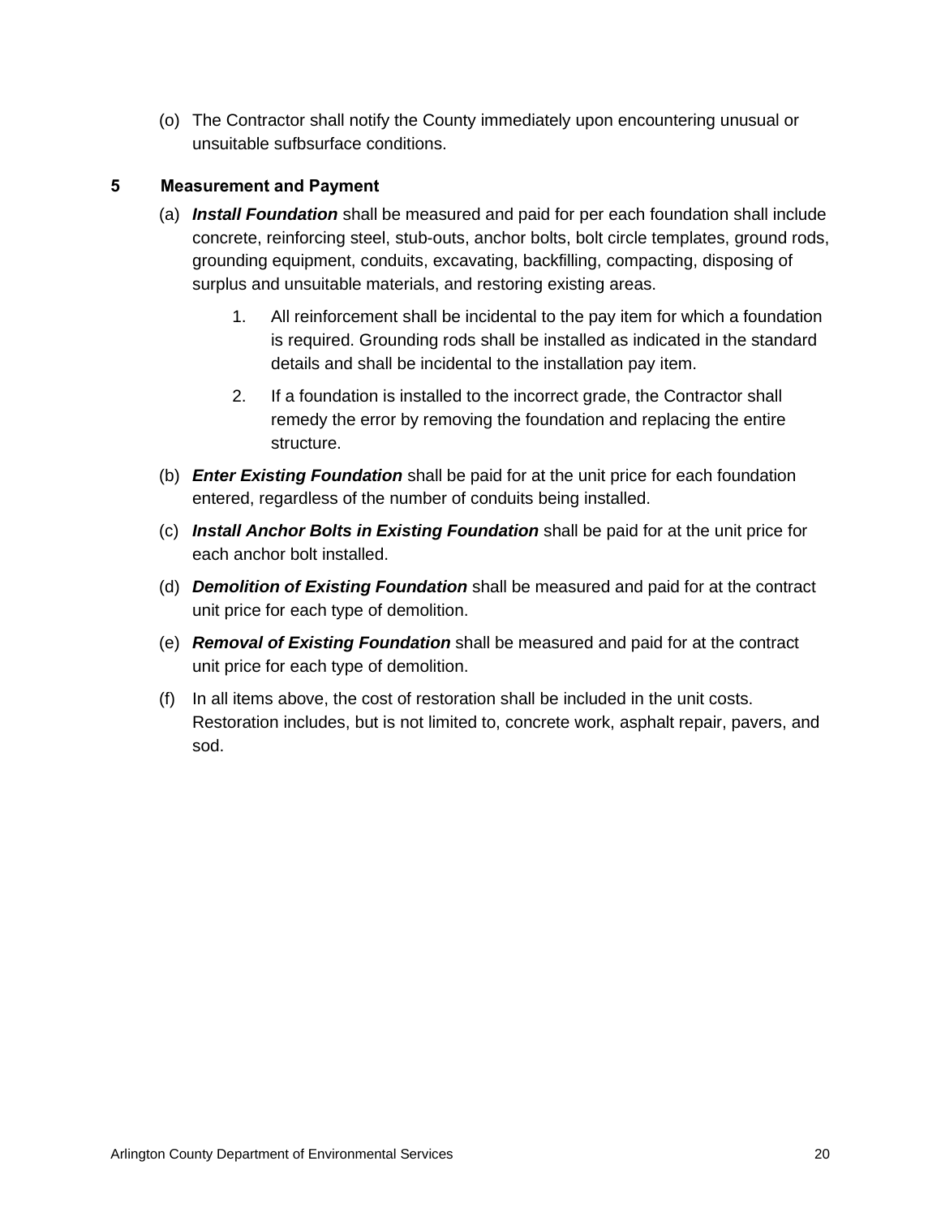(o) The Contractor shall notify the County immediately upon encountering unusual or unsuitable sufbsurface conditions.

## 5 Measurement and Payment

(a) ***Install Foundation*** shall be measured and paid for per each foundation shall include concrete, reinforcing steel, stub-outs, anchor bolts, bolt circle templates, ground rods, grounding equipment, conduits, excavating, backfilling, compacting, disposing of surplus and unsuitable materials, and restoring existing areas.

1. All reinforcement shall be incidental to the pay item for which a foundation is required. Grounding rods shall be installed as indicated in the standard details and shall be incidental to the installation pay item.
2. If a foundation is installed to the incorrect grade, the Contractor shall remedy the error by removing the foundation and replacing the entire structure.

(b) ***Enter Existing Foundation*** shall be paid for at the unit price for each foundation entered, regardless of the number of conduits being installed.

(c) ***Install Anchor Bolts in Existing Foundation*** shall be paid for at the unit price for each anchor bolt installed.

(d) ***Demolition of Existing Foundation*** shall be measured and paid for at the contract unit price for each type of demolition.

(e) ***Removal of Existing Foundation*** shall be measured and paid for at the contract unit price for each type of demolition.

(f) In all items above, the cost of restoration shall be included in the unit costs. Restoration includes, but is not limited to, concrete work, asphalt repair, pavers, and sod.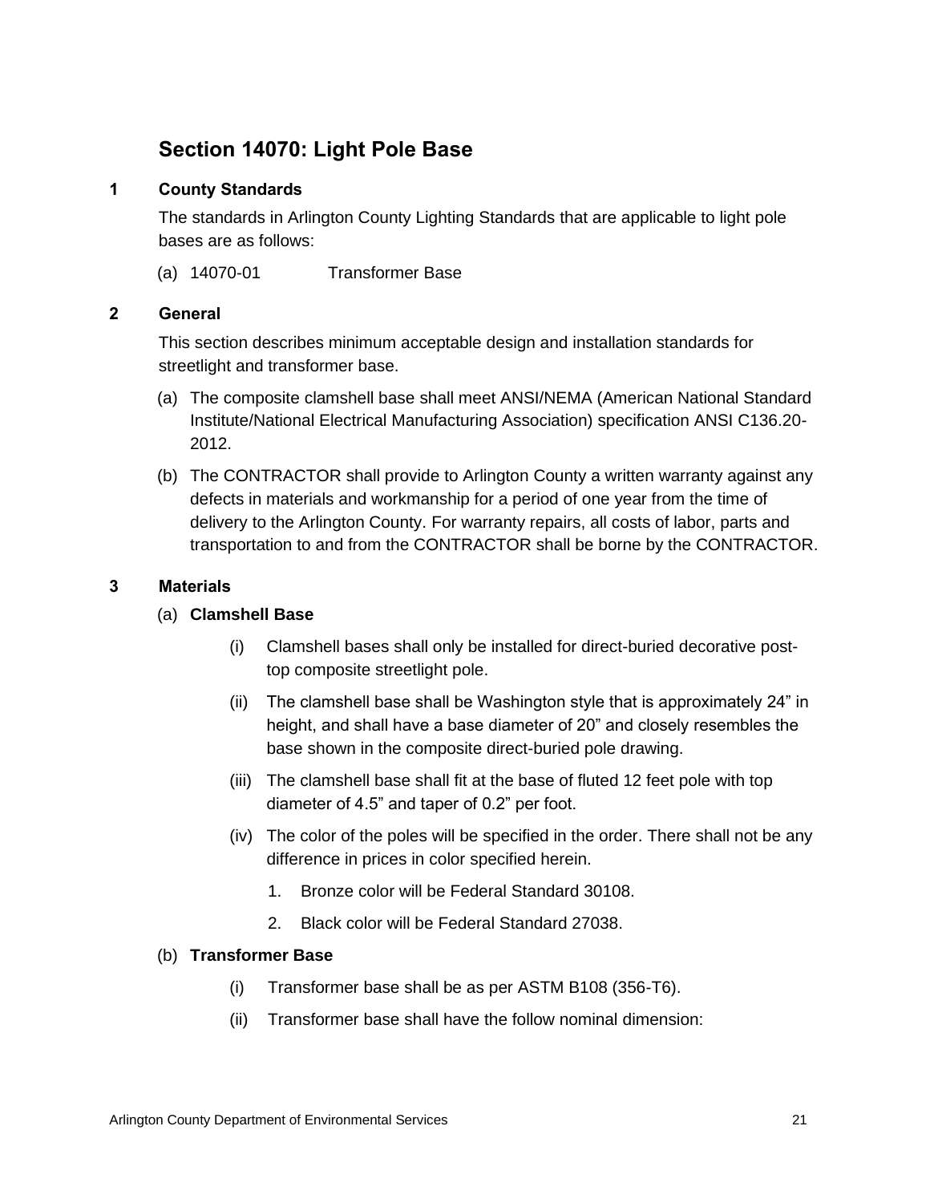## Section 14070: Light Pole Base

### 1 County Standards

The standards in Arlington County Lighting Standards that are applicable to light pole bases are as follows:

(a) 14070-01 Transformer Base

### 2 General

This section describes minimum acceptable design and installation standards for streetlight and transformer base.

(a) The composite clamshell base shall meet ANSI/NEMA (American National Standard Institute/National Electrical Manufacturing Association) specification ANSI C136.20-2012.

(b) The CONTRACTOR shall provide to Arlington County a written warranty against any defects in materials and workmanship for a period of one year from the time of delivery to the Arlington County. For warranty repairs, all costs of labor, parts and transportation to and from the CONTRACTOR shall be borne by the CONTRACTOR.

### 3 Materials

(a) **Clamshell Base**

- (i) Clamshell bases shall only be installed for direct-buried decorative post-top composite streetlight pole.
- (ii) The clamshell base shall be Washington style that is approximately 24" in height, and shall have a base diameter of 20" and closely resembles the base shown in the composite direct-buried pole drawing.
- (iii) The clamshell base shall fit at the base of fluted 12 feet pole with top diameter of 4.5" and taper of 0.2" per foot.
- (iv) The color of the poles will be specified in the order. There shall not be any difference in prices in color specified herein.
  1. Bronze color will be Federal Standard 30108.
  2. Black color will be Federal Standard 27038.

(b) **Transformer Base**

- (i) Transformer base shall be as per ASTM B108 (356-T6).
- (ii) Transformer base shall have the follow nominal dimension: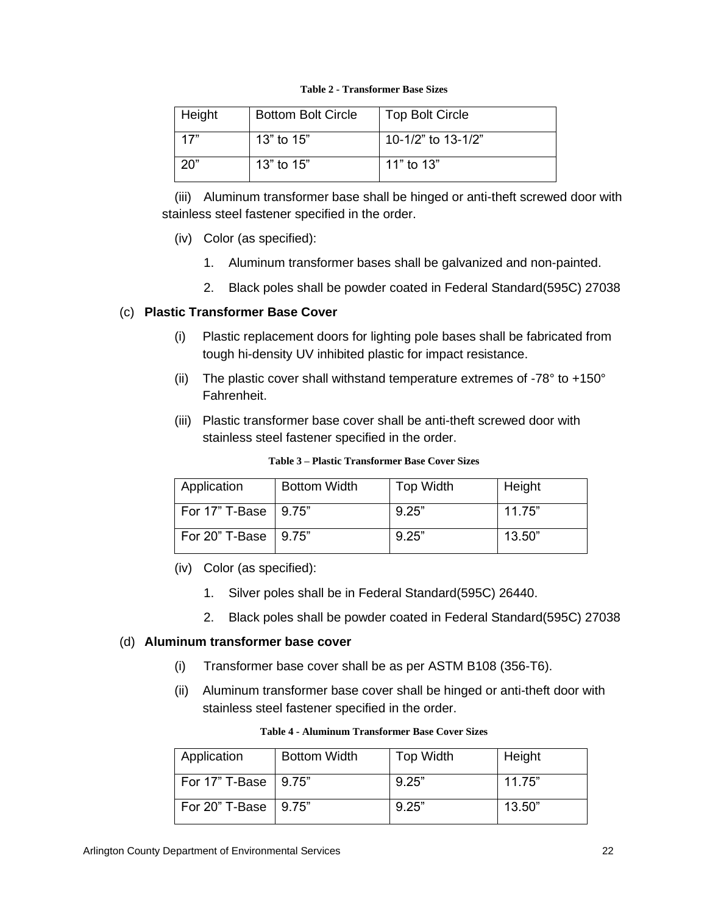**Table 2 - Transformer Base Sizes**

| Height | Bottom Bolt Circle | Top Bolt Circle |
|---|---|---|
| 17” | 13” to 15” | 10-1/2” to 13-1/2” |
| 20” | 13” to 15” | 11” to 13” |

(iii) Aluminum transformer base shall be hinged or anti-theft screwed door with stainless steel fastener specified in the order.

(iv) Color (as specified):

1. Aluminum transformer bases shall be galvanized and non-painted.
2. Black poles shall be powder coated in Federal Standard(595C) 27038

(c) **Plastic Transformer Base Cover**

(i) Plastic replacement doors for lighting pole bases shall be fabricated from tough hi-density UV inhibited plastic for impact resistance.

(ii) The plastic cover shall withstand temperature extremes of -78° to +150° Fahrenheit.

(iii) Plastic transformer base cover shall be anti-theft screwed door with stainless steel fastener specified in the order.

**Table 3 – Plastic Transformer Base Cover Sizes**

| Application | Bottom Width | Top Width | Height |
|---|---|---|---|
| For 17” T-Base | 9.75” | 9.25” | 11.75” |
| For 20” T-Base | 9.75” | 9.25” | 13.50” |

(iv) Color (as specified):

1. Silver poles shall be in Federal Standard(595C) 26440.
2. Black poles shall be powder coated in Federal Standard(595C) 27038

(d) **Aluminum transformer base cover**

(i) Transformer base cover shall be as per ASTM B108 (356-T6).

(ii) Aluminum transformer base cover shall be hinged or anti-theft door with stainless steel fastener specified in the order.

**Table 4 - Aluminum Transformer Base Cover Sizes**

| Application | Bottom Width | Top Width | Height |
|---|---|---|---|
| For 17” T-Base | 9.75” | 9.25” | 11.75” |
| For 20” T-Base | 9.75” | 9.25” | 13.50” |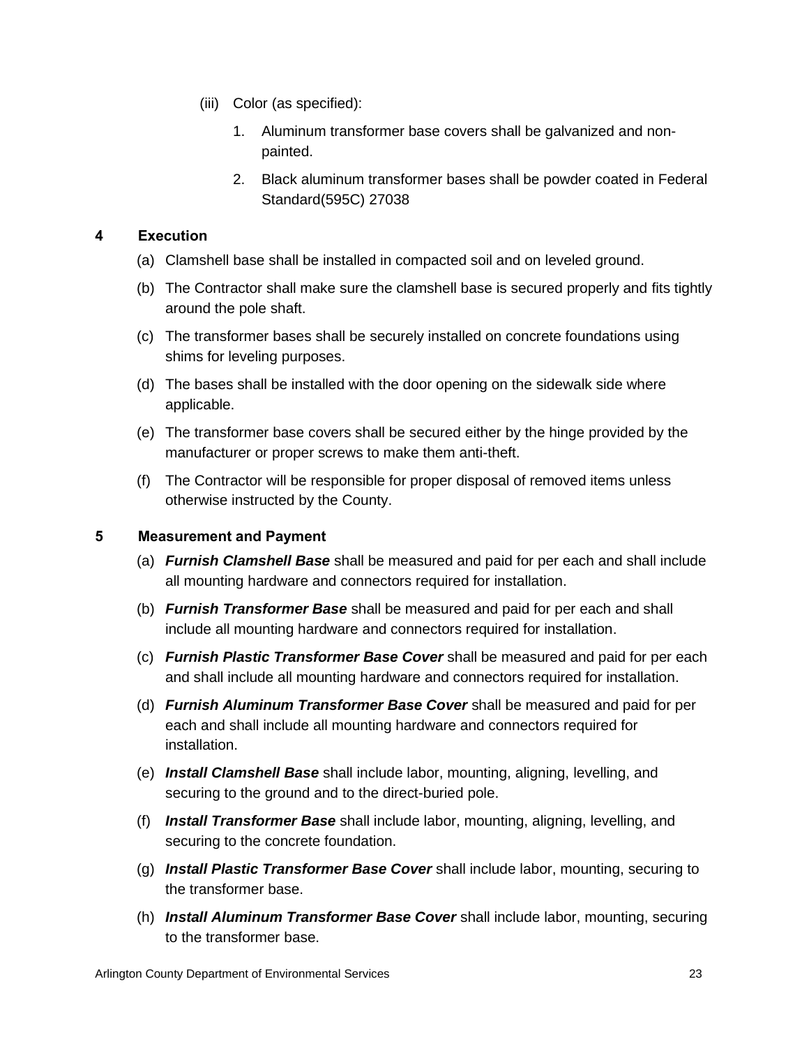(iii) Color (as specified):

1. Aluminum transformer base covers shall be galvanized and non-painted.
2. Black aluminum transformer bases shall be powder coated in Federal Standard(595C) 27038

## 4 Execution

(a) Clamshell base shall be installed in compacted soil and on leveled ground.

(b) The Contractor shall make sure the clamshell base is secured properly and fits tightly around the pole shaft.

(c) The transformer bases shall be securely installed on concrete foundations using shims for leveling purposes.

(d) The bases shall be installed with the door opening on the sidewalk side where applicable.

(e) The transformer base covers shall be secured either by the hinge provided by the manufacturer or proper screws to make them anti-theft.

(f) The Contractor will be responsible for proper disposal of removed items unless otherwise instructed by the County.

## 5 Measurement and Payment

(a) ***Furnish Clamshell Base*** shall be measured and paid for per each and shall include all mounting hardware and connectors required for installation.

(b) ***Furnish Transformer Base*** shall be measured and paid for per each and shall include all mounting hardware and connectors required for installation.

(c) ***Furnish Plastic Transformer Base Cover*** shall be measured and paid for per each and shall include all mounting hardware and connectors required for installation.

(d) ***Furnish Aluminum Transformer Base Cover*** shall be measured and paid for per each and shall include all mounting hardware and connectors required for installation.

(e) ***Install Clamshell Base*** shall include labor, mounting, aligning, levelling, and securing to the ground and to the direct-buried pole.

(f) ***Install Transformer Base*** shall include labor, mounting, aligning, levelling, and securing to the concrete foundation.

(g) ***Install Plastic Transformer Base Cover*** shall include labor, mounting, securing to the transformer base.

(h) ***Install Aluminum Transformer Base Cover*** shall include labor, mounting, securing to the transformer base.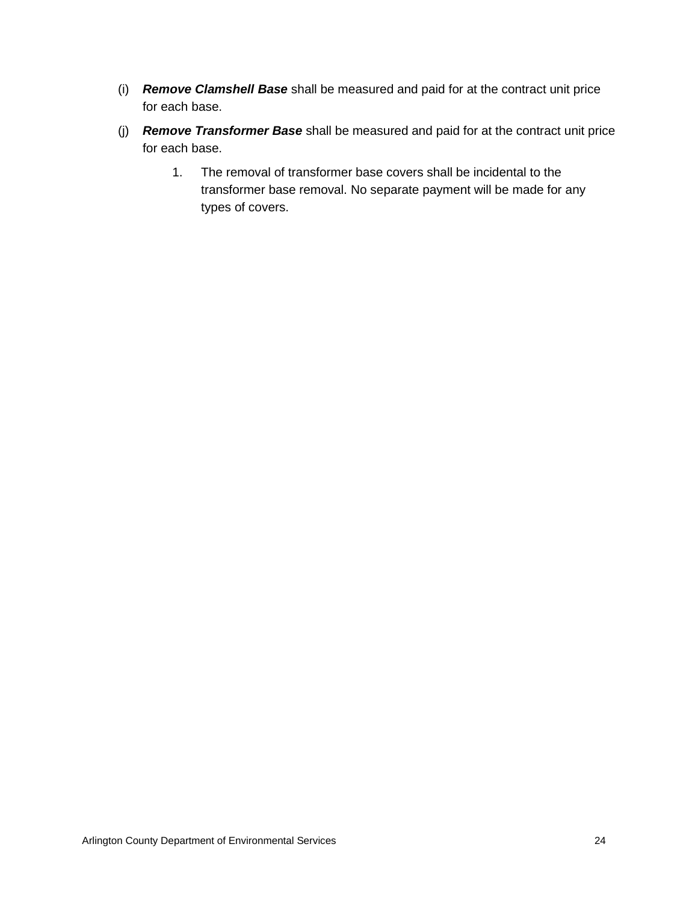(i) ***Remove Clamshell Base*** shall be measured and paid for at the contract unit price for each base.

(j) ***Remove Transformer Base*** shall be measured and paid for at the contract unit price for each base.

1. The removal of transformer base covers shall be incidental to the transformer base removal. No separate payment will be made for any types of covers.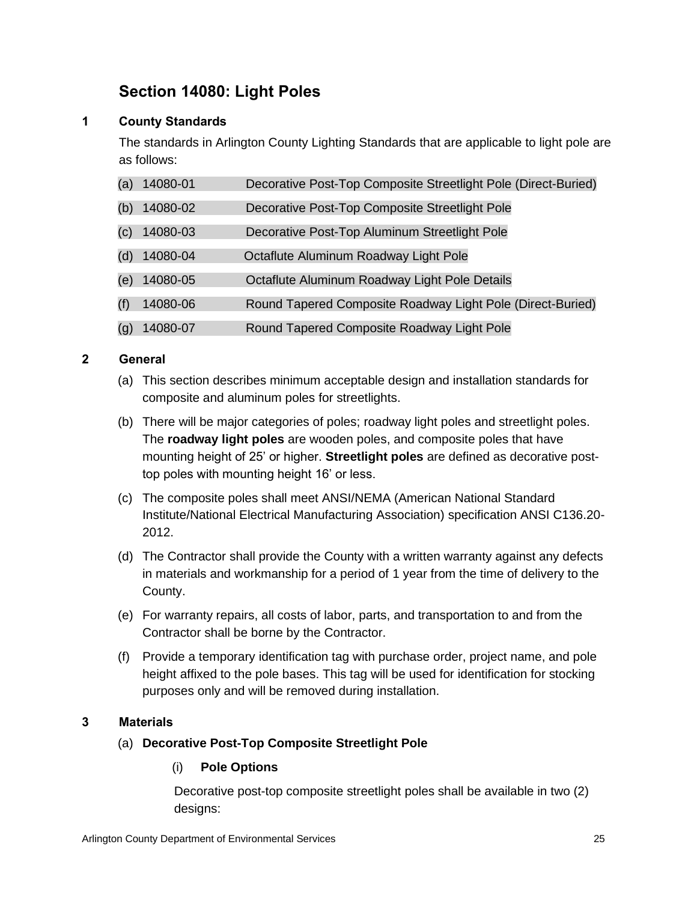# Section 14080: Light Poles

## 1 County Standards

The standards in Arlington County Lighting Standards that are applicable to light pole are as follows:

(a) 14080-01 Decorative Post-Top Composite Streetlight Pole (Direct-Buried)

(b) 14080-02 Decorative Post-Top Composite Streetlight Pole

(c) 14080-03 Decorative Post-Top Aluminum Streetlight Pole

(d) 14080-04 Octaflute Aluminum Roadway Light Pole

(e) 14080-05 Octaflute Aluminum Roadway Light Pole Details

(f) 14080-06 Round Tapered Composite Roadway Light Pole (Direct-Buried)

(g) 14080-07 Round Tapered Composite Roadway Light Pole

## 2 General

(a) This section describes minimum acceptable design and installation standards for composite and aluminum poles for streetlights.

(b) There will be major categories of poles; roadway light poles and streetlight poles. The **roadway light poles** are wooden poles, and composite poles that have mounting height of 25' or higher. **Streetlight poles** are defined as decorative post-top poles with mounting height 16' or less.

(c) The composite poles shall meet ANSI/NEMA (American National Standard Institute/National Electrical Manufacturing Association) specification ANSI C136.20-2012.

(d) The Contractor shall provide the County with a written warranty against any defects in materials and workmanship for a period of 1 year from the time of delivery to the County.

(e) For warranty repairs, all costs of labor, parts, and transportation to and from the Contractor shall be borne by the Contractor.

(f) Provide a temporary identification tag with purchase order, project name, and pole height affixed to the pole bases. This tag will be used for identification for stocking purposes only and will be removed during installation.

## 3 Materials

(a) **Decorative Post-Top Composite Streetlight Pole**

(i) **Pole Options**

Decorative post-top composite streetlight poles shall be available in two (2) designs: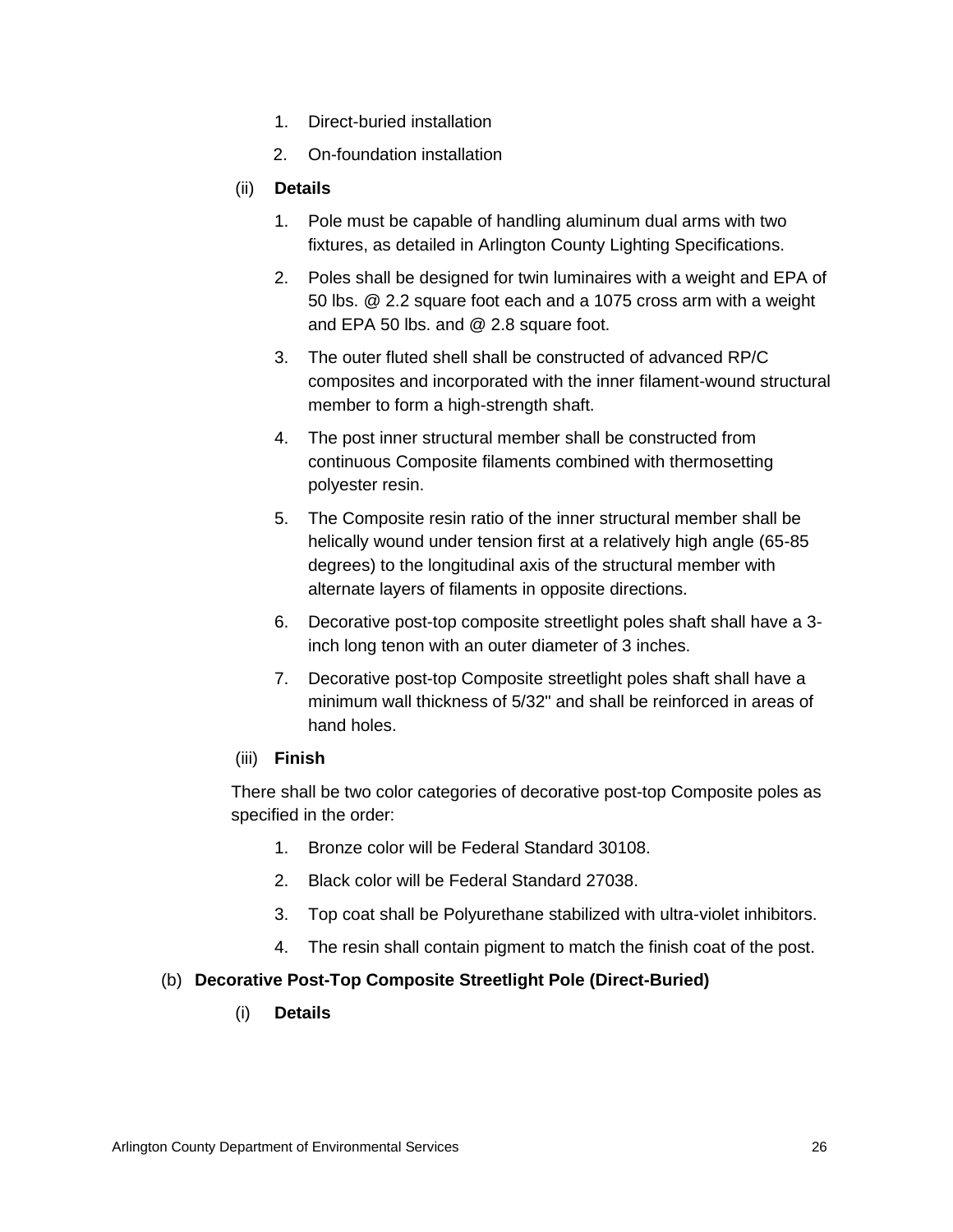1. Direct-buried installation
2. On-foundation installation

(ii) **Details**

1. Pole must be capable of handling aluminum dual arms with two fixtures, as detailed in Arlington County Lighting Specifications.
2. Poles shall be designed for twin luminaires with a weight and EPA of 50 lbs. @ 2.2 square foot each and a 1075 cross arm with a weight and EPA 50 lbs. and @ 2.8 square foot.
3. The outer fluted shell shall be constructed of advanced RP/C composites and incorporated with the inner filament-wound structural member to form a high-strength shaft.
4. The post inner structural member shall be constructed from continuous Composite filaments combined with thermosetting polyester resin.
5. The Composite resin ratio of the inner structural member shall be helically wound under tension first at a relatively high angle (65-85 degrees) to the longitudinal axis of the structural member with alternate layers of filaments in opposite directions.
6. Decorative post-top composite streetlight poles shaft shall have a 3-inch long tenon with an outer diameter of 3 inches.
7. Decorative post-top Composite streetlight poles shaft shall have a minimum wall thickness of 5/32" and shall be reinforced in areas of hand holes.

(iii) **Finish**

There shall be two color categories of decorative post-top Composite poles as specified in the order:

1. Bronze color will be Federal Standard 30108.
2. Black color will be Federal Standard 27038.
3. Top coat shall be Polyurethane stabilized with ultra-violet inhibitors.
4. The resin shall contain pigment to match the finish coat of the post.

(b) **Decorative Post-Top Composite Streetlight Pole (Direct-Buried)**

(i) **Details**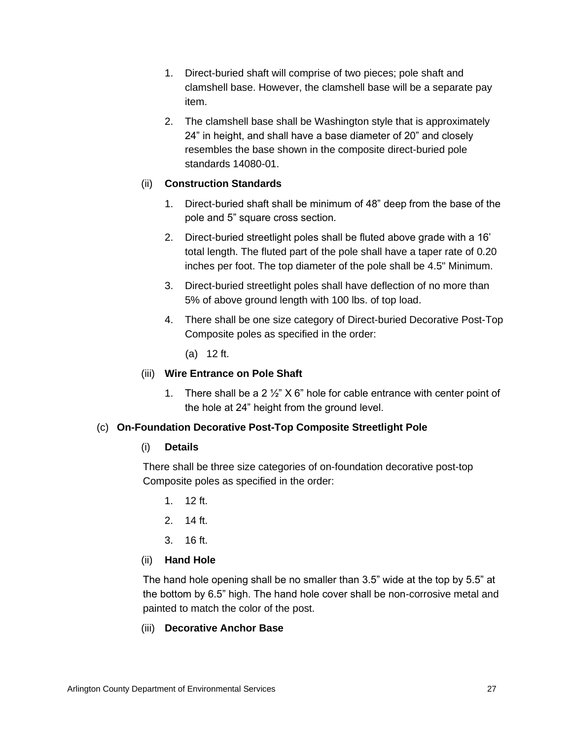1. Direct-buried shaft will comprise of two pieces; pole shaft and clamshell base. However, the clamshell base will be a separate pay item.

2. The clamshell base shall be Washington style that is approximately 24" in height, and shall have a base diameter of 20" and closely resembles the base shown in the composite direct-buried pole standards 14080-01.

(ii) **Construction Standards**

1. Direct-buried shaft shall be minimum of 48" deep from the base of the pole and 5" square cross section.

2. Direct-buried streetlight poles shall be fluted above grade with a 16' total length. The fluted part of the pole shall have a taper rate of 0.20 inches per foot. The top diameter of the pole shall be 4.5" Minimum.

3. Direct-buried streetlight poles shall have deflection of no more than 5% of above ground length with 100 lbs. of top load.

4. There shall be one size category of Direct-buried Decorative Post-Top Composite poles as specified in the order:

   (a) 12 ft.

(iii) **Wire Entrance on Pole Shaft**

1. There shall be a 2 ½" X 6" hole for cable entrance with center point of the hole at 24" height from the ground level.

(c) **On-Foundation Decorative Post-Top Composite Streetlight Pole**

(i) **Details**

There shall be three size categories of on-foundation decorative post-top Composite poles as specified in the order:

1. 12 ft.
2. 14 ft.
3. 16 ft.

(ii) **Hand Hole**

The hand hole opening shall be no smaller than 3.5" wide at the top by 5.5" at the bottom by 6.5" high. The hand hole cover shall be non-corrosive metal and painted to match the color of the post.

(iii) **Decorative Anchor Base**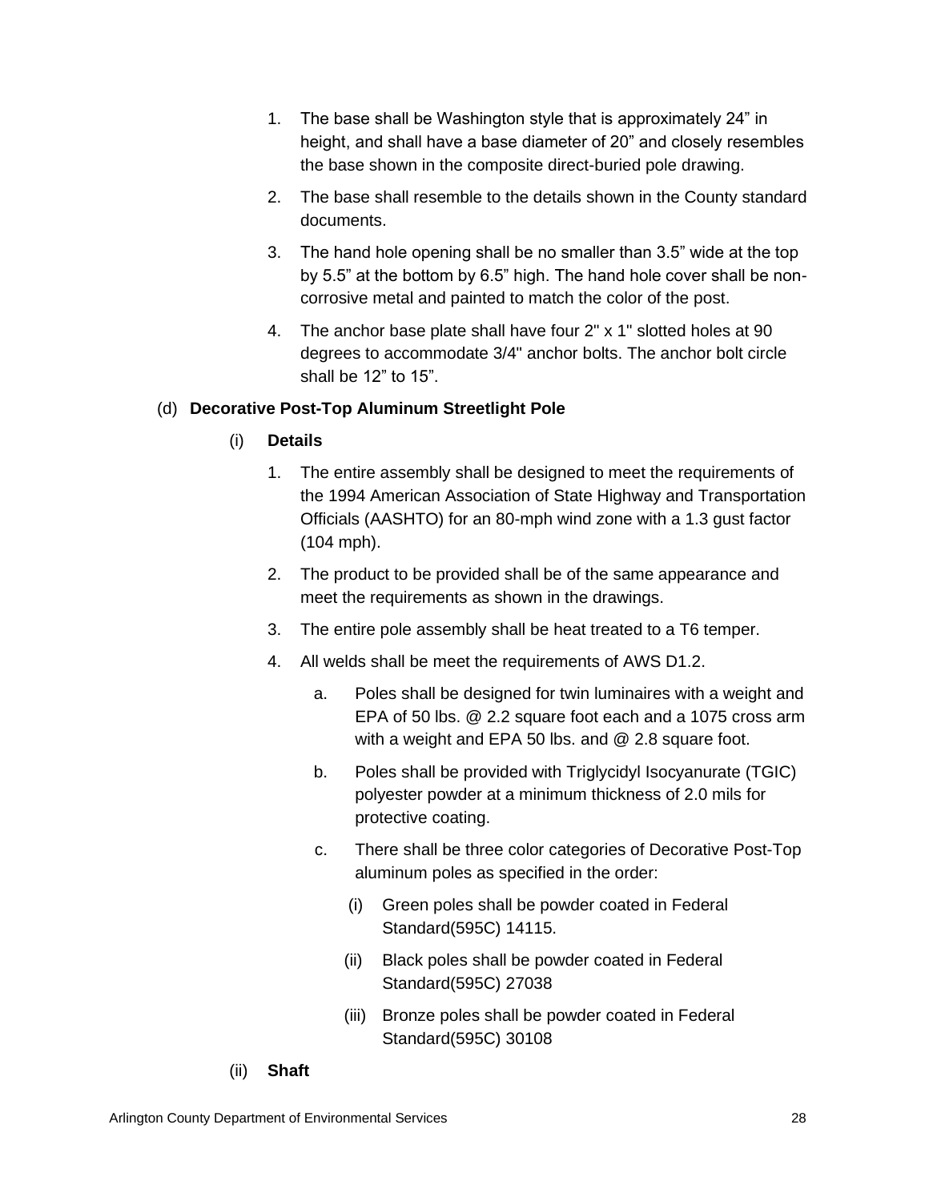1. The base shall be Washington style that is approximately 24” in height, and shall have a base diameter of 20” and closely resembles the base shown in the composite direct-buried pole drawing.
2. The base shall resemble to the details shown in the County standard documents.
3. The hand hole opening shall be no smaller than 3.5” wide at the top by 5.5” at the bottom by 6.5” high. The hand hole cover shall be non-corrosive metal and painted to match the color of the post.
4. The anchor base plate shall have four 2" x 1" slotted holes at 90 degrees to accommodate 3/4" anchor bolts. The anchor bolt circle shall be 12” to 15”.

(d) **Decorative Post-Top Aluminum Streetlight Pole**

(i) **Details**

1. The entire assembly shall be designed to meet the requirements of the 1994 American Association of State Highway and Transportation Officials (AASHTO) for an 80-mph wind zone with a 1.3 gust factor (104 mph).
2. The product to be provided shall be of the same appearance and meet the requirements as shown in the drawings.
3. The entire pole assembly shall be heat treated to a T6 temper.
4. All welds shall be meet the requirements of AWS D1.2.
   a. Poles shall be designed for twin luminaires with a weight and EPA of 50 lbs. @ 2.2 square foot each and a 1075 cross arm with a weight and EPA 50 lbs. and @ 2.8 square foot.
   b. Poles shall be provided with Triglycidyl Isocyanurate (TGIC) polyester powder at a minimum thickness of 2.0 mils for protective coating.
   c. There shall be three color categories of Decorative Post-Top aluminum poles as specified in the order:
      (i) Green poles shall be powder coated in Federal Standard(595C) 14115.
      (ii) Black poles shall be powder coated in Federal Standard(595C) 27038
      (iii) Bronze poles shall be powder coated in Federal Standard(595C) 30108

(ii) **Shaft**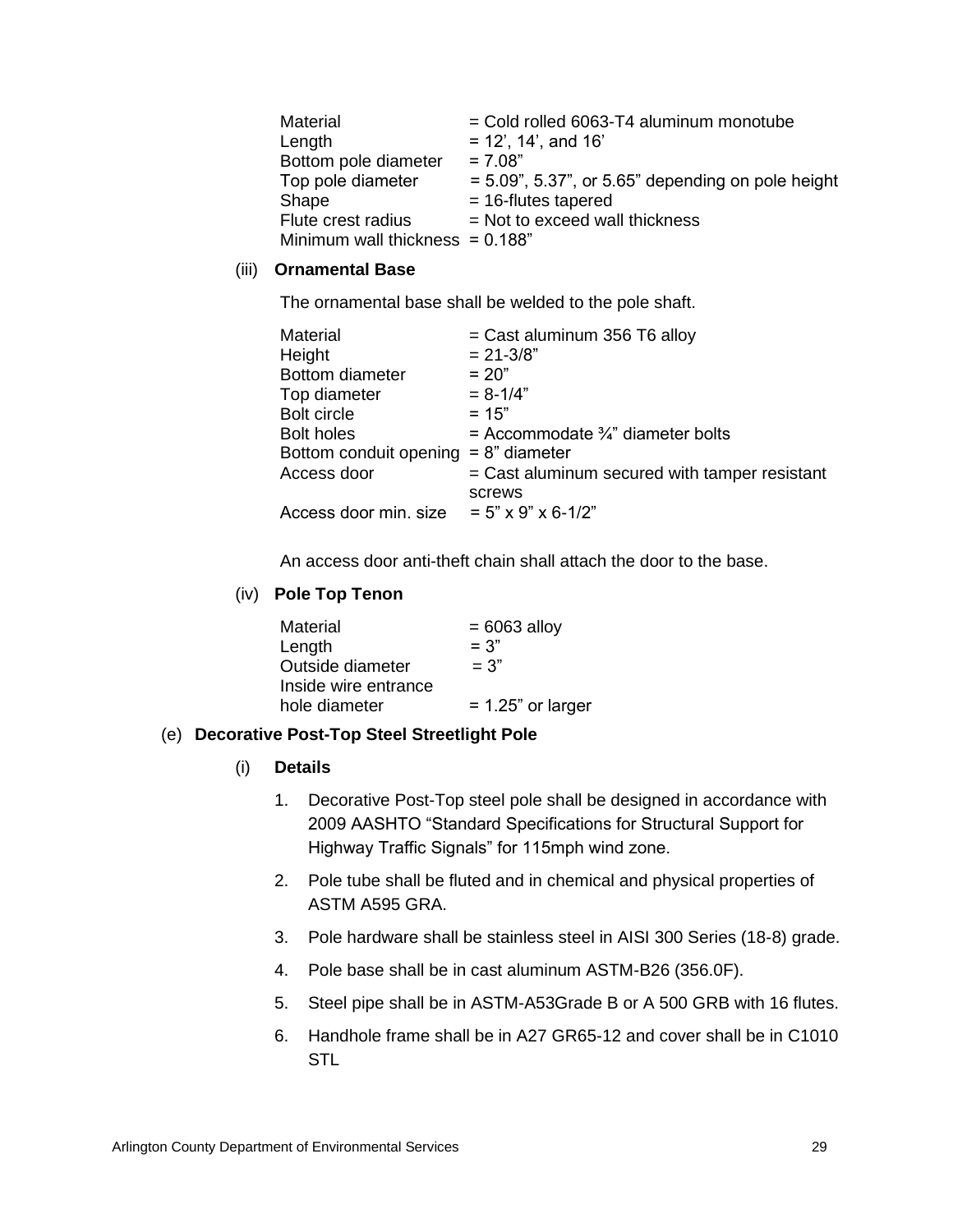| | |
|---|---|
| Material | = Cold rolled 6063-T4 aluminum monotube |
| Length | = 12', 14', and 16' |
| Bottom pole diameter | = 7.08" |
| Top pole diameter | = 5.09", 5.37", or 5.65" depending on pole height |
| Shape | = 16-flutes tapered |
| Flute crest radius | = Not to exceed wall thickness |
| Minimum wall thickness | = 0.188" |

(iii) **Ornamental Base**

The ornamental base shall be welded to the pole shaft.

| | |
|---|---|
| Material | = Cast aluminum 356 T6 alloy |
| Height | = 21-3/8" |
| Bottom diameter | = 20" |
| Top diameter | = 8-1/4" |
| Bolt circle | = 15" |
| Bolt holes | = Accommodate ¾" diameter bolts |
| Bottom conduit opening | = 8" diameter |
| Access door | = Cast aluminum secured with tamper resistant screws |
| Access door min. size | = 5" x 9" x 6-1/2" |

An access door anti-theft chain shall attach the door to the base.

(iv) **Pole Top Tenon**

| | |
|---|---|
| Material | = 6063 alloy |
| Length | = 3" |
| Outside diameter | = 3" |
| Inside wire entrance hole diameter | = 1.25" or larger |

(e) **Decorative Post-Top Steel Streetlight Pole**

(i) **Details**

1. Decorative Post-Top steel pole shall be designed in accordance with 2009 AASHTO "Standard Specifications for Structural Support for Highway Traffic Signals" for 115mph wind zone.
2. Pole tube shall be fluted and in chemical and physical properties of ASTM A595 GRA.
3. Pole hardware shall be stainless steel in AISI 300 Series (18-8) grade.
4. Pole base shall be in cast aluminum ASTM-B26 (356.0F).
5. Steel pipe shall be in ASTM-A53Grade B or A 500 GRB with 16 flutes.
6. Handhole frame shall be in A27 GR65-12 and cover shall be in C1010 STL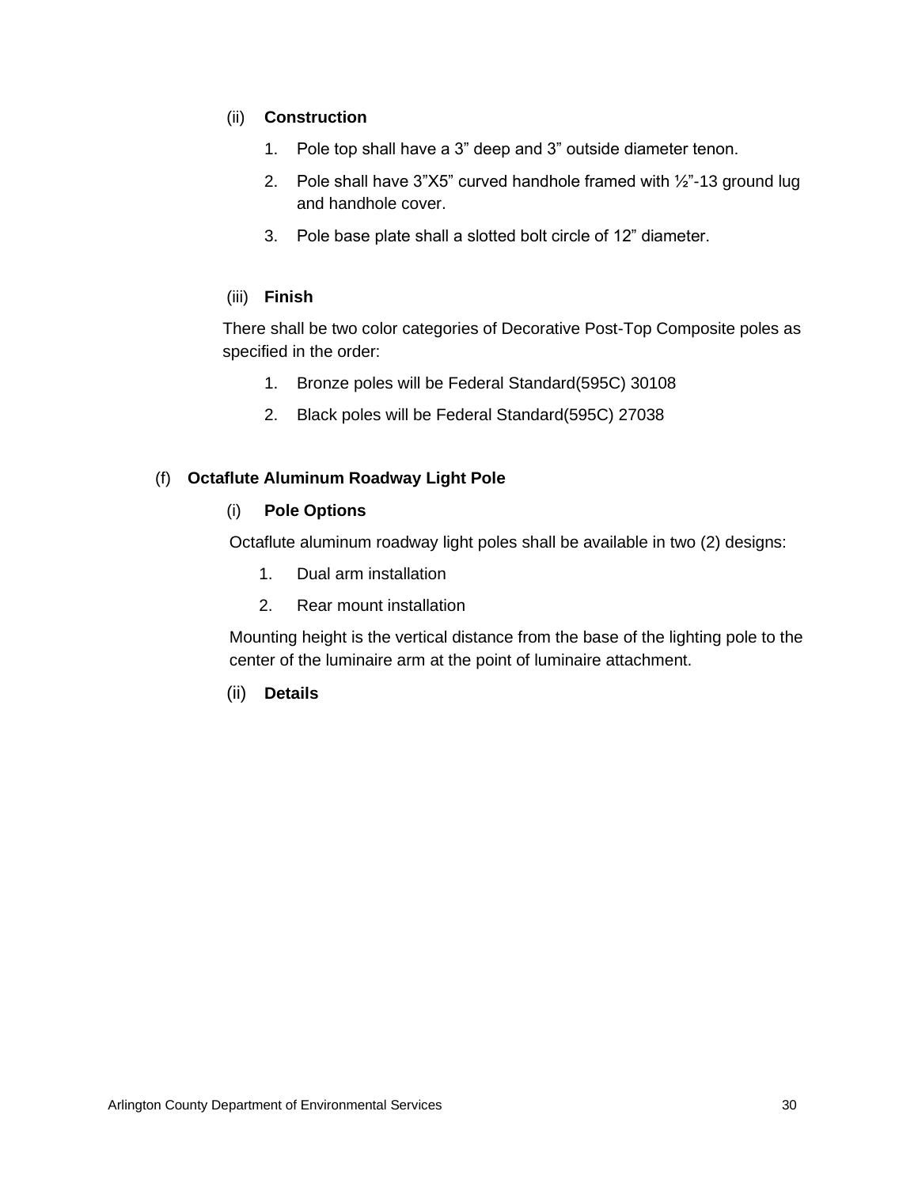(ii) **Construction**

1. Pole top shall have a 3” deep and 3” outside diameter tenon.
2. Pole shall have 3”X5” curved handhole framed with ½”-13 ground lug and handhole cover.
3. Pole base plate shall a slotted bolt circle of 12” diameter.

(iii) **Finish**

There shall be two color categories of Decorative Post-Top Composite poles as specified in the order:

1. Bronze poles will be Federal Standard(595C) 30108
2. Black poles will be Federal Standard(595C) 27038

(f) **Octaflute Aluminum Roadway Light Pole**

(i) **Pole Options**

Octaflute aluminum roadway light poles shall be available in two (2) designs:

1. Dual arm installation
2. Rear mount installation

Mounting height is the vertical distance from the base of the lighting pole to the center of the luminaire arm at the point of luminaire attachment.

(ii) **Details**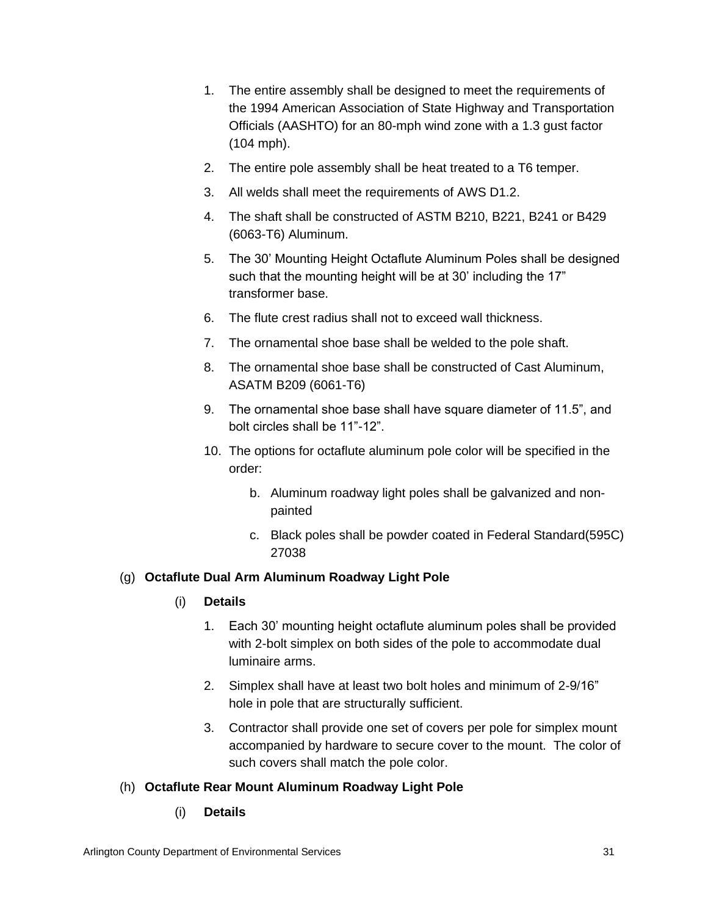1. The entire assembly shall be designed to meet the requirements of the 1994 American Association of State Highway and Transportation Officials (AASHTO) for an 80-mph wind zone with a 1.3 gust factor (104 mph).
2. The entire pole assembly shall be heat treated to a T6 temper.
3. All welds shall meet the requirements of AWS D1.2.
4. The shaft shall be constructed of ASTM B210, B221, B241 or B429 (6063-T6) Aluminum.
5. The 30’ Mounting Height Octaflute Aluminum Poles shall be designed such that the mounting height will be at 30’ including the 17” transformer base.
6. The flute crest radius shall not to exceed wall thickness.
7. The ornamental shoe base shall be welded to the pole shaft.
8. The ornamental shoe base shall be constructed of Cast Aluminum, ASATM B209 (6061-T6)
9. The ornamental shoe base shall have square diameter of 11.5”, and bolt circles shall be 11”-12”.
10. The options for octaflute aluminum pole color will be specified in the order:
    - b. Aluminum roadway light poles shall be galvanized and non-painted
    - c. Black poles shall be powder coated in Federal Standard(595C) 27038

(g) **Octaflute Dual Arm Aluminum Roadway Light Pole**

(i) **Details**

1. Each 30’ mounting height octaflute aluminum poles shall be provided with 2-bolt simplex on both sides of the pole to accommodate dual luminaire arms.
2. Simplex shall have at least two bolt holes and minimum of 2-9/16” hole in pole that are structurally sufficient.
3. Contractor shall provide one set of covers per pole for simplex mount accompanied by hardware to secure cover to the mount. The color of such covers shall match the pole color.

(h) **Octaflute Rear Mount Aluminum Roadway Light Pole**

(i) **Details**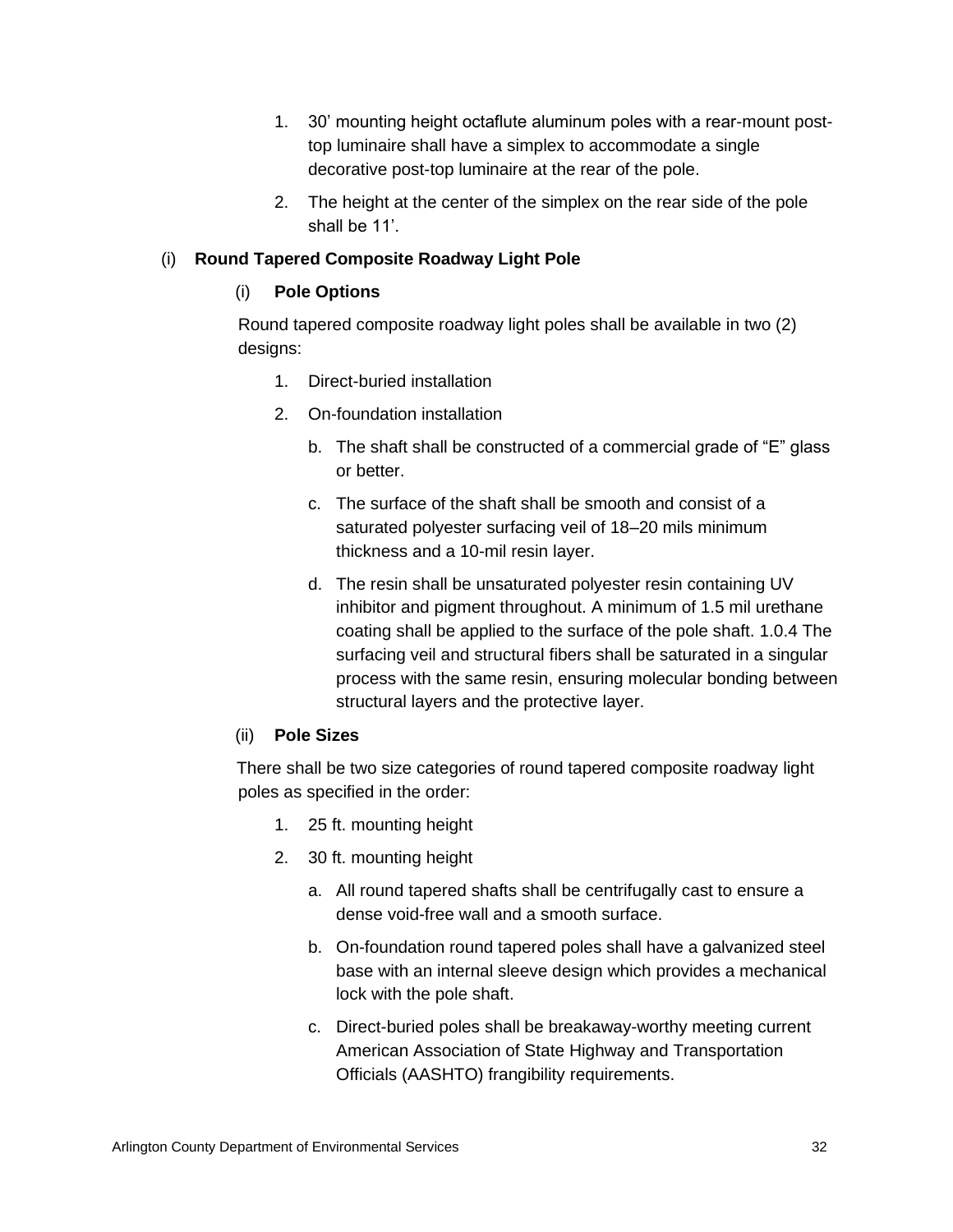1. 30’ mounting height octaflute aluminum poles with a rear-mount post-top luminaire shall have a simplex to accommodate a single decorative post-top luminaire at the rear of the pole.
2. The height at the center of the simplex on the rear side of the pole shall be 11’.

(i) **Round Tapered Composite Roadway Light Pole**

(i) **Pole Options**

Round tapered composite roadway light poles shall be available in two (2) designs:

1. Direct-buried installation
2. On-foundation installation

   b. The shaft shall be constructed of a commercial grade of “E” glass or better.

   c. The surface of the shaft shall be smooth and consist of a saturated polyester surfacing veil of 18–20 mils minimum thickness and a 10-mil resin layer.

   d. The resin shall be unsaturated polyester resin containing UV inhibitor and pigment throughout. A minimum of 1.5 mil urethane coating shall be applied to the surface of the pole shaft. 1.0.4 The surfacing veil and structural fibers shall be saturated in a singular process with the same resin, ensuring molecular bonding between structural layers and the protective layer.

(ii) **Pole Sizes**

There shall be two size categories of round tapered composite roadway light poles as specified in the order:

1. 25 ft. mounting height
2. 30 ft. mounting height

   a. All round tapered shafts shall be centrifugally cast to ensure a dense void-free wall and a smooth surface.

   b. On-foundation round tapered poles shall have a galvanized steel base with an internal sleeve design which provides a mechanical lock with the pole shaft.

   c. Direct-buried poles shall be breakaway-worthy meeting current American Association of State Highway and Transportation Officials (AASHTO) frangibility requirements.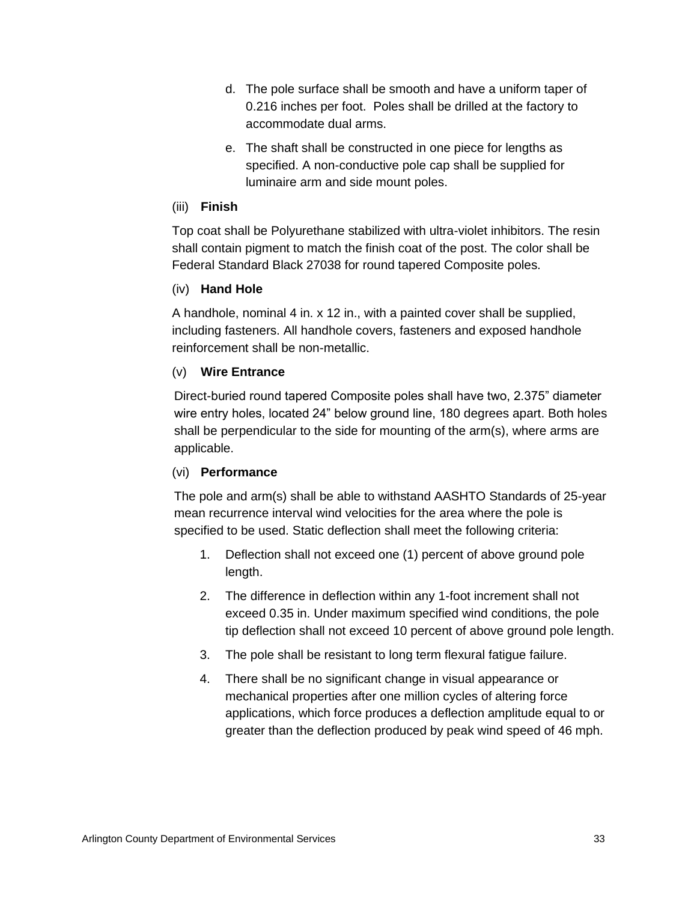d. The pole surface shall be smooth and have a uniform taper of 0.216 inches per foot. Poles shall be drilled at the factory to accommodate dual arms.

e. The shaft shall be constructed in one piece for lengths as specified. A non-conductive pole cap shall be supplied for luminaire arm and side mount poles.

(iii) **Finish**

Top coat shall be Polyurethane stabilized with ultra-violet inhibitors. The resin shall contain pigment to match the finish coat of the post. The color shall be Federal Standard Black 27038 for round tapered Composite poles.

(iv) **Hand Hole**

A handhole, nominal 4 in. x 12 in., with a painted cover shall be supplied, including fasteners. All handhole covers, fasteners and exposed handhole reinforcement shall be non-metallic.

(v) **Wire Entrance**

Direct-buried round tapered Composite poles shall have two, 2.375" diameter wire entry holes, located 24" below ground line, 180 degrees apart. Both holes shall be perpendicular to the side for mounting of the arm(s), where arms are applicable.

(vi) **Performance**

The pole and arm(s) shall be able to withstand AASHTO Standards of 25-year mean recurrence interval wind velocities for the area where the pole is specified to be used. Static deflection shall meet the following criteria:

1. Deflection shall not exceed one (1) percent of above ground pole length.
2. The difference in deflection within any 1-foot increment shall not exceed 0.35 in. Under maximum specified wind conditions, the pole tip deflection shall not exceed 10 percent of above ground pole length.
3. The pole shall be resistant to long term flexural fatigue failure.
4. There shall be no significant change in visual appearance or mechanical properties after one million cycles of altering force applications, which force produces a deflection amplitude equal to or greater than the deflection produced by peak wind speed of 46 mph.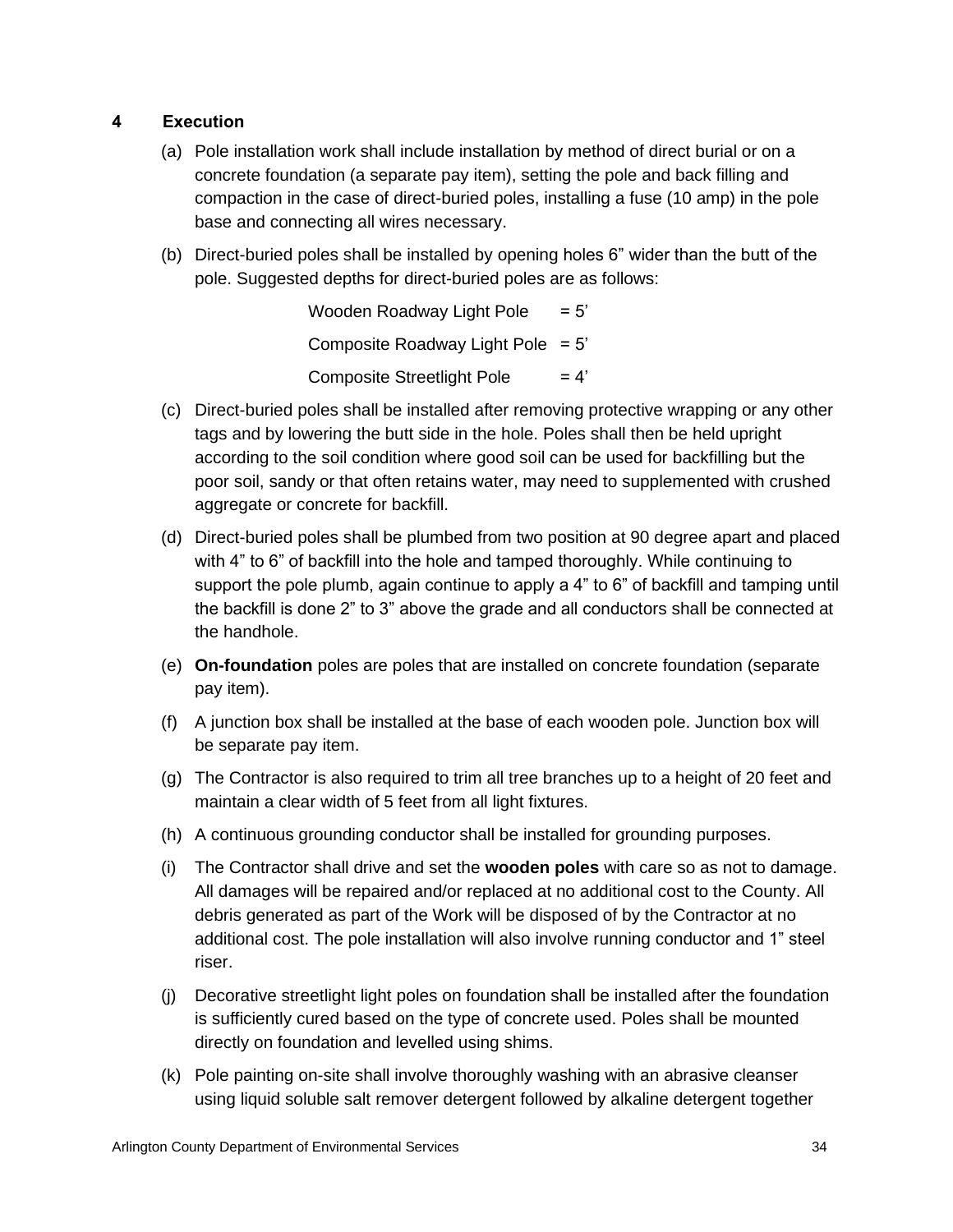## 4 Execution

(a) Pole installation work shall include installation by method of direct burial or on a concrete foundation (a separate pay item), setting the pole and back filling and compaction in the case of direct-buried poles, installing a fuse (10 amp) in the pole base and connecting all wires necessary.

(b) Direct-buried poles shall be installed by opening holes 6" wider than the butt of the pole. Suggested depths for direct-buried poles are as follows:

Wooden Roadway Light Pole = 5'

Composite Roadway Light Pole = 5'

Composite Streetlight Pole = 4'

(c) Direct-buried poles shall be installed after removing protective wrapping or any other tags and by lowering the butt side in the hole. Poles shall then be held upright according to the soil condition where good soil can be used for backfilling but the poor soil, sandy or that often retains water, may need to supplemented with crushed aggregate or concrete for backfill.

(d) Direct-buried poles shall be plumbed from two position at 90 degree apart and placed with 4" to 6" of backfill into the hole and tamped thoroughly. While continuing to support the pole plumb, again continue to apply a 4" to 6" of backfill and tamping until the backfill is done 2" to 3" above the grade and all conductors shall be connected at the handhole.

(e) **On-foundation** poles are poles that are installed on concrete foundation (separate pay item).

(f) A junction box shall be installed at the base of each wooden pole. Junction box will be separate pay item.

(g) The Contractor is also required to trim all tree branches up to a height of 20 feet and maintain a clear width of 5 feet from all light fixtures.

(h) A continuous grounding conductor shall be installed for grounding purposes.

(i) The Contractor shall drive and set the **wooden poles** with care so as not to damage. All damages will be repaired and/or replaced at no additional cost to the County. All debris generated as part of the Work will be disposed of by the Contractor at no additional cost. The pole installation will also involve running conductor and 1" steel riser.

(j) Decorative streetlight light poles on foundation shall be installed after the foundation is sufficiently cured based on the type of concrete used. Poles shall be mounted directly on foundation and levelled using shims.

(k) Pole painting on-site shall involve thoroughly washing with an abrasive cleanser using liquid soluble salt remover detergent followed by alkaline detergent together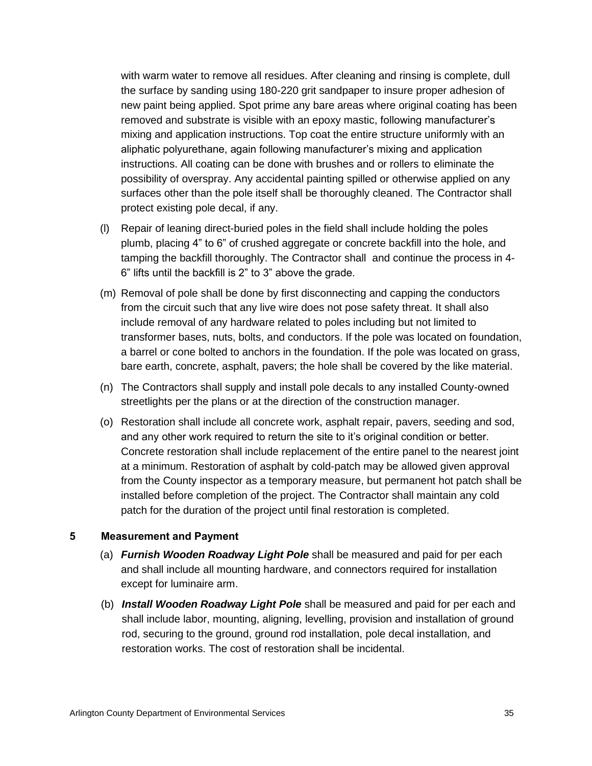with warm water to remove all residues. After cleaning and rinsing is complete, dull the surface by sanding using 180-220 grit sandpaper to insure proper adhesion of new paint being applied. Spot prime any bare areas where original coating has been removed and substrate is visible with an epoxy mastic, following manufacturer's mixing and application instructions. Top coat the entire structure uniformly with an aliphatic polyurethane, again following manufacturer's mixing and application instructions. All coating can be done with brushes and or rollers to eliminate the possibility of overspray. Any accidental painting spilled or otherwise applied on any surfaces other than the pole itself shall be thoroughly cleaned. The Contractor shall protect existing pole decal, if any.

(l) Repair of leaning direct-buried poles in the field shall include holding the poles plumb, placing 4" to 6" of crushed aggregate or concrete backfill into the hole, and tamping the backfill thoroughly. The Contractor shall  and continue the process in 4-6" lifts until the backfill is 2" to 3" above the grade.

(m) Removal of pole shall be done by first disconnecting and capping the conductors from the circuit such that any live wire does not pose safety threat. It shall also include removal of any hardware related to poles including but not limited to transformer bases, nuts, bolts, and conductors. If the pole was located on foundation, a barrel or cone bolted to anchors in the foundation. If the pole was located on grass, bare earth, concrete, asphalt, pavers; the hole shall be covered by the like material.

(n) The Contractors shall supply and install pole decals to any installed County-owned streetlights per the plans or at the direction of the construction manager.

(o) Restoration shall include all concrete work, asphalt repair, pavers, seeding and sod, and any other work required to return the site to it's original condition or better. Concrete restoration shall include replacement of the entire panel to the nearest joint at a minimum. Restoration of asphalt by cold-patch may be allowed given approval from the County inspector as a temporary measure, but permanent hot patch shall be installed before completion of the project. The Contractor shall maintain any cold patch for the duration of the project until final restoration is completed.

## 5 Measurement and Payment

(a) ***Furnish Wooden Roadway Light Pole*** shall be measured and paid for per each and shall include all mounting hardware, and connectors required for installation except for luminaire arm.

(b) ***Install Wooden Roadway Light Pole*** shall be measured and paid for per each and shall include labor, mounting, aligning, levelling, provision and installation of ground rod, securing to the ground, ground rod installation, pole decal installation, and restoration works. The cost of restoration shall be incidental.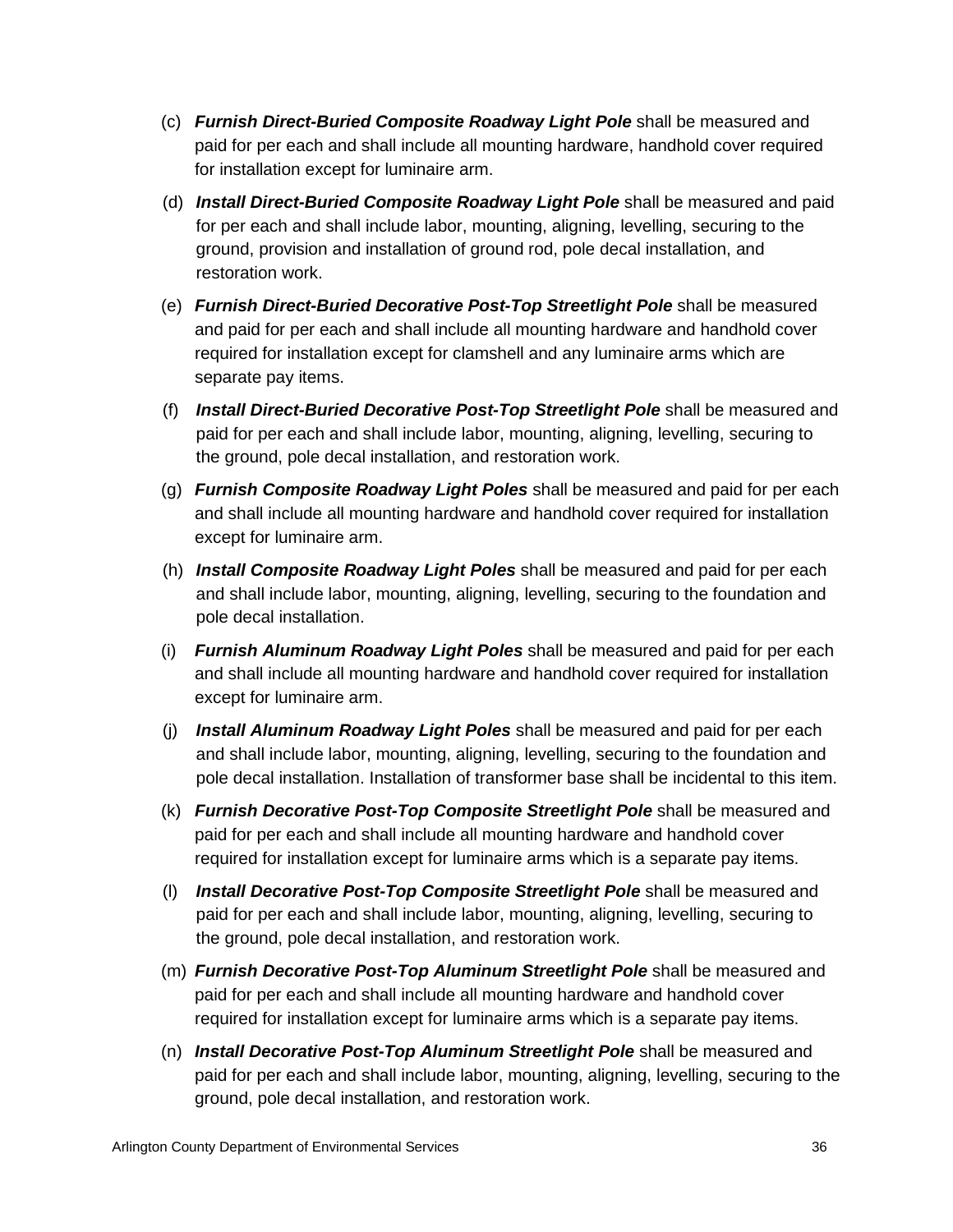(c) ***Furnish Direct-Buried Composite Roadway Light Pole*** shall be measured and paid for per each and shall include all mounting hardware, handhold cover required for installation except for luminaire arm.

(d) ***Install Direct-Buried Composite Roadway Light Pole*** shall be measured and paid for per each and shall include labor, mounting, aligning, levelling, securing to the ground, provision and installation of ground rod, pole decal installation, and restoration work.

(e) ***Furnish Direct-Buried Decorative Post-Top Streetlight Pole*** shall be measured and paid for per each and shall include all mounting hardware and handhold cover required for installation except for clamshell and any luminaire arms which are separate pay items.

(f) ***Install Direct-Buried Decorative Post-Top Streetlight Pole*** shall be measured and paid for per each and shall include labor, mounting, aligning, levelling, securing to the ground, pole decal installation, and restoration work.

(g) ***Furnish Composite Roadway Light Poles*** shall be measured and paid for per each and shall include all mounting hardware and handhold cover required for installation except for luminaire arm.

(h) ***Install Composite Roadway Light Poles*** shall be measured and paid for per each and shall include labor, mounting, aligning, levelling, securing to the foundation and pole decal installation.

(i) ***Furnish Aluminum Roadway Light Poles*** shall be measured and paid for per each and shall include all mounting hardware and handhold cover required for installation except for luminaire arm.

(j) ***Install Aluminum Roadway Light Poles*** shall be measured and paid for per each and shall include labor, mounting, aligning, levelling, securing to the foundation and pole decal installation. Installation of transformer base shall be incidental to this item.

(k) ***Furnish Decorative Post-Top Composite Streetlight Pole*** shall be measured and paid for per each and shall include all mounting hardware and handhold cover required for installation except for luminaire arms which is a separate pay items.

(l) ***Install Decorative Post-Top Composite Streetlight Pole*** shall be measured and paid for per each and shall include labor, mounting, aligning, levelling, securing to the ground, pole decal installation, and restoration work.

(m) ***Furnish Decorative Post-Top Aluminum Streetlight Pole*** shall be measured and paid for per each and shall include all mounting hardware and handhold cover required for installation except for luminaire arms which is a separate pay items.

(n) ***Install Decorative Post-Top Aluminum Streetlight Pole*** shall be measured and paid for per each and shall include labor, mounting, aligning, levelling, securing to the ground, pole decal installation, and restoration work.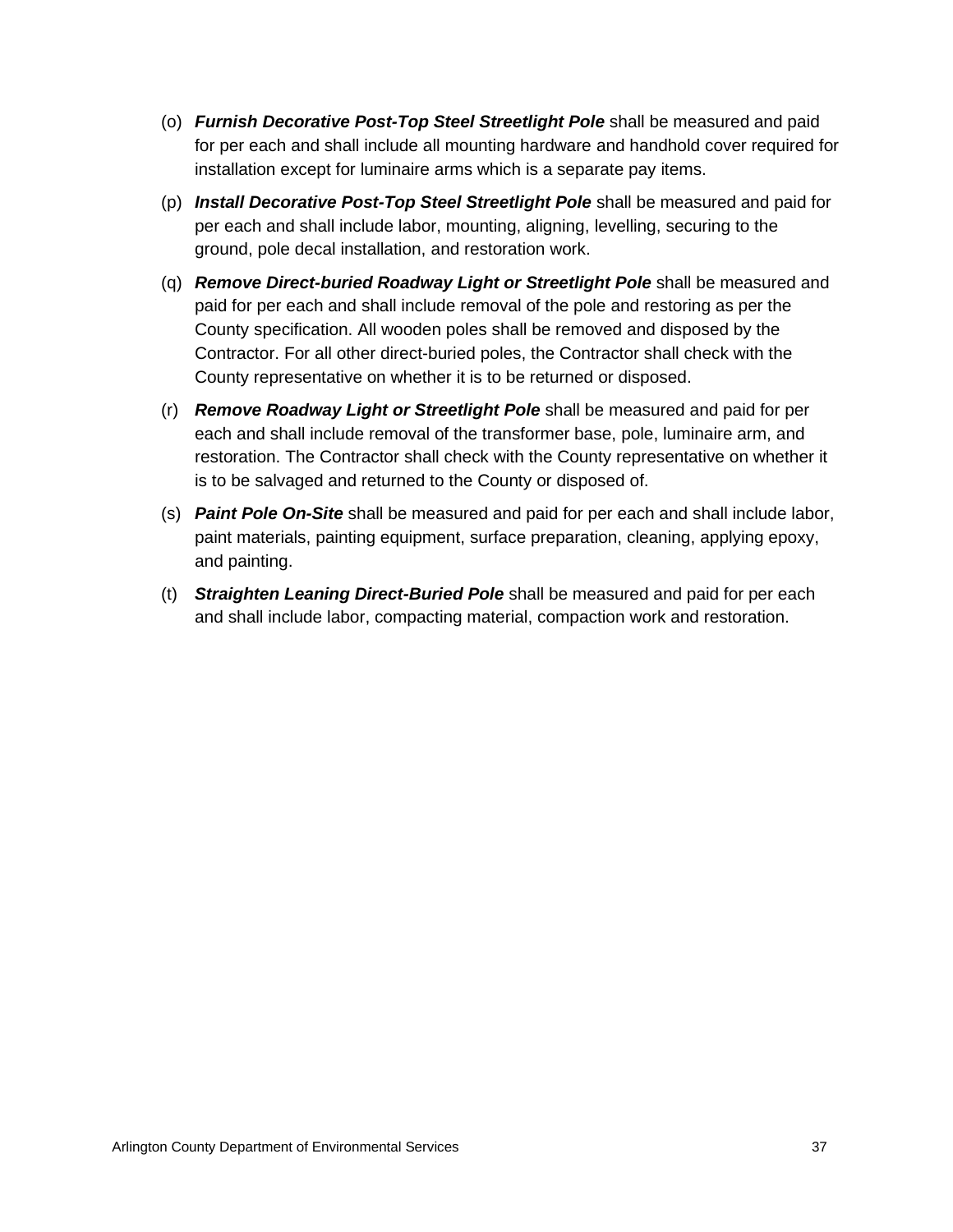(o) ***Furnish Decorative Post-Top Steel Streetlight Pole*** shall be measured and paid for per each and shall include all mounting hardware and handhold cover required for installation except for luminaire arms which is a separate pay items.

(p) ***Install Decorative Post-Top Steel Streetlight Pole*** shall be measured and paid for per each and shall include labor, mounting, aligning, levelling, securing to the ground, pole decal installation, and restoration work.

(q) ***Remove Direct-buried Roadway Light or Streetlight Pole*** shall be measured and paid for per each and shall include removal of the pole and restoring as per the County specification. All wooden poles shall be removed and disposed by the Contractor. For all other direct-buried poles, the Contractor shall check with the County representative on whether it is to be returned or disposed.

(r) ***Remove Roadway Light or Streetlight Pole*** shall be measured and paid for per each and shall include removal of the transformer base, pole, luminaire arm, and restoration. The Contractor shall check with the County representative on whether it is to be salvaged and returned to the County or disposed of.

(s) ***Paint Pole On-Site*** shall be measured and paid for per each and shall include labor, paint materials, painting equipment, surface preparation, cleaning, applying epoxy, and painting.

(t) ***Straighten Leaning Direct-Buried Pole*** shall be measured and paid for per each and shall include labor, compacting material, compaction work and restoration.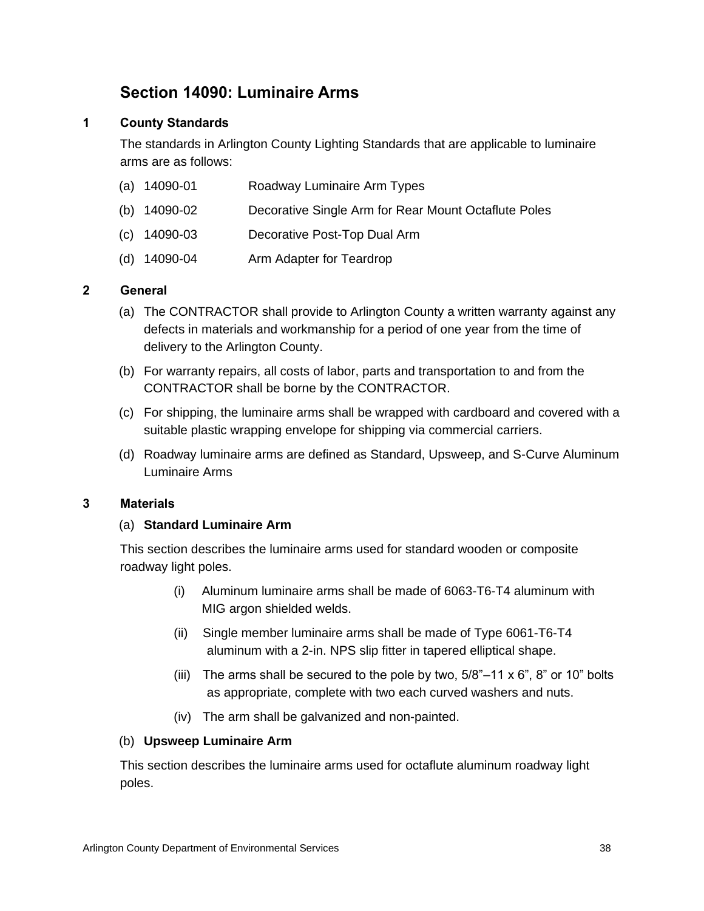# Section 14090: Luminaire Arms

## 1 County Standards

The standards in Arlington County Lighting Standards that are applicable to luminaire arms are as follows:

(a) 14090-01 Roadway Luminaire Arm Types

(b) 14090-02 Decorative Single Arm for Rear Mount Octaflute Poles

(c) 14090-03 Decorative Post-Top Dual Arm

(d) 14090-04 Arm Adapter for Teardrop

## 2 General

(a) The CONTRACTOR shall provide to Arlington County a written warranty against any defects in materials and workmanship for a period of one year from the time of delivery to the Arlington County.

(b) For warranty repairs, all costs of labor, parts and transportation to and from the CONTRACTOR shall be borne by the CONTRACTOR.

(c) For shipping, the luminaire arms shall be wrapped with cardboard and covered with a suitable plastic wrapping envelope for shipping via commercial carriers.

(d) Roadway luminaire arms are defined as Standard, Upsweep, and S-Curve Aluminum Luminaire Arms

## 3 Materials

(a) **Standard Luminaire Arm**

This section describes the luminaire arms used for standard wooden or composite roadway light poles.

(i) Aluminum luminaire arms shall be made of 6063-T6-T4 aluminum with MIG argon shielded welds.

(ii) Single member luminaire arms shall be made of Type 6061-T6-T4 aluminum with a 2-in. NPS slip fitter in tapered elliptical shape.

(iii) The arms shall be secured to the pole by two, 5/8”–11 x 6”, 8” or 10” bolts as appropriate, complete with two each curved washers and nuts.

(iv) The arm shall be galvanized and non-painted.

(b) **Upsweep Luminaire Arm**

This section describes the luminaire arms used for octaflute aluminum roadway light poles.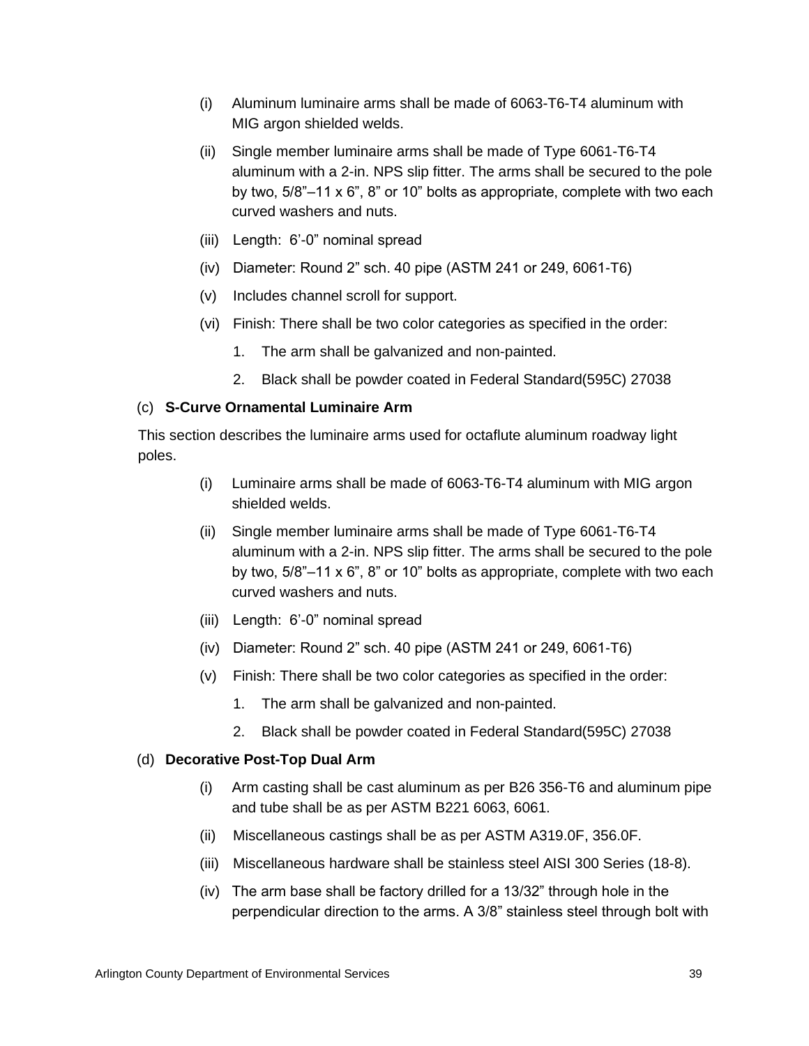(i) Aluminum luminaire arms shall be made of 6063-T6-T4 aluminum with MIG argon shielded welds.

(ii) Single member luminaire arms shall be made of Type 6061-T6-T4 aluminum with a 2-in. NPS slip fitter. The arms shall be secured to the pole by two, 5/8"–11 x 6", 8" or 10" bolts as appropriate, complete with two each curved washers and nuts.

(iii) Length: 6'-0" nominal spread

(iv) Diameter: Round 2" sch. 40 pipe (ASTM 241 or 249, 6061-T6)

(v) Includes channel scroll for support.

(vi) Finish: There shall be two color categories as specified in the order:

1. The arm shall be galvanized and non-painted.
2. Black shall be powder coated in Federal Standard(595C) 27038

(c) **S-Curve Ornamental Luminaire Arm**

This section describes the luminaire arms used for octaflute aluminum roadway light poles.

(i) Luminaire arms shall be made of 6063-T6-T4 aluminum with MIG argon shielded welds.

(ii) Single member luminaire arms shall be made of Type 6061-T6-T4 aluminum with a 2-in. NPS slip fitter. The arms shall be secured to the pole by two, 5/8"–11 x 6", 8" or 10" bolts as appropriate, complete with two each curved washers and nuts.

(iii) Length: 6'-0" nominal spread

(iv) Diameter: Round 2" sch. 40 pipe (ASTM 241 or 249, 6061-T6)

(v) Finish: There shall be two color categories as specified in the order:

1. The arm shall be galvanized and non-painted.
2. Black shall be powder coated in Federal Standard(595C) 27038

(d) **Decorative Post-Top Dual Arm**

(i) Arm casting shall be cast aluminum as per B26 356-T6 and aluminum pipe and tube shall be as per ASTM B221 6063, 6061.

(ii) Miscellaneous castings shall be as per ASTM A319.0F, 356.0F.

(iii) Miscellaneous hardware shall be stainless steel AISI 300 Series (18-8).

(iv) The arm base shall be factory drilled for a 13/32" through hole in the perpendicular direction to the arms. A 3/8" stainless steel through bolt with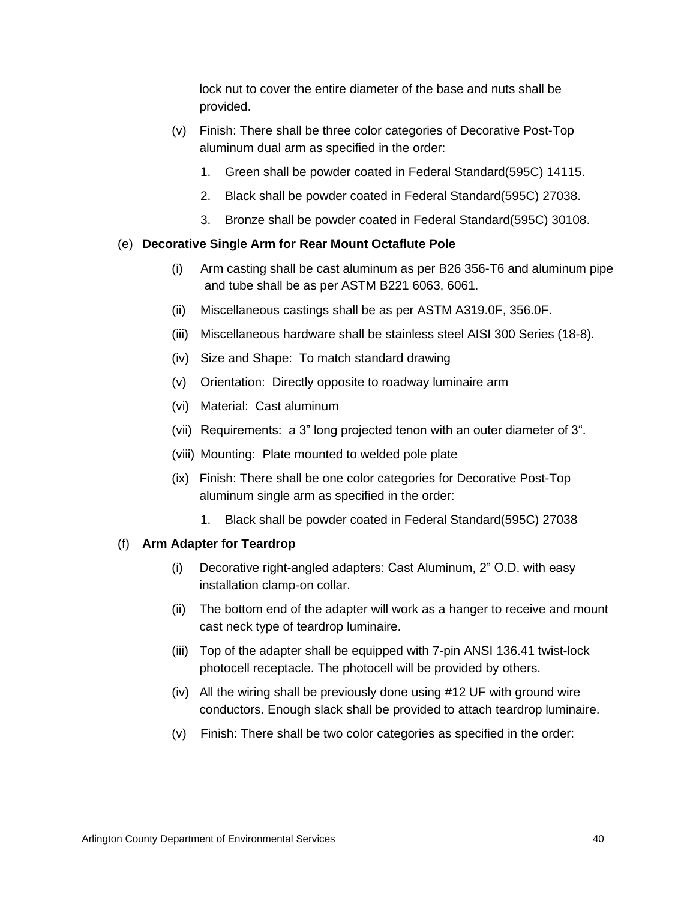lock nut to cover the entire diameter of the base and nuts shall be provided.

(v) Finish: There shall be three color categories of Decorative Post-Top aluminum dual arm as specified in the order:

1. Green shall be powder coated in Federal Standard(595C) 14115.
2. Black shall be powder coated in Federal Standard(595C) 27038.
3. Bronze shall be powder coated in Federal Standard(595C) 30108.

(e) **Decorative Single Arm for Rear Mount Octaflute Pole**

(i) Arm casting shall be cast aluminum as per B26 356-T6 and aluminum pipe and tube shall be as per ASTM B221 6063, 6061.

(ii) Miscellaneous castings shall be as per ASTM A319.0F, 356.0F.

(iii) Miscellaneous hardware shall be stainless steel AISI 300 Series (18-8).

(iv) Size and Shape: To match standard drawing

(v) Orientation: Directly opposite to roadway luminaire arm

(vi) Material: Cast aluminum

(vii) Requirements: a 3" long projected tenon with an outer diameter of 3".

(viii) Mounting: Plate mounted to welded pole plate

(ix) Finish: There shall be one color categories for Decorative Post-Top aluminum single arm as specified in the order:

1. Black shall be powder coated in Federal Standard(595C) 27038

(f) **Arm Adapter for Teardrop**

(i) Decorative right-angled adapters: Cast Aluminum, 2" O.D. with easy installation clamp-on collar.

(ii) The bottom end of the adapter will work as a hanger to receive and mount cast neck type of teardrop luminaire.

(iii) Top of the adapter shall be equipped with 7-pin ANSI 136.41 twist-lock photocell receptacle. The photocell will be provided by others.

(iv) All the wiring shall be previously done using #12 UF with ground wire conductors. Enough slack shall be provided to attach teardrop luminaire.

(v) Finish: There shall be two color categories as specified in the order: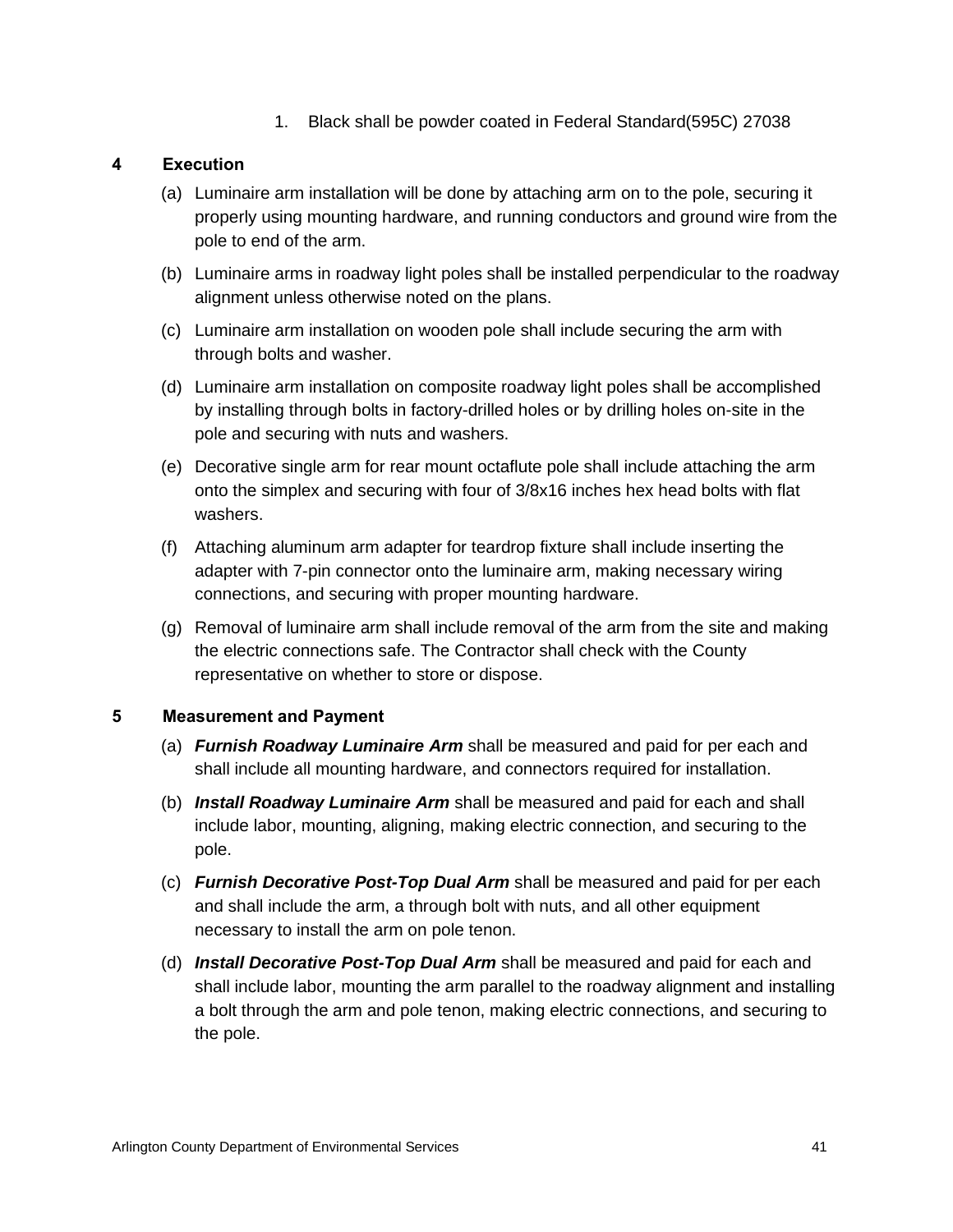1. Black shall be powder coated in Federal Standard(595C) 27038

## 4 Execution

(a) Luminaire arm installation will be done by attaching arm on to the pole, securing it properly using mounting hardware, and running conductors and ground wire from the pole to end of the arm.

(b) Luminaire arms in roadway light poles shall be installed perpendicular to the roadway alignment unless otherwise noted on the plans.

(c) Luminaire arm installation on wooden pole shall include securing the arm with through bolts and washer.

(d) Luminaire arm installation on composite roadway light poles shall be accomplished by installing through bolts in factory-drilled holes or by drilling holes on-site in the pole and securing with nuts and washers.

(e) Decorative single arm for rear mount octaflute pole shall include attaching the arm onto the simplex and securing with four of 3/8x16 inches hex head bolts with flat washers.

(f) Attaching aluminum arm adapter for teardrop fixture shall include inserting the adapter with 7-pin connector onto the luminaire arm, making necessary wiring connections, and securing with proper mounting hardware.

(g) Removal of luminaire arm shall include removal of the arm from the site and making the electric connections safe. The Contractor shall check with the County representative on whether to store or dispose.

## 5 Measurement and Payment

(a) ***Furnish Roadway Luminaire Arm*** shall be measured and paid for per each and shall include all mounting hardware, and connectors required for installation.

(b) ***Install Roadway Luminaire Arm*** shall be measured and paid for each and shall include labor, mounting, aligning, making electric connection, and securing to the pole.

(c) ***Furnish Decorative Post-Top Dual Arm*** shall be measured and paid for per each and shall include the arm, a through bolt with nuts, and all other equipment necessary to install the arm on pole tenon.

(d) ***Install Decorative Post-Top Dual Arm*** shall be measured and paid for each and shall include labor, mounting the arm parallel to the roadway alignment and installing a bolt through the arm and pole tenon, making electric connections, and securing to the pole.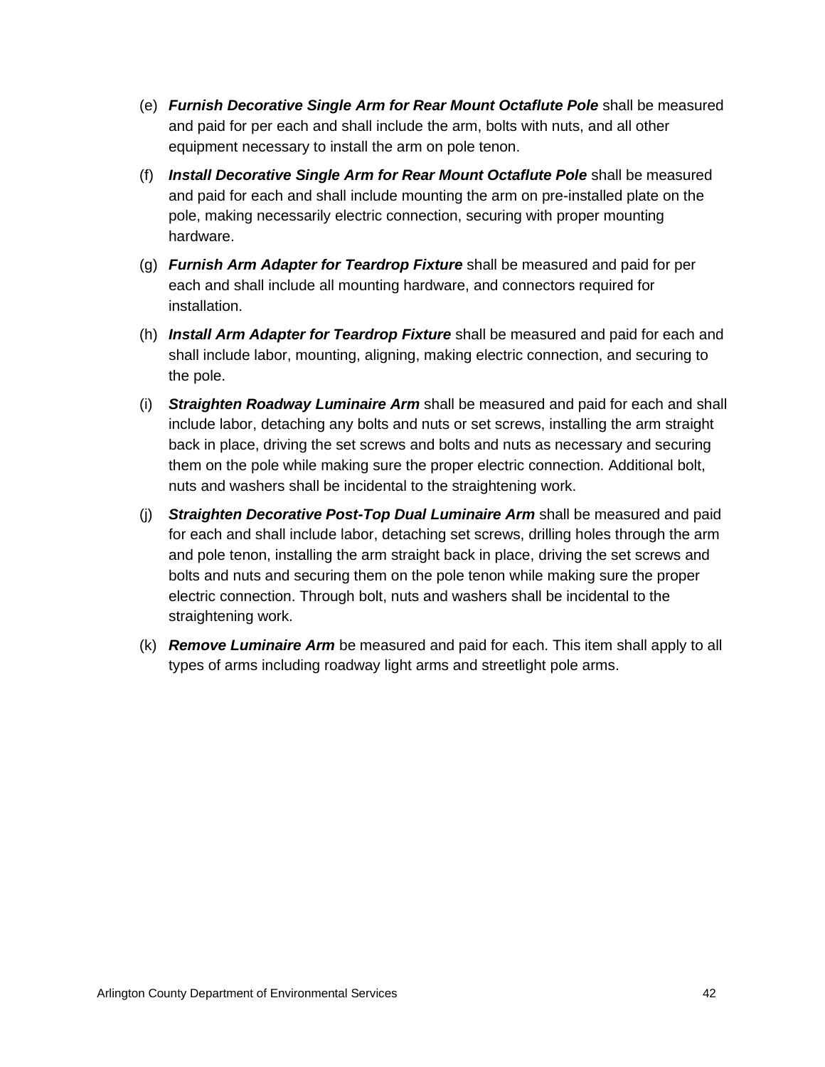(e) ***Furnish Decorative Single Arm for Rear Mount Octaflute Pole*** shall be measured and paid for per each and shall include the arm, bolts with nuts, and all other equipment necessary to install the arm on pole tenon.

(f) ***Install Decorative Single Arm for Rear Mount Octaflute Pole*** shall be measured and paid for each and shall include mounting the arm on pre-installed plate on the pole, making necessarily electric connection, securing with proper mounting hardware.

(g) ***Furnish Arm Adapter for Teardrop Fixture*** shall be measured and paid for per each and shall include all mounting hardware, and connectors required for installation.

(h) ***Install Arm Adapter for Teardrop Fixture*** shall be measured and paid for each and shall include labor, mounting, aligning, making electric connection, and securing to the pole.

(i) ***Straighten Roadway Luminaire Arm*** shall be measured and paid for each and shall include labor, detaching any bolts and nuts or set screws, installing the arm straight back in place, driving the set screws and bolts and nuts as necessary and securing them on the pole while making sure the proper electric connection. Additional bolt, nuts and washers shall be incidental to the straightening work.

(j) ***Straighten Decorative Post-Top Dual Luminaire Arm*** shall be measured and paid for each and shall include labor, detaching set screws, drilling holes through the arm and pole tenon, installing the arm straight back in place, driving the set screws and bolts and nuts and securing them on the pole tenon while making sure the proper electric connection. Through bolt, nuts and washers shall be incidental to the straightening work.

(k) ***Remove Luminaire Arm*** be measured and paid for each. This item shall apply to all types of arms including roadway light arms and streetlight pole arms.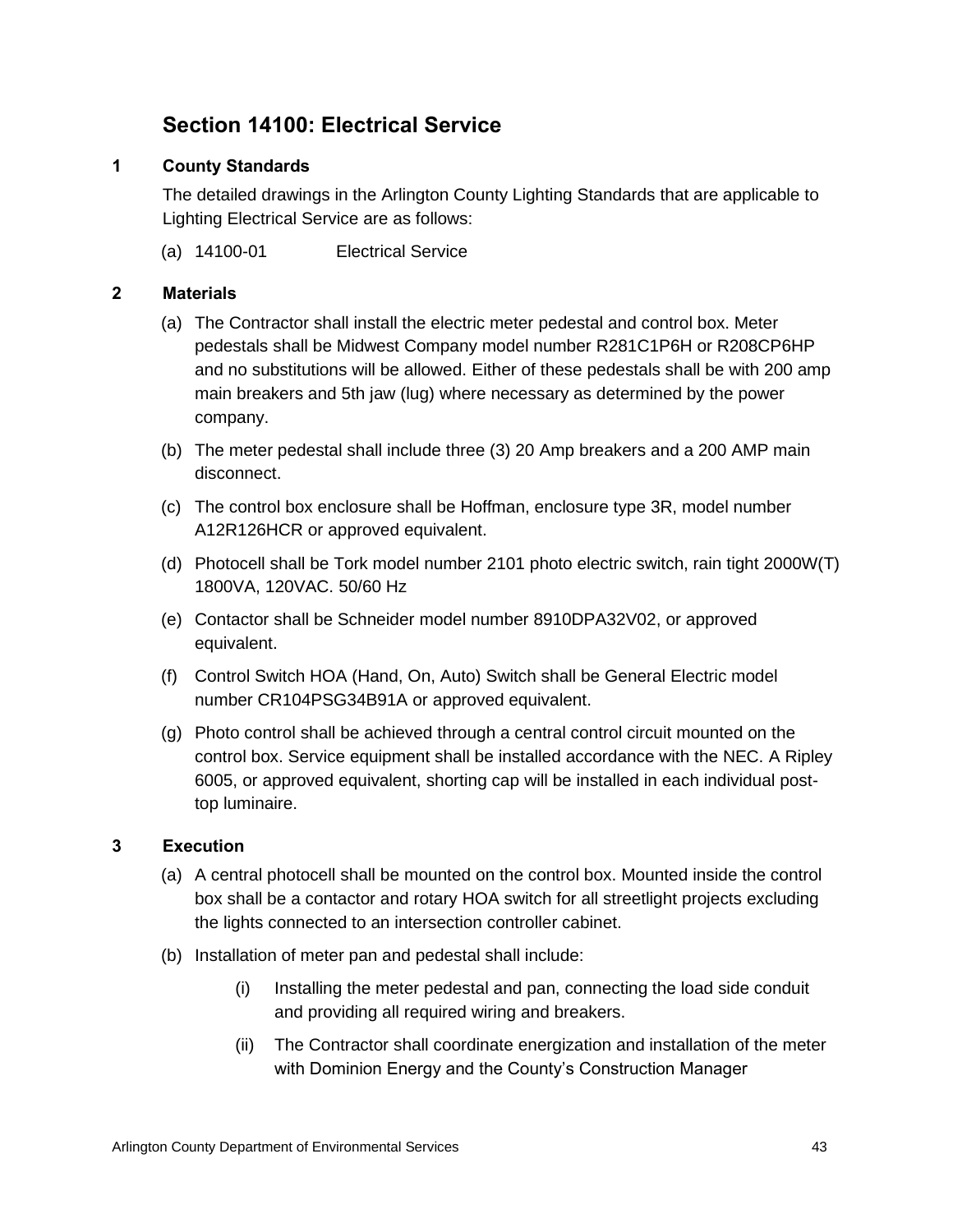# Section 14100: Electrical Service

## 1 County Standards

The detailed drawings in the Arlington County Lighting Standards that are applicable to Lighting Electrical Service are as follows:

(a) 14100-01 Electrical Service

## 2 Materials

(a) The Contractor shall install the electric meter pedestal and control box. Meter pedestals shall be Midwest Company model number R281C1P6H or R208CP6HP and no substitutions will be allowed. Either of these pedestals shall be with 200 amp main breakers and 5th jaw (lug) where necessary as determined by the power company.

(b) The meter pedestal shall include three (3) 20 Amp breakers and a 200 AMP main disconnect.

(c) The control box enclosure shall be Hoffman, enclosure type 3R, model number A12R126HCR or approved equivalent.

(d) Photocell shall be Tork model number 2101 photo electric switch, rain tight 2000W(T) 1800VA, 120VAC. 50/60 Hz

(e) Contactor shall be Schneider model number 8910DPA32V02, or approved equivalent.

(f) Control Switch HOA (Hand, On, Auto) Switch shall be General Electric model number CR104PSG34B91A or approved equivalent.

(g) Photo control shall be achieved through a central control circuit mounted on the control box. Service equipment shall be installed accordance with the NEC. A Ripley 6005, or approved equivalent, shorting cap will be installed in each individual post-top luminaire.

## 3 Execution

(a) A central photocell shall be mounted on the control box. Mounted inside the control box shall be a contactor and rotary HOA switch for all streetlight projects excluding the lights connected to an intersection controller cabinet.

(b) Installation of meter pan and pedestal shall include:

 (i) Installing the meter pedestal and pan, connecting the load side conduit and providing all required wiring and breakers.

 (ii) The Contractor shall coordinate energization and installation of the meter with Dominion Energy and the County's Construction Manager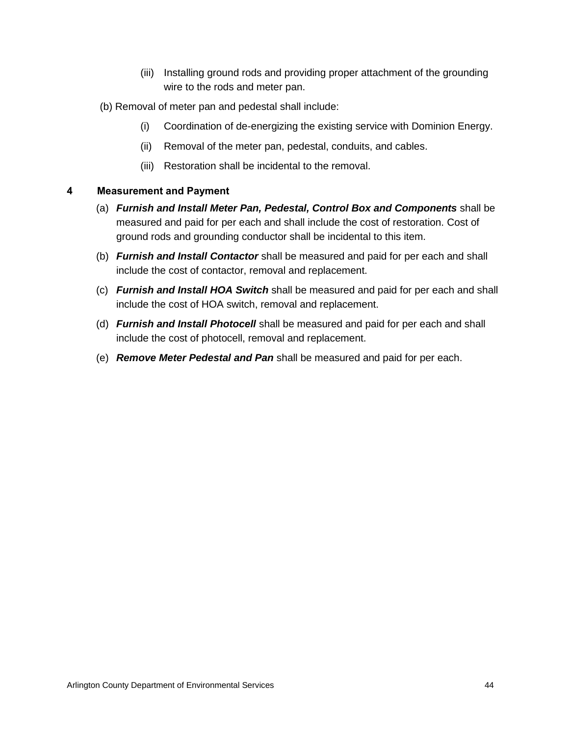(iii) Installing ground rods and providing proper attachment of the grounding wire to the rods and meter pan.

(b) Removal of meter pan and pedestal shall include:

(i) Coordination of de-energizing the existing service with Dominion Energy.

(ii) Removal of the meter pan, pedestal, conduits, and cables.

(iii) Restoration shall be incidental to the removal.

## 4 Measurement and Payment

(a) ***Furnish and Install Meter Pan, Pedestal, Control Box and Components*** shall be measured and paid for per each and shall include the cost of restoration. Cost of ground rods and grounding conductor shall be incidental to this item.

(b) ***Furnish and Install Contactor*** shall be measured and paid for per each and shall include the cost of contactor, removal and replacement.

(c) ***Furnish and Install HOA Switch*** shall be measured and paid for per each and shall include the cost of HOA switch, removal and replacement.

(d) ***Furnish and Install Photocell*** shall be measured and paid for per each and shall include the cost of photocell, removal and replacement.

(e) ***Remove Meter Pedestal and Pan*** shall be measured and paid for per each.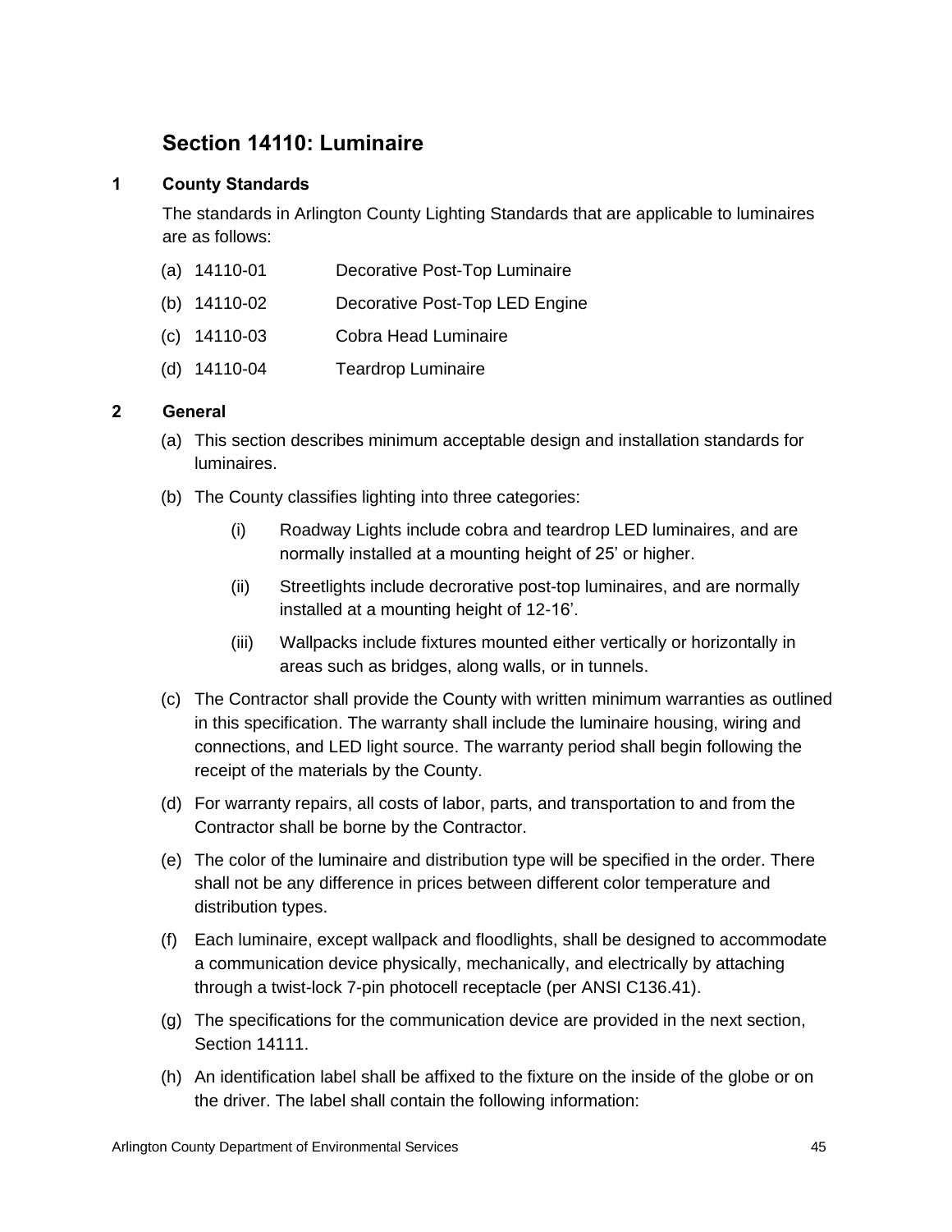## Section 14110: Luminaire

### 1 County Standards

The standards in Arlington County Lighting Standards that are applicable to luminaires are as follows:

(a) 14110-01 Decorative Post-Top Luminaire

(b) 14110-02 Decorative Post-Top LED Engine

(c) 14110-03 Cobra Head Luminaire

(d) 14110-04 Teardrop Luminaire

### 2 General

(a) This section describes minimum acceptable design and installation standards for luminaires.

(b) The County classifies lighting into three categories:

(i) Roadway Lights include cobra and teardrop LED luminaires, and are normally installed at a mounting height of 25' or higher.

(ii) Streetlights include decrorative post-top luminaires, and are normally installed at a mounting height of 12-16'.

(iii) Wallpacks include fixtures mounted either vertically or horizontally in areas such as bridges, along walls, or in tunnels.

(c) The Contractor shall provide the County with written minimum warranties as outlined in this specification. The warranty shall include the luminaire housing, wiring and connections, and LED light source. The warranty period shall begin following the receipt of the materials by the County.

(d) For warranty repairs, all costs of labor, parts, and transportation to and from the Contractor shall be borne by the Contractor.

(e) The color of the luminaire and distribution type will be specified in the order. There shall not be any difference in prices between different color temperature and distribution types.

(f) Each luminaire, except wallpack and floodlights, shall be designed to accommodate a communication device physically, mechanically, and electrically by attaching through a twist-lock 7-pin photocell receptacle (per ANSI C136.41).

(g) The specifications for the communication device are provided in the next section, Section 14111.

(h) An identification label shall be affixed to the fixture on the inside of the globe or on the driver. The label shall contain the following information: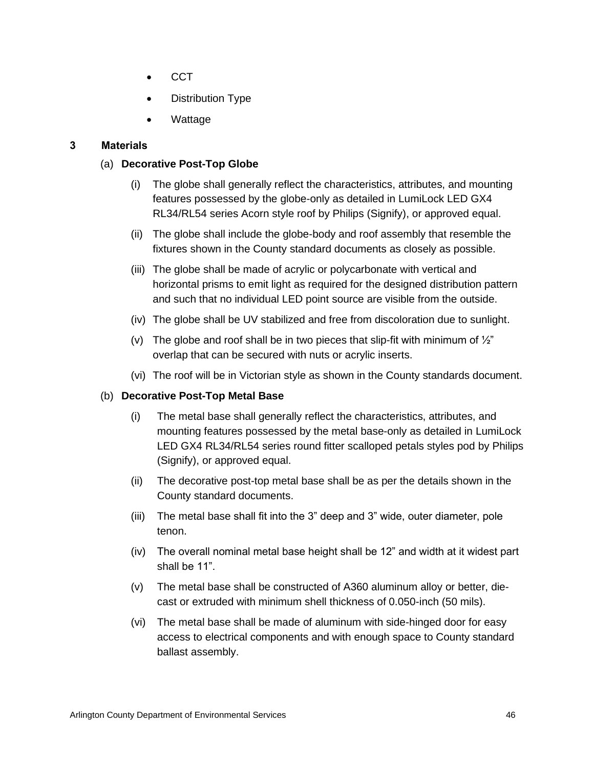- CCT
- Distribution Type
- Wattage

## 3 Materials

### (a) Decorative Post-Top Globe

(i) The globe shall generally reflect the characteristics, attributes, and mounting features possessed by the globe-only as detailed in LumiLock LED GX4 RL34/RL54 series Acorn style roof by Philips (Signify), or approved equal.

(ii) The globe shall include the globe-body and roof assembly that resemble the fixtures shown in the County standard documents as closely as possible.

(iii) The globe shall be made of acrylic or polycarbonate with vertical and horizontal prisms to emit light as required for the designed distribution pattern and such that no individual LED point source are visible from the outside.

(iv) The globe shall be UV stabilized and free from discoloration due to sunlight.

(v) The globe and roof shall be in two pieces that slip-fit with minimum of ½" overlap that can be secured with nuts or acrylic inserts.

(vi) The roof will be in Victorian style as shown in the County standards document.

### (b) Decorative Post-Top Metal Base

(i) The metal base shall generally reflect the characteristics, attributes, and mounting features possessed by the metal base-only as detailed in LumiLock LED GX4 RL34/RL54 series round fitter scalloped petals styles pod by Philips (Signify), or approved equal.

(ii) The decorative post-top metal base shall be as per the details shown in the County standard documents.

(iii) The metal base shall fit into the 3" deep and 3" wide, outer diameter, pole tenon.

(iv) The overall nominal metal base height shall be 12" and width at it widest part shall be 11".

(v) The metal base shall be constructed of A360 aluminum alloy or better, die-cast or extruded with minimum shell thickness of 0.050-inch (50 mils).

(vi) The metal base shall be made of aluminum with side-hinged door for easy access to electrical components and with enough space to County standard ballast assembly.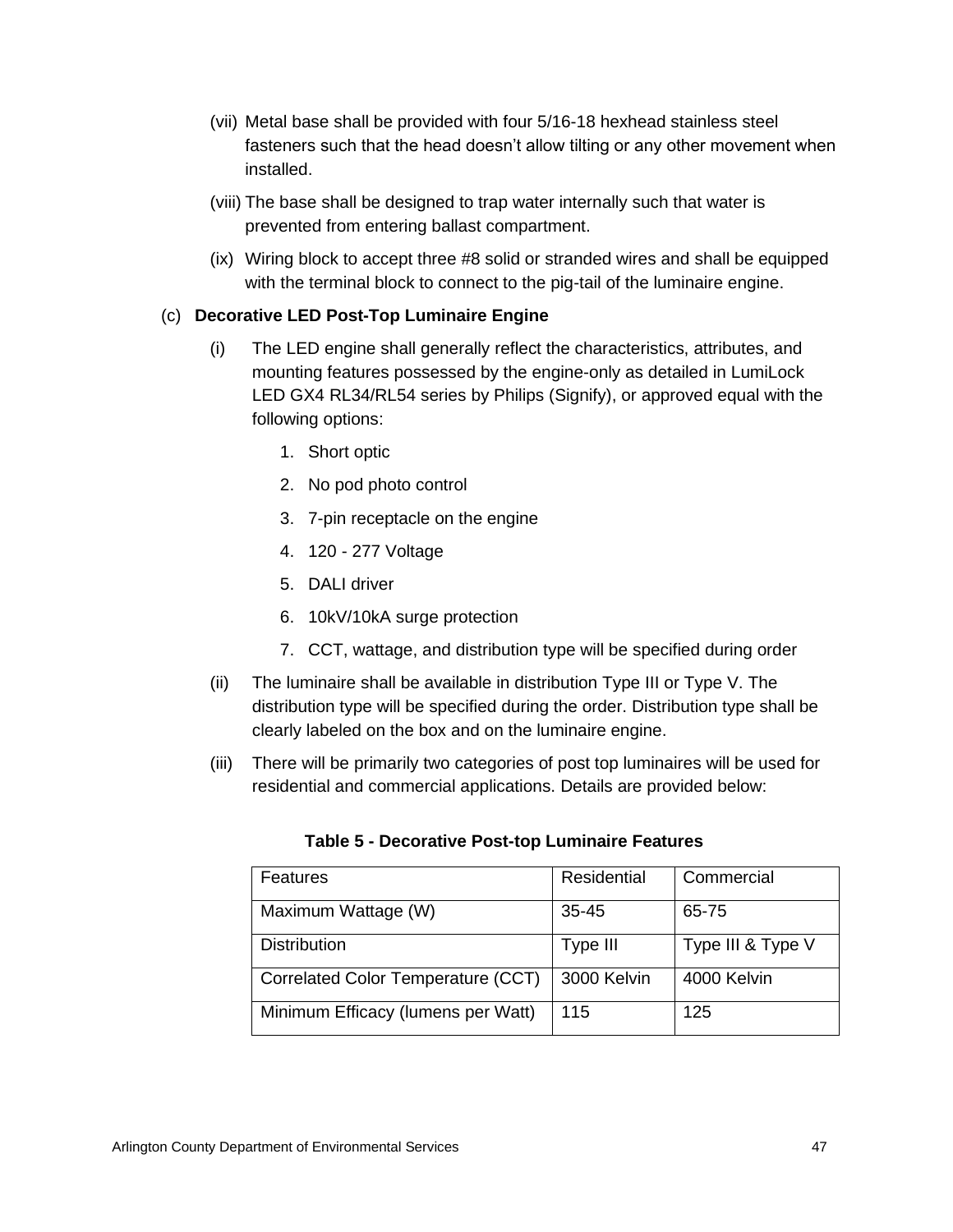(vii) Metal base shall be provided with four 5/16-18 hexhead stainless steel fasteners such that the head doesn’t allow tilting or any other movement when installed.

(viii) The base shall be designed to trap water internally such that water is prevented from entering ballast compartment.

(ix) Wiring block to accept three #8 solid or stranded wires and shall be equipped with the terminal block to connect to the pig-tail of the luminaire engine.

(c) **Decorative LED Post-Top Luminaire Engine**

(i) The LED engine shall generally reflect the characteristics, attributes, and mounting features possessed by the engine-only as detailed in LumiLock LED GX4 RL34/RL54 series by Philips (Signify), or approved equal with the following options:

1. Short optic
2. No pod photo control
3. 7-pin receptacle on the engine
4. 120 - 277 Voltage
5. DALI driver
6. 10kV/10kA surge protection
7. CCT, wattage, and distribution type will be specified during order

(ii) The luminaire shall be available in distribution Type III or Type V. The distribution type will be specified during the order. Distribution type shall be clearly labeled on the box and on the luminaire engine.

(iii) There will be primarily two categories of post top luminaires will be used for residential and commercial applications. Details are provided below:

**Table 5 - Decorative Post-top Luminaire Features**

| Features | Residential | Commercial |
|---|---|---|
| Maximum Wattage (W) | 35-45 | 65-75 |
| Distribution | Type III | Type III & Type V |
| Correlated Color Temperature (CCT) | 3000 Kelvin | 4000 Kelvin |
| Minimum Efficacy (lumens per Watt) | 115 | 125 |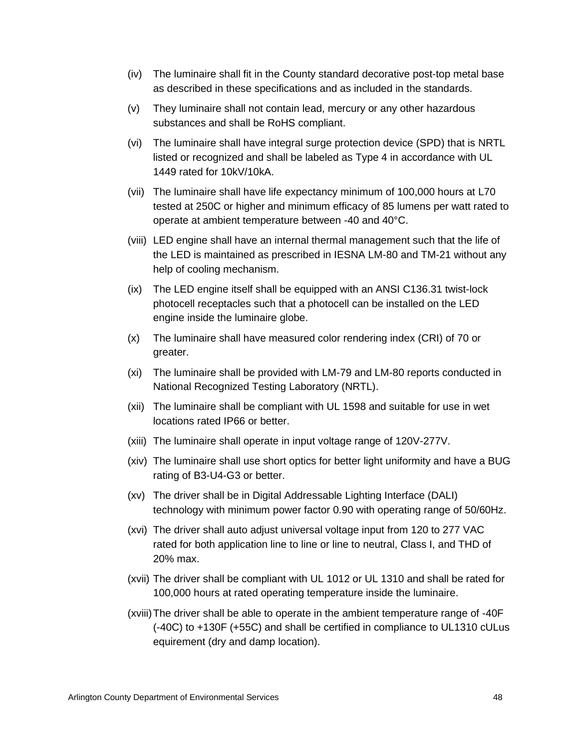(iv) The luminaire shall fit in the County standard decorative post-top metal base as described in these specifications and as included in the standards.

(v) They luminaire shall not contain lead, mercury or any other hazardous substances and shall be RoHS compliant.

(vi) The luminaire shall have integral surge protection device (SPD) that is NRTL listed or recognized and shall be labeled as Type 4 in accordance with UL 1449 rated for 10kV/10kA.

(vii) The luminaire shall have life expectancy minimum of 100,000 hours at L70 tested at 250C or higher and minimum efficacy of 85 lumens per watt rated to operate at ambient temperature between -40 and 40°C.

(viii) LED engine shall have an internal thermal management such that the life of the LED is maintained as prescribed in IESNA LM-80 and TM-21 without any help of cooling mechanism.

(ix) The LED engine itself shall be equipped with an ANSI C136.31 twist-lock photocell receptacles such that a photocell can be installed on the LED engine inside the luminaire globe.

(x) The luminaire shall have measured color rendering index (CRI) of 70 or greater.

(xi) The luminaire shall be provided with LM-79 and LM-80 reports conducted in National Recognized Testing Laboratory (NRTL).

(xii) The luminaire shall be compliant with UL 1598 and suitable for use in wet locations rated IP66 or better.

(xiii) The luminaire shall operate in input voltage range of 120V-277V.

(xiv) The luminaire shall use short optics for better light uniformity and have a BUG rating of B3-U4-G3 or better.

(xv) The driver shall be in Digital Addressable Lighting Interface (DALI) technology with minimum power factor 0.90 with operating range of 50/60Hz.

(xvi) The driver shall auto adjust universal voltage input from 120 to 277 VAC rated for both application line to line or line to neutral, Class I, and THD of 20% max.

(xvii) The driver shall be compliant with UL 1012 or UL 1310 and shall be rated for 100,000 hours at rated operating temperature inside the luminaire.

(xviii) The driver shall be able to operate in the ambient temperature range of -40F (-40C) to +130F (+55C) and shall be certified in compliance to UL1310 cULus equirement (dry and damp location).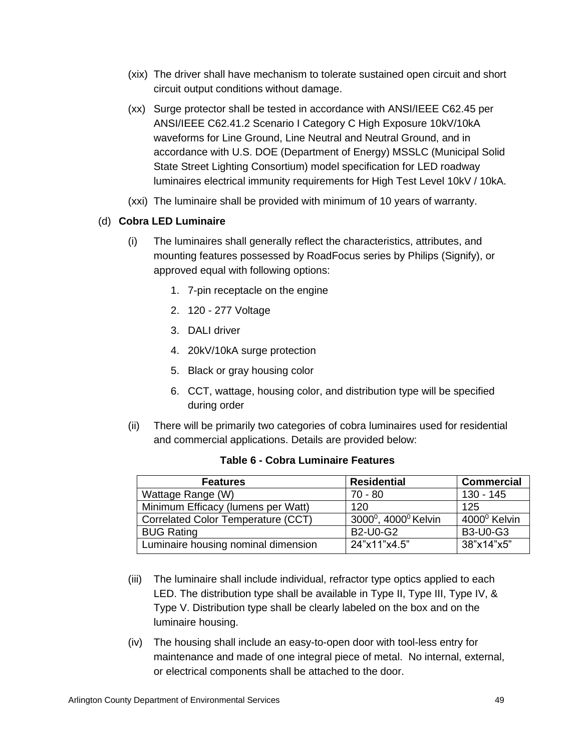(xix) The driver shall have mechanism to tolerate sustained open circuit and short circuit output conditions without damage.

(xx) Surge protector shall be tested in accordance with ANSI/IEEE C62.45 per ANSI/IEEE C62.41.2 Scenario I Category C High Exposure 10kV/10kA waveforms for Line Ground, Line Neutral and Neutral Ground, and in accordance with U.S. DOE (Department of Energy) MSSLC (Municipal Solid State Street Lighting Consortium) model specification for LED roadway luminaires electrical immunity requirements for High Test Level 10kV / 10kA.

(xxi) The luminaire shall be provided with minimum of 10 years of warranty.

(d) **Cobra LED Luminaire**

(i) The luminaires shall generally reflect the characteristics, attributes, and mounting features possessed by RoadFocus series by Philips (Signify), or approved equal with following options:

1. 7-pin receptacle on the engine
2. 120 - 277 Voltage
3. DALI driver
4. 20kV/10kA surge protection
5. Black or gray housing color
6. CCT, wattage, housing color, and distribution type will be specified during order

(ii) There will be primarily two categories of cobra luminaires used for residential and commercial applications. Details are provided below:

**Table 6 - Cobra Luminaire Features**

| Features | Residential | Commercial |
|---|---|---|
| Wattage Range (W) | 70 - 80 | 130 - 145 |
| Minimum Efficacy (lumens per Watt) | 120 | 125 |
| Correlated Color Temperature (CCT) | $3000^0$, $4000^0$ Kelvin | $4000^0$ Kelvin |
| BUG Rating | B2-U0-G2 | B3-U0-G3 |
| Luminaire housing nominal dimension | 24"x11"x4.5" | 38"x14"x5" |

(iii) The luminaire shall include individual, refractor type optics applied to each LED. The distribution type shall be available in Type II, Type III, Type IV, & Type V. Distribution type shall be clearly labeled on the box and on the luminaire housing.

(iv) The housing shall include an easy-to-open door with tool-less entry for maintenance and made of one integral piece of metal. No internal, external, or electrical components shall be attached to the door.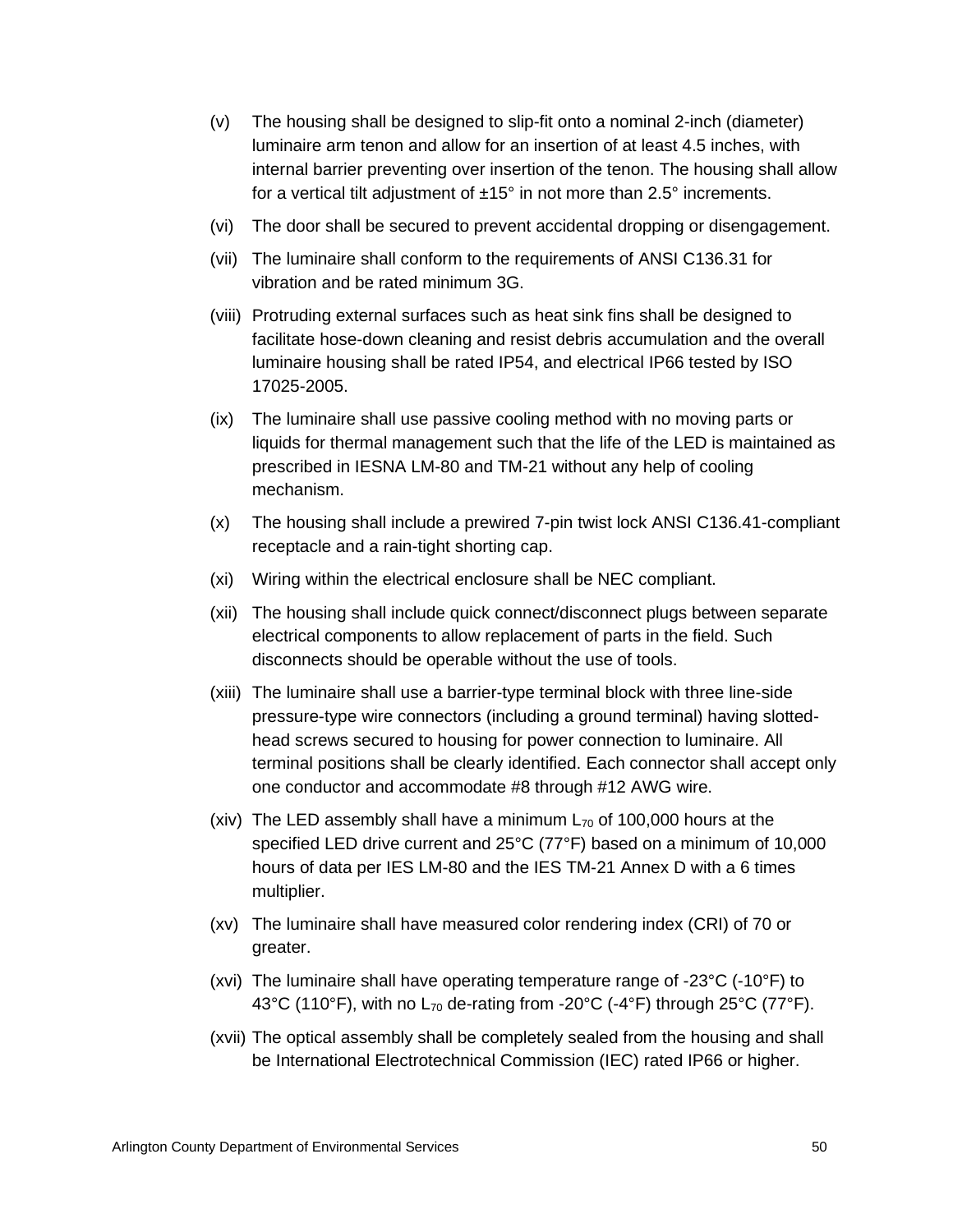(v) The housing shall be designed to slip-fit onto a nominal 2-inch (diameter) luminaire arm tenon and allow for an insertion of at least 4.5 inches, with internal barrier preventing over insertion of the tenon. The housing shall allow for a vertical tilt adjustment of ±15° in not more than 2.5° increments.

(vi) The door shall be secured to prevent accidental dropping or disengagement.

(vii) The luminaire shall conform to the requirements of ANSI C136.31 for vibration and be rated minimum 3G.

(viii) Protruding external surfaces such as heat sink fins shall be designed to facilitate hose-down cleaning and resist debris accumulation and the overall luminaire housing shall be rated IP54, and electrical IP66 tested by ISO 17025-2005.

(ix) The luminaire shall use passive cooling method with no moving parts or liquids for thermal management such that the life of the LED is maintained as prescribed in IESNA LM-80 and TM-21 without any help of cooling mechanism.

(x) The housing shall include a prewired 7-pin twist lock ANSI C136.41-compliant receptacle and a rain-tight shorting cap.

(xi) Wiring within the electrical enclosure shall be NEC compliant.

(xii) The housing shall include quick connect/disconnect plugs between separate electrical components to allow replacement of parts in the field. Such disconnects should be operable without the use of tools.

(xiii) The luminaire shall use a barrier-type terminal block with three line-side pressure-type wire connectors (including a ground terminal) having slotted-head screws secured to housing for power connection to luminaire. All terminal positions shall be clearly identified. Each connector shall accept only one conductor and accommodate #8 through #12 AWG wire.

(xiv) The LED assembly shall have a minimum $L_{70}$ of 100,000 hours at the specified LED drive current and 25°C (77°F) based on a minimum of 10,000 hours of data per IES LM-80 and the IES TM-21 Annex D with a 6 times multiplier.

(xv) The luminaire shall have measured color rendering index (CRI) of 70 or greater.

(xvi) The luminaire shall have operating temperature range of -23°C (-10°F) to 43°C (110°F), with no $L_{70}$ de-rating from -20°C (-4°F) through 25°C (77°F).

(xvii) The optical assembly shall be completely sealed from the housing and shall be International Electrotechnical Commission (IEC) rated IP66 or higher.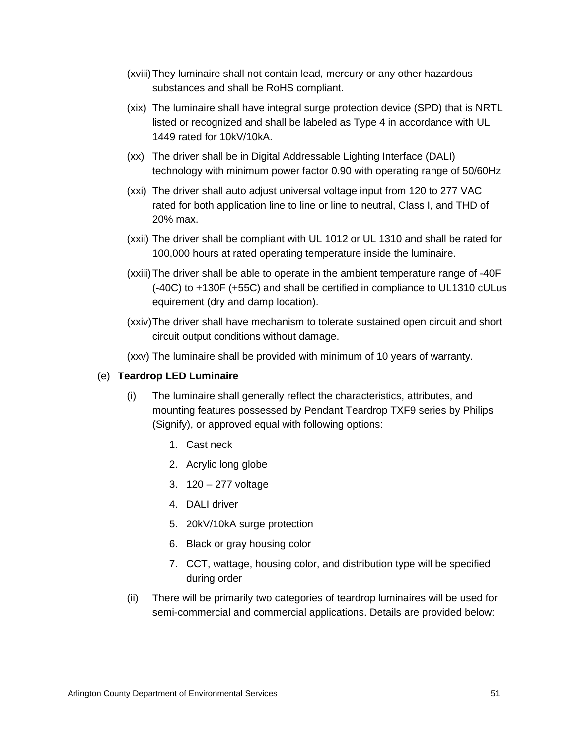(xviii) They luminaire shall not contain lead, mercury or any other hazardous substances and shall be RoHS compliant.

(xix) The luminaire shall have integral surge protection device (SPD) that is NRTL listed or recognized and shall be labeled as Type 4 in accordance with UL 1449 rated for 10kV/10kA.

(xx) The driver shall be in Digital Addressable Lighting Interface (DALI) technology with minimum power factor 0.90 with operating range of 50/60Hz

(xxi) The driver shall auto adjust universal voltage input from 120 to 277 VAC rated for both application line to line or line to neutral, Class I, and THD of 20% max.

(xxii) The driver shall be compliant with UL 1012 or UL 1310 and shall be rated for 100,000 hours at rated operating temperature inside the luminaire.

(xxiii) The driver shall be able to operate in the ambient temperature range of -40F (-40C) to +130F (+55C) and shall be certified in compliance to UL1310 cULus equirement (dry and damp location).

(xxiv) The driver shall have mechanism to tolerate sustained open circuit and short circuit output conditions without damage.

(xxv) The luminaire shall be provided with minimum of 10 years of warranty.

(e) **Teardrop LED Luminaire**

(i) The luminaire shall generally reflect the characteristics, attributes, and mounting features possessed by Pendant Teardrop TXF9 series by Philips (Signify), or approved equal with following options:

1. Cast neck
2. Acrylic long globe
3. 120 – 277 voltage
4. DALI driver
5. 20kV/10kA surge protection
6. Black or gray housing color
7. CCT, wattage, housing color, and distribution type will be specified during order

(ii) There will be primarily two categories of teardrop luminaires will be used for semi-commercial and commercial applications. Details are provided below: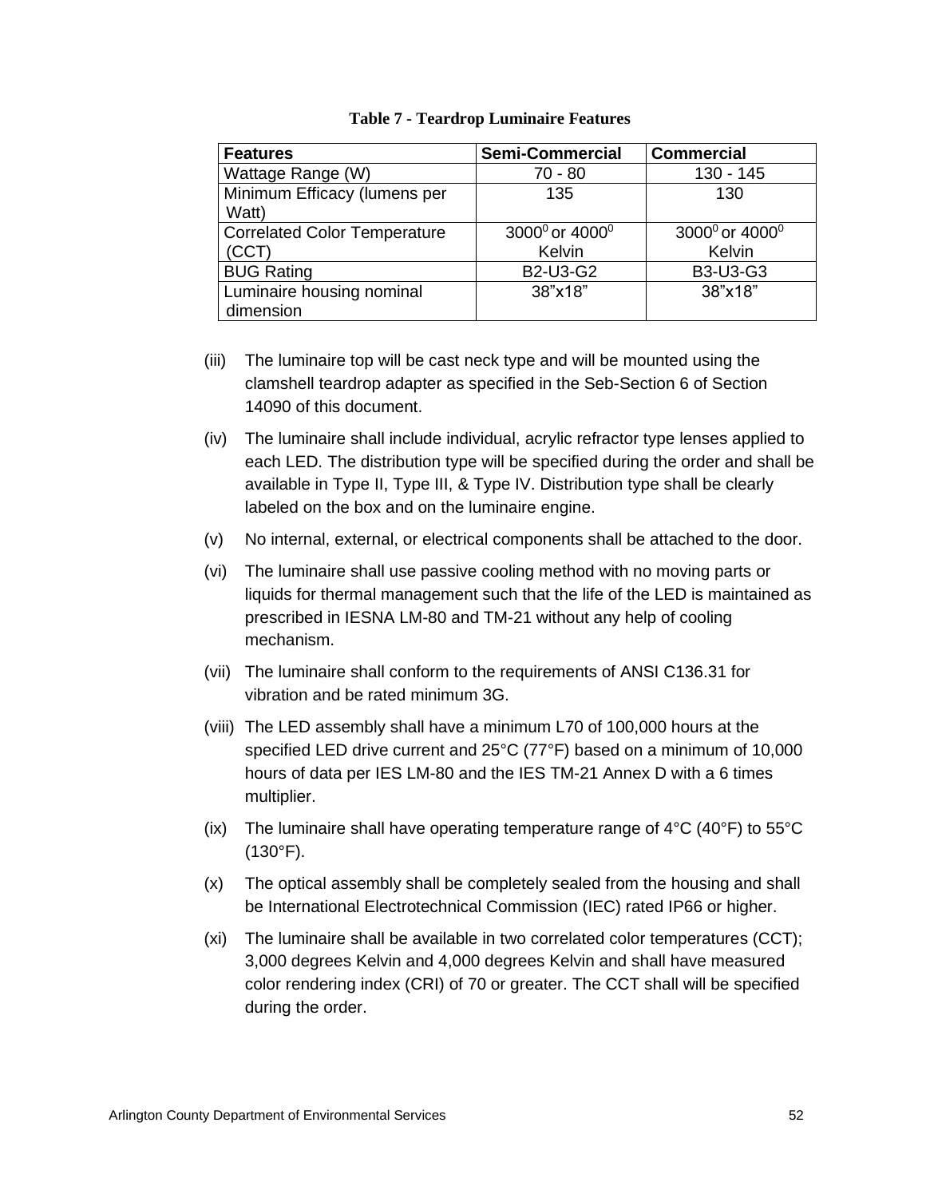**Table 7 - Teardrop Luminaire Features**

| Features | Semi-Commercial | Commercial |
| --- | --- | --- |
| Wattage Range (W) | 70 - 80 | 130 - 145 |
| Minimum Efficacy (lumens per Watt) | 135 | 130 |
| Correlated Color Temperature (CCT) | $3000^0$ or $4000^0$ Kelvin | $3000^0$ or $4000^0$ Kelvin |
| BUG Rating | B2-U3-G2 | B3-U3-G3 |
| Luminaire housing nominal dimension | 38"x18" | 38"x18" |

(iii) The luminaire top will be cast neck type and will be mounted using the clamshell teardrop adapter as specified in the Seb-Section 6 of Section 14090 of this document.

(iv) The luminaire shall include individual, acrylic refractor type lenses applied to each LED. The distribution type will be specified during the order and shall be available in Type II, Type III, & Type IV. Distribution type shall be clearly labeled on the box and on the luminaire engine.

(v) No internal, external, or electrical components shall be attached to the door.

(vi) The luminaire shall use passive cooling method with no moving parts or liquids for thermal management such that the life of the LED is maintained as prescribed in IESNA LM-80 and TM-21 without any help of cooling mechanism.

(vii) The luminaire shall conform to the requirements of ANSI C136.31 for vibration and be rated minimum 3G.

(viii) The LED assembly shall have a minimum L70 of 100,000 hours at the specified LED drive current and 25°C (77°F) based on a minimum of 10,000 hours of data per IES LM-80 and the IES TM-21 Annex D with a 6 times multiplier.

(ix) The luminaire shall have operating temperature range of 4°C (40°F) to 55°C (130°F).

(x) The optical assembly shall be completely sealed from the housing and shall be International Electrotechnical Commission (IEC) rated IP66 or higher.

(xi) The luminaire shall be available in two correlated color temperatures (CCT); 3,000 degrees Kelvin and 4,000 degrees Kelvin and shall have measured color rendering index (CRI) of 70 or greater. The CCT shall will be specified during the order.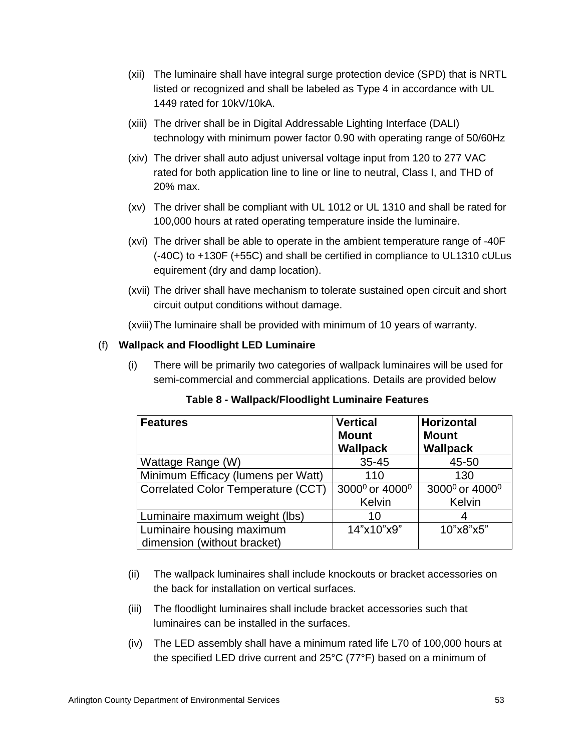(xii) The luminaire shall have integral surge protection device (SPD) that is NRTL listed or recognized and shall be labeled as Type 4 in accordance with UL 1449 rated for 10kV/10kA.

(xiii) The driver shall be in Digital Addressable Lighting Interface (DALI) technology with minimum power factor 0.90 with operating range of 50/60Hz

(xiv) The driver shall auto adjust universal voltage input from 120 to 277 VAC rated for both application line to line or line to neutral, Class I, and THD of 20% max.

(xv) The driver shall be compliant with UL 1012 or UL 1310 and shall be rated for 100,000 hours at rated operating temperature inside the luminaire.

(xvi) The driver shall be able to operate in the ambient temperature range of -40F (-40C) to +130F (+55C) and shall be certified in compliance to UL1310 cULus equirement (dry and damp location).

(xvii) The driver shall have mechanism to tolerate sustained open circuit and short circuit output conditions without damage.

(xviii) The luminaire shall be provided with minimum of 10 years of warranty.

(f) **Wallpack and Floodlight LED Luminaire**

(i) There will be primarily two categories of wallpack luminaires will be used for semi-commercial and commercial applications. Details are provided below

**Table 8 - Wallpack/Floodlight Luminaire Features**

| **Features** | **Vertical Mount Wallpack** | **Horizontal Mount Wallpack** |
|---|---|---|
| Wattage Range (W) | 35-45 | 45-50 |
| Minimum Efficacy (lumens per Watt) | 110 | 130 |
| Correlated Color Temperature (CCT) | $3000^0$ or $4000^0$ Kelvin | $3000^0$ or $4000^0$ Kelvin |
| Luminaire maximum weight (lbs) | 10 | 4 |
| Luminaire housing maximum dimension (without bracket) | 14”x10”x9” | 10”x8”x5” |

(ii) The wallpack luminaires shall include knockouts or bracket accessories on the back for installation on vertical surfaces.

(iii) The floodlight luminaires shall include bracket accessories such that luminaires can be installed in the surfaces.

(iv) The LED assembly shall have a minimum rated life L70 of 100,000 hours at the specified LED drive current and 25°C (77°F) based on a minimum of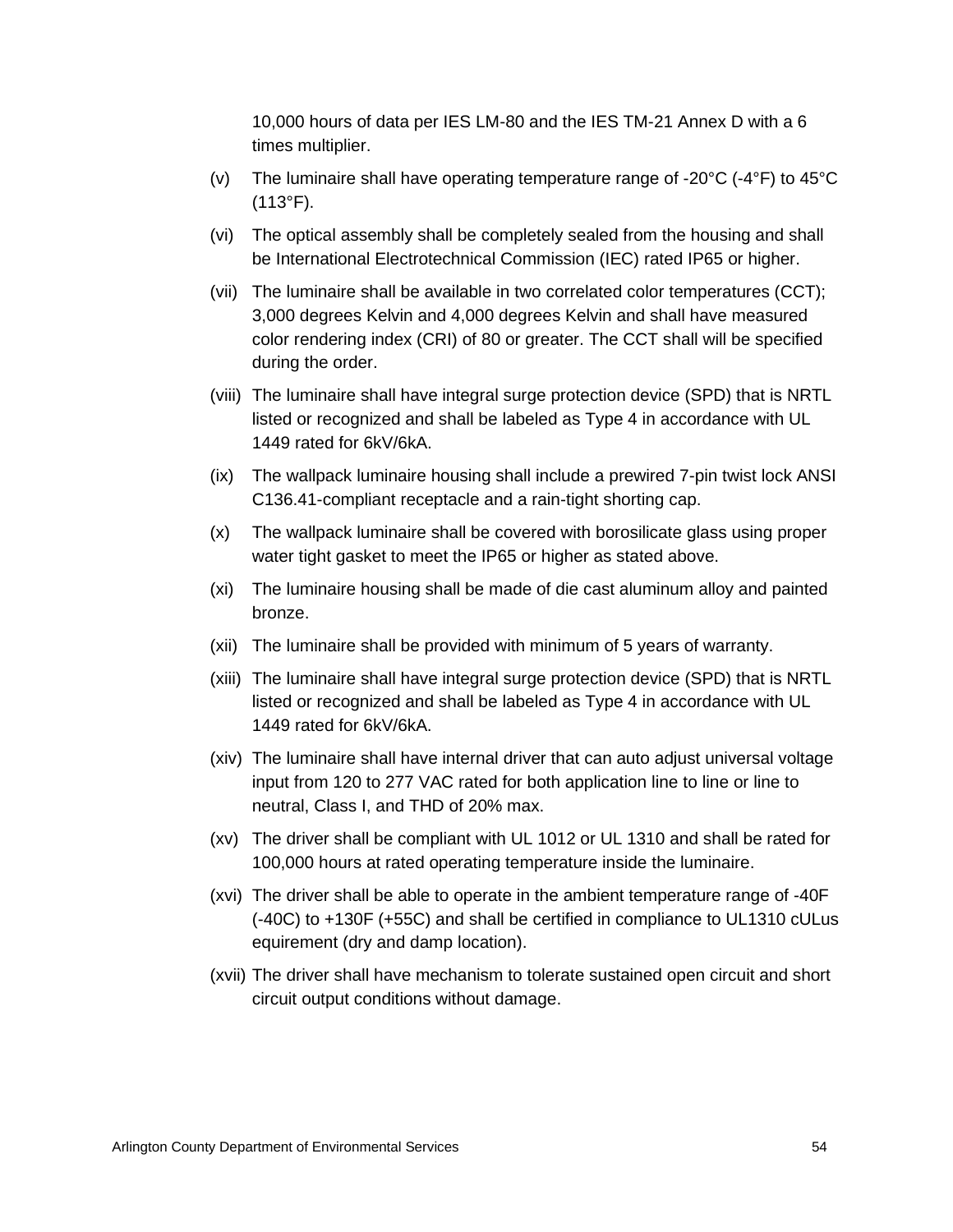10,000 hours of data per IES LM-80 and the IES TM-21 Annex D with a 6 times multiplier.

(v) The luminaire shall have operating temperature range of -20°C (-4°F) to 45°C (113°F).

(vi) The optical assembly shall be completely sealed from the housing and shall be International Electrotechnical Commission (IEC) rated IP65 or higher.

(vii) The luminaire shall be available in two correlated color temperatures (CCT); 3,000 degrees Kelvin and 4,000 degrees Kelvin and shall have measured color rendering index (CRI) of 80 or greater. The CCT shall will be specified during the order.

(viii) The luminaire shall have integral surge protection device (SPD) that is NRTL listed or recognized and shall be labeled as Type 4 in accordance with UL 1449 rated for 6kV/6kA.

(ix) The wallpack luminaire housing shall include a prewired 7-pin twist lock ANSI C136.41-compliant receptacle and a rain-tight shorting cap.

(x) The wallpack luminaire shall be covered with borosilicate glass using proper water tight gasket to meet the IP65 or higher as stated above.

(xi) The luminaire housing shall be made of die cast aluminum alloy and painted bronze.

(xii) The luminaire shall be provided with minimum of 5 years of warranty.

(xiii) The luminaire shall have integral surge protection device (SPD) that is NRTL listed or recognized and shall be labeled as Type 4 in accordance with UL 1449 rated for 6kV/6kA.

(xiv) The luminaire shall have internal driver that can auto adjust universal voltage input from 120 to 277 VAC rated for both application line to line or line to neutral, Class I, and THD of 20% max.

(xv) The driver shall be compliant with UL 1012 or UL 1310 and shall be rated for 100,000 hours at rated operating temperature inside the luminaire.

(xvi) The driver shall be able to operate in the ambient temperature range of -40F (-40C) to +130F (+55C) and shall be certified in compliance to UL1310 cULus equirement (dry and damp location).

(xvii) The driver shall have mechanism to tolerate sustained open circuit and short circuit output conditions without damage.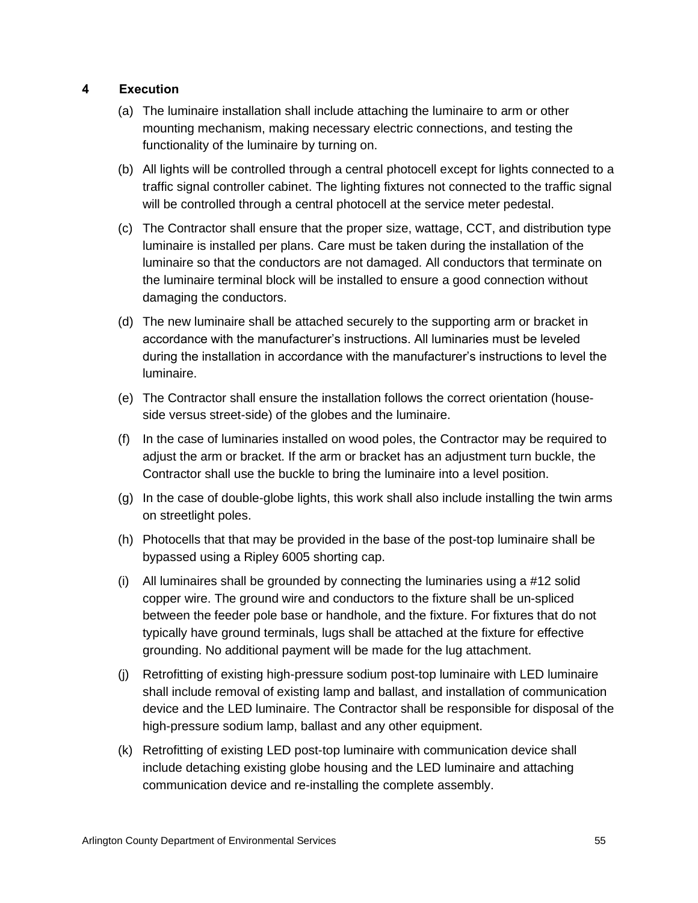## 4 Execution

(a) The luminaire installation shall include attaching the luminaire to arm or other mounting mechanism, making necessary electric connections, and testing the functionality of the luminaire by turning on.

(b) All lights will be controlled through a central photocell except for lights connected to a traffic signal controller cabinet. The lighting fixtures not connected to the traffic signal will be controlled through a central photocell at the service meter pedestal.

(c) The Contractor shall ensure that the proper size, wattage, CCT, and distribution type luminaire is installed per plans. Care must be taken during the installation of the luminaire so that the conductors are not damaged. All conductors that terminate on the luminaire terminal block will be installed to ensure a good connection without damaging the conductors.

(d) The new luminaire shall be attached securely to the supporting arm or bracket in accordance with the manufacturer's instructions. All luminaries must be leveled during the installation in accordance with the manufacturer's instructions to level the luminaire.

(e) The Contractor shall ensure the installation follows the correct orientation (house-side versus street-side) of the globes and the luminaire.

(f) In the case of luminaries installed on wood poles, the Contractor may be required to adjust the arm or bracket. If the arm or bracket has an adjustment turn buckle, the Contractor shall use the buckle to bring the luminaire into a level position.

(g) In the case of double-globe lights, this work shall also include installing the twin arms on streetlight poles.

(h) Photocells that that may be provided in the base of the post-top luminaire shall be bypassed using a Ripley 6005 shorting cap.

(i) All luminaires shall be grounded by connecting the luminaries using a #12 solid copper wire. The ground wire and conductors to the fixture shall be un-spliced between the feeder pole base or handhole, and the fixture. For fixtures that do not typically have ground terminals, lugs shall be attached at the fixture for effective grounding. No additional payment will be made for the lug attachment.

(j) Retrofitting of existing high-pressure sodium post-top luminaire with LED luminaire shall include removal of existing lamp and ballast, and installation of communication device and the LED luminaire. The Contractor shall be responsible for disposal of the high-pressure sodium lamp, ballast and any other equipment.

(k) Retrofitting of existing LED post-top luminaire with communication device shall include detaching existing globe housing and the LED luminaire and attaching communication device and re-installing the complete assembly.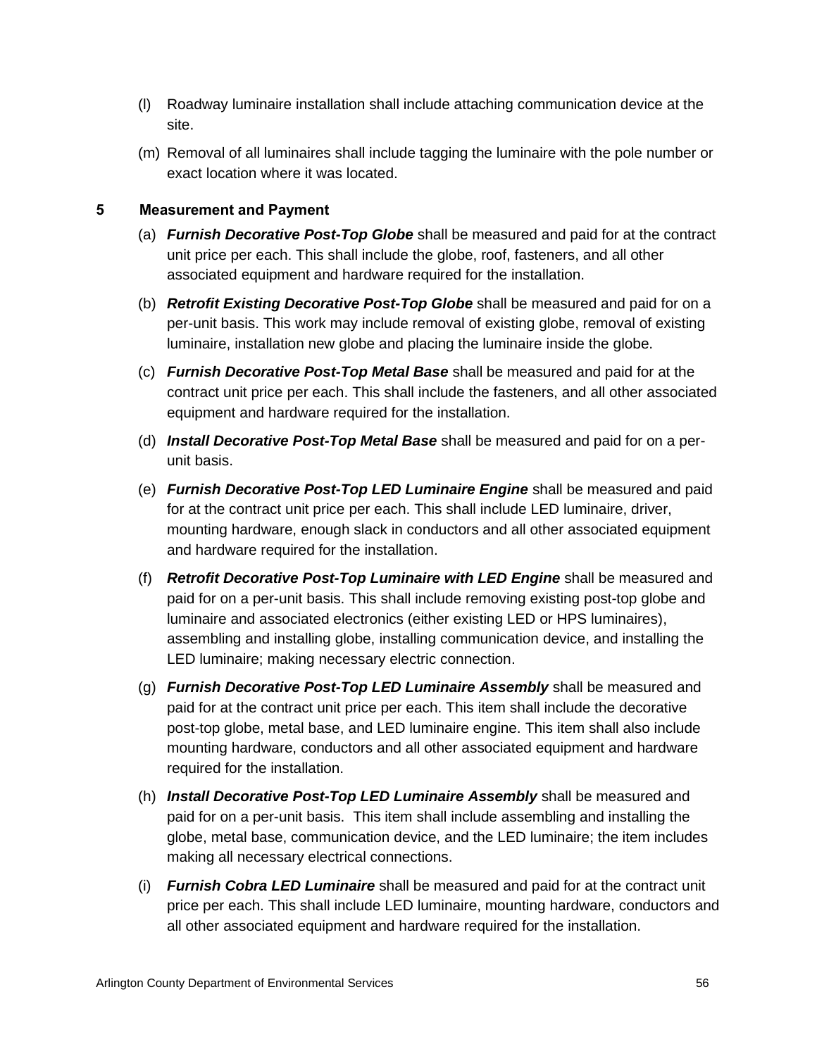(l) Roadway luminaire installation shall include attaching communication device at the site.

(m) Removal of all luminaires shall include tagging the luminaire with the pole number or exact location where it was located.

## 5 Measurement and Payment

(a) ***Furnish Decorative Post-Top Globe*** shall be measured and paid for at the contract unit price per each. This shall include the globe, roof, fasteners, and all other associated equipment and hardware required for the installation.

(b) ***Retrofit Existing Decorative Post-Top Globe*** shall be measured and paid for on a per-unit basis. This work may include removal of existing globe, removal of existing luminaire, installation new globe and placing the luminaire inside the globe.

(c) ***Furnish Decorative Post-Top Metal Base*** shall be measured and paid for at the contract unit price per each. This shall include the fasteners, and all other associated equipment and hardware required for the installation.

(d) ***Install Decorative Post-Top Metal Base*** shall be measured and paid for on a per-unit basis.

(e) ***Furnish Decorative Post-Top LED Luminaire Engine*** shall be measured and paid for at the contract unit price per each. This shall include LED luminaire, driver, mounting hardware, enough slack in conductors and all other associated equipment and hardware required for the installation.

(f) ***Retrofit Decorative Post-Top Luminaire with LED Engine*** shall be measured and paid for on a per-unit basis. This shall include removing existing post-top globe and luminaire and associated electronics (either existing LED or HPS luminaires), assembling and installing globe, installing communication device, and installing the LED luminaire; making necessary electric connection.

(g) ***Furnish Decorative Post-Top LED Luminaire Assembly*** shall be measured and paid for at the contract unit price per each. This item shall include the decorative post-top globe, metal base, and LED luminaire engine. This item shall also include mounting hardware, conductors and all other associated equipment and hardware required for the installation.

(h) ***Install Decorative Post-Top LED Luminaire Assembly*** shall be measured and paid for on a per-unit basis. This item shall include assembling and installing the globe, metal base, communication device, and the LED luminaire; the item includes making all necessary electrical connections.

(i) ***Furnish Cobra LED Luminaire*** shall be measured and paid for at the contract unit price per each. This shall include LED luminaire, mounting hardware, conductors and all other associated equipment and hardware required for the installation.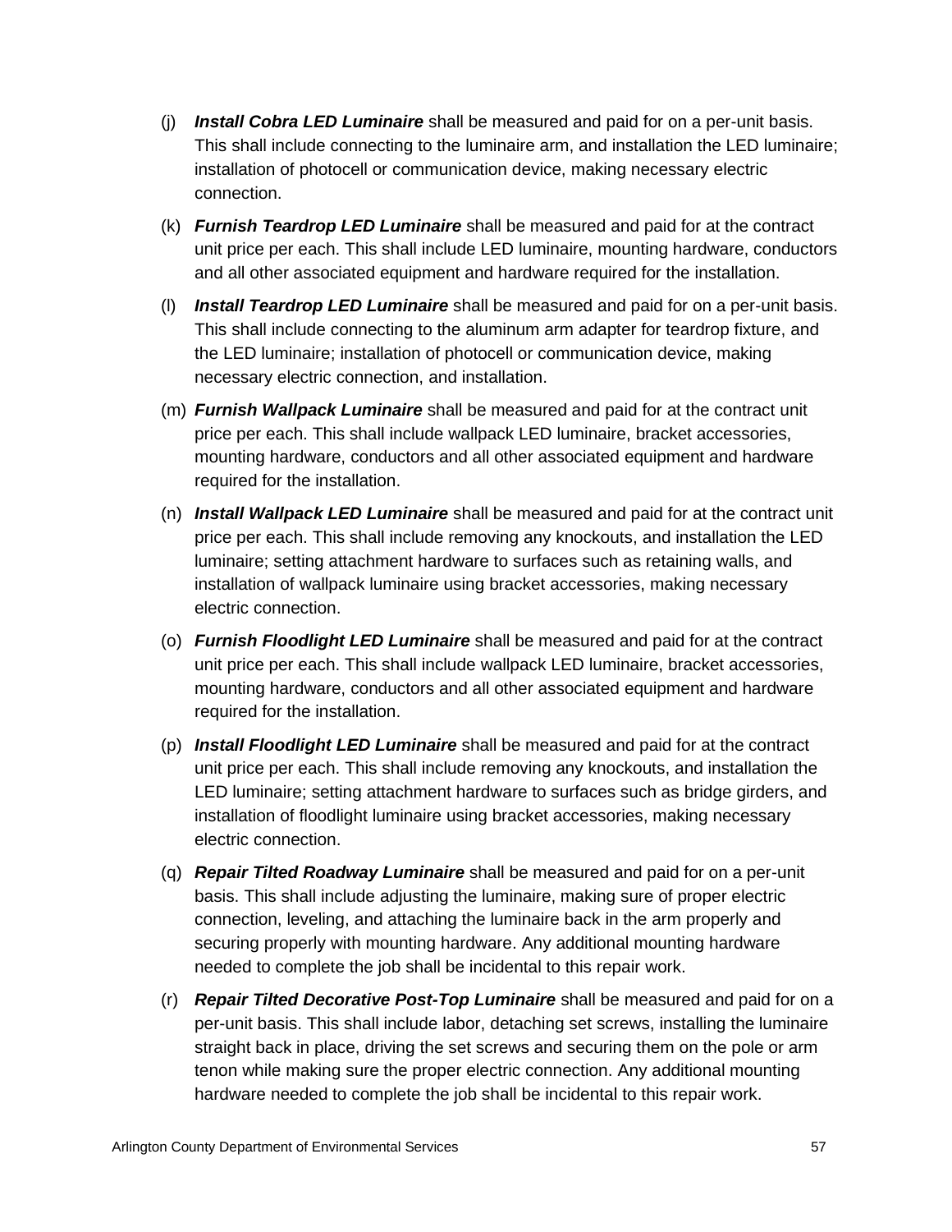(j) ***Install Cobra LED Luminaire*** shall be measured and paid for on a per-unit basis. This shall include connecting to the luminaire arm, and installation the LED luminaire; installation of photocell or communication device, making necessary electric connection.

(k) ***Furnish Teardrop LED Luminaire*** shall be measured and paid for at the contract unit price per each. This shall include LED luminaire, mounting hardware, conductors and all other associated equipment and hardware required for the installation.

(l) ***Install Teardrop LED Luminaire*** shall be measured and paid for on a per-unit basis. This shall include connecting to the aluminum arm adapter for teardrop fixture, and the LED luminaire; installation of photocell or communication device, making necessary electric connection, and installation.

(m) ***Furnish Wallpack Luminaire*** shall be measured and paid for at the contract unit price per each. This shall include wallpack LED luminaire, bracket accessories, mounting hardware, conductors and all other associated equipment and hardware required for the installation.

(n) ***Install Wallpack LED Luminaire*** shall be measured and paid for at the contract unit price per each. This shall include removing any knockouts, and installation the LED luminaire; setting attachment hardware to surfaces such as retaining walls, and installation of wallpack luminaire using bracket accessories, making necessary electric connection.

(o) ***Furnish Floodlight LED Luminaire*** shall be measured and paid for at the contract unit price per each. This shall include wallpack LED luminaire, bracket accessories, mounting hardware, conductors and all other associated equipment and hardware required for the installation.

(p) ***Install Floodlight LED Luminaire*** shall be measured and paid for at the contract unit price per each. This shall include removing any knockouts, and installation the LED luminaire; setting attachment hardware to surfaces such as bridge girders, and installation of floodlight luminaire using bracket accessories, making necessary electric connection.

(q) ***Repair Tilted Roadway Luminaire*** shall be measured and paid for on a per-unit basis. This shall include adjusting the luminaire, making sure of proper electric connection, leveling, and attaching the luminaire back in the arm properly and securing properly with mounting hardware. Any additional mounting hardware needed to complete the job shall be incidental to this repair work.

(r) ***Repair Tilted Decorative Post-Top Luminaire*** shall be measured and paid for on a per-unit basis. This shall include labor, detaching set screws, installing the luminaire straight back in place, driving the set screws and securing them on the pole or arm tenon while making sure the proper electric connection. Any additional mounting hardware needed to complete the job shall be incidental to this repair work.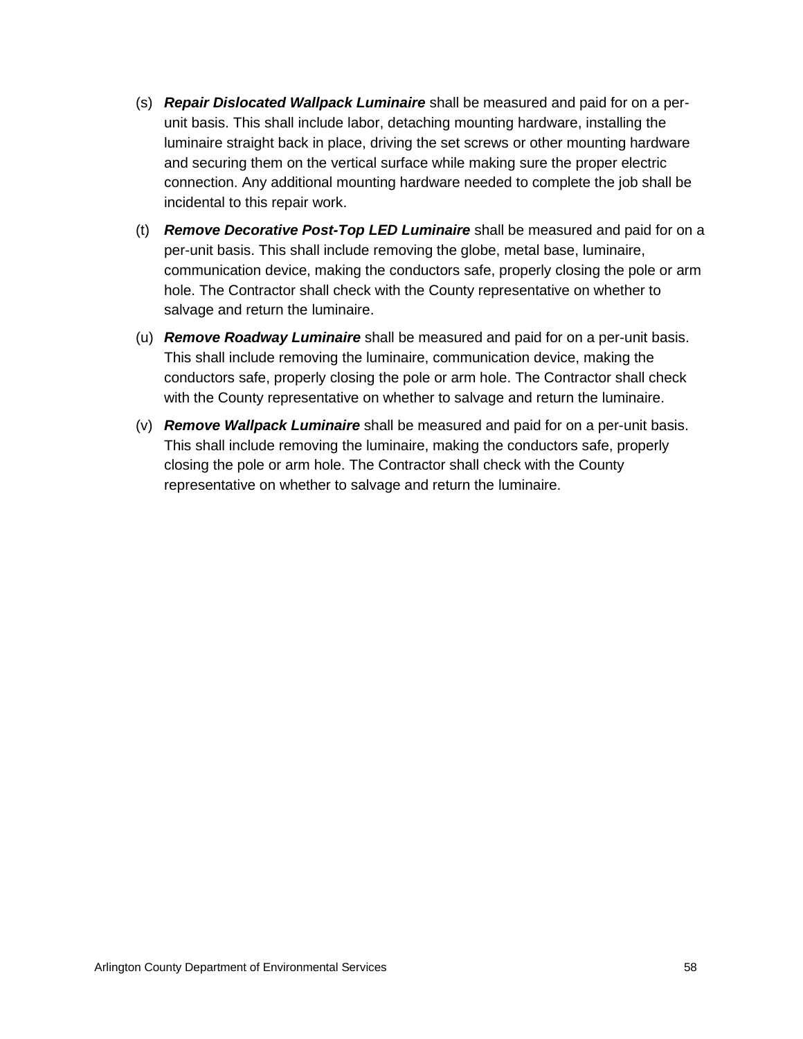(s) ***Repair Dislocated Wallpack Luminaire*** shall be measured and paid for on a per-unit basis. This shall include labor, detaching mounting hardware, installing the luminaire straight back in place, driving the set screws or other mounting hardware and securing them on the vertical surface while making sure the proper electric connection. Any additional mounting hardware needed to complete the job shall be incidental to this repair work.

(t) ***Remove Decorative Post-Top LED Luminaire*** shall be measured and paid for on a per-unit basis. This shall include removing the globe, metal base, luminaire, communication device, making the conductors safe, properly closing the pole or arm hole. The Contractor shall check with the County representative on whether to salvage and return the luminaire.

(u) ***Remove Roadway Luminaire*** shall be measured and paid for on a per-unit basis. This shall include removing the luminaire, communication device, making the conductors safe, properly closing the pole or arm hole. The Contractor shall check with the County representative on whether to salvage and return the luminaire.

(v) ***Remove Wallpack Luminaire*** shall be measured and paid for on a per-unit basis. This shall include removing the luminaire, making the conductors safe, properly closing the pole or arm hole. The Contractor shall check with the County representative on whether to salvage and return the luminaire.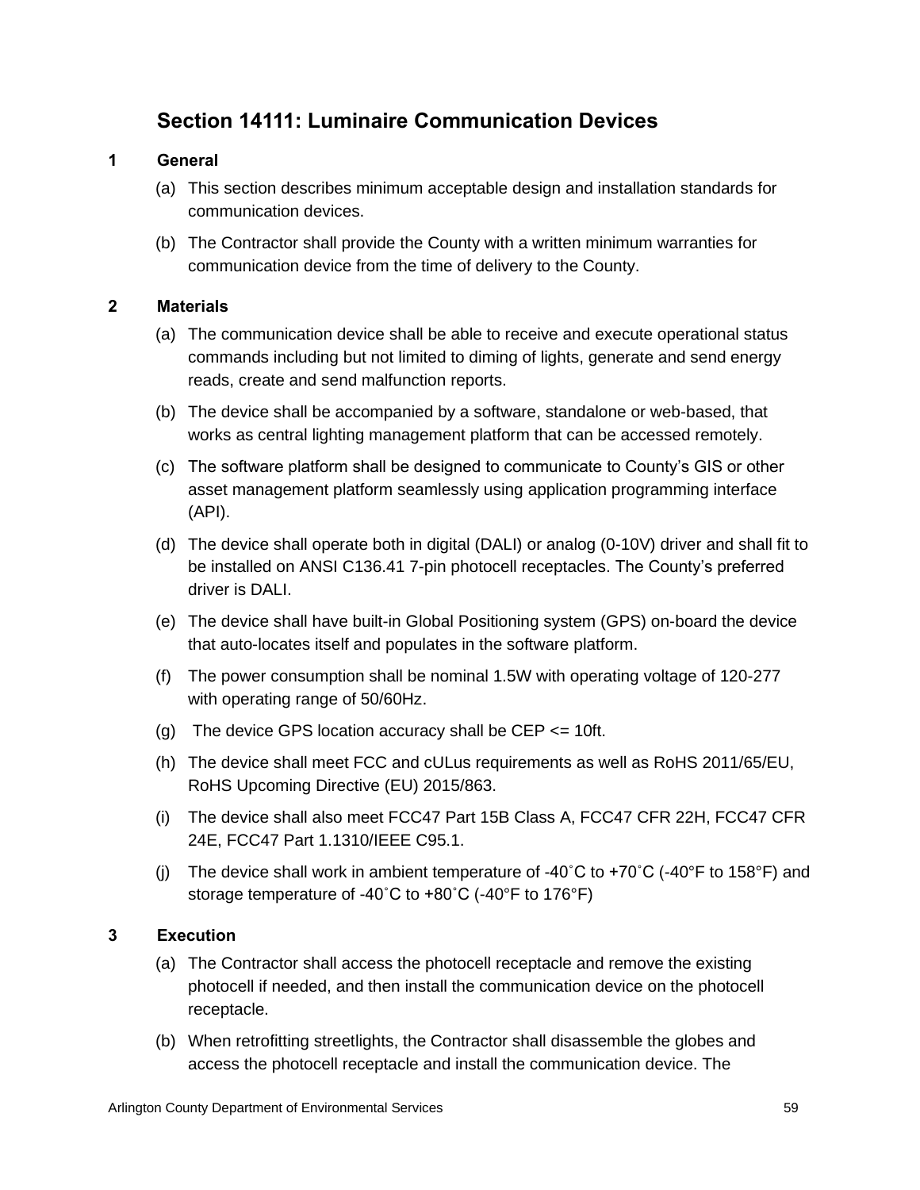## Section 14111: Luminaire Communication Devices

### 1 General

(a) This section describes minimum acceptable design and installation standards for communication devices.

(b) The Contractor shall provide the County with a written minimum warranties for communication device from the time of delivery to the County.

### 2 Materials

(a) The communication device shall be able to receive and execute operational status commands including but not limited to diming of lights, generate and send energy reads, create and send malfunction reports.

(b) The device shall be accompanied by a software, standalone or web-based, that works as central lighting management platform that can be accessed remotely.

(c) The software platform shall be designed to communicate to County's GIS or other asset management platform seamlessly using application programming interface (API).

(d) The device shall operate both in digital (DALI) or analog (0-10V) driver and shall fit to be installed on ANSI C136.41 7-pin photocell receptacles. The County's preferred driver is DALI.

(e) The device shall have built-in Global Positioning system (GPS) on-board the device that auto-locates itself and populates in the software platform.

(f) The power consumption shall be nominal 1.5W with operating voltage of 120-277 with operating range of 50/60Hz.

(g) The device GPS location accuracy shall be CEP <= 10ft.

(h) The device shall meet FCC and cULus requirements as well as RoHS 2011/65/EU, RoHS Upcoming Directive (EU) 2015/863.

(i) The device shall also meet FCC47 Part 15B Class A, FCC47 CFR 22H, FCC47 CFR 24E, FCC47 Part 1.1310/IEEE C95.1.

(j) The device shall work in ambient temperature of -40˚C to +70˚C (-40°F to 158°F) and storage temperature of -40˚C to +80˚C (-40°F to 176°F)

### 3 Execution

(a) The Contractor shall access the photocell receptacle and remove the existing photocell if needed, and then install the communication device on the photocell receptacle.

(b) When retrofitting streetlights, the Contractor shall disassemble the globes and access the photocell receptacle and install the communication device. The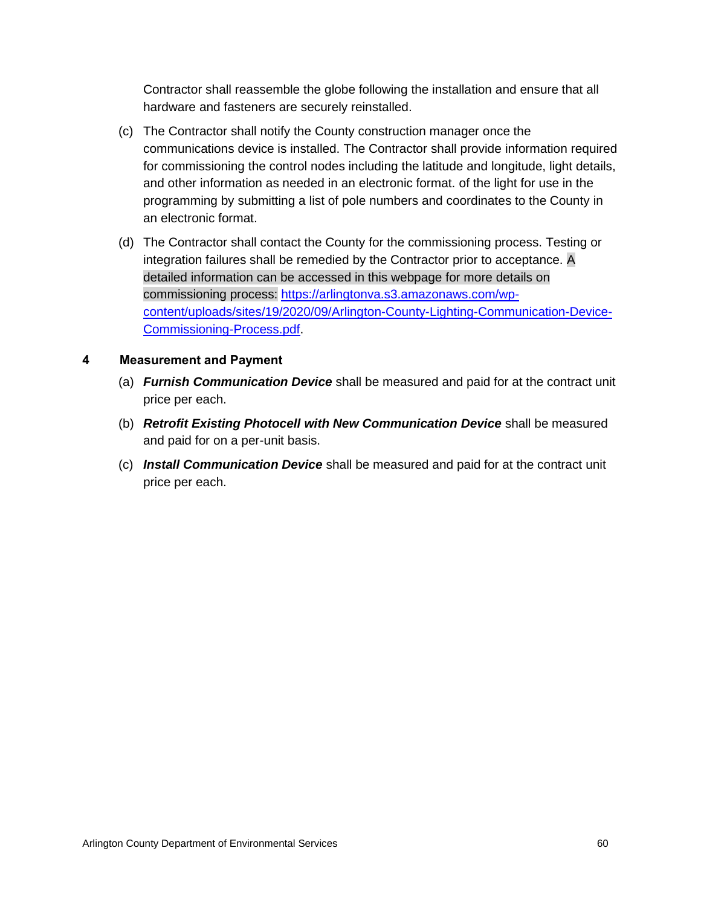Contractor shall reassemble the globe following the installation and ensure that all hardware and fasteners are securely reinstalled.

(c) The Contractor shall notify the County construction manager once the communications device is installed. The Contractor shall provide information required for commissioning the control nodes including the latitude and longitude, light details, and other information as needed in an electronic format. of the light for use in the programming by submitting a list of pole numbers and coordinates to the County in an electronic format.

(d) The Contractor shall contact the County for the commissioning process. Testing or integration failures shall be remedied by the Contractor prior to acceptance. A detailed information can be accessed in this webpage for more details on commissioning process: [https://arlingtonva.s3.amazonaws.com/wp-content/uploads/sites/19/2020/09/Arlington-County-Lighting-Communication-Device-Commissioning-Process.pdf](https://arlingtonva.s3.amazonaws.com/wp-content/uploads/sites/19/2020/09/Arlington-County-Lighting-Communication-Device-Commissioning-Process.pdf).

## 4 Measurement and Payment

(a) ***Furnish Communication Device*** shall be measured and paid for at the contract unit price per each.

(b) ***Retrofit Existing Photocell with New Communication Device*** shall be measured and paid for on a per-unit basis.

(c) ***Install Communication Device*** shall be measured and paid for at the contract unit price per each.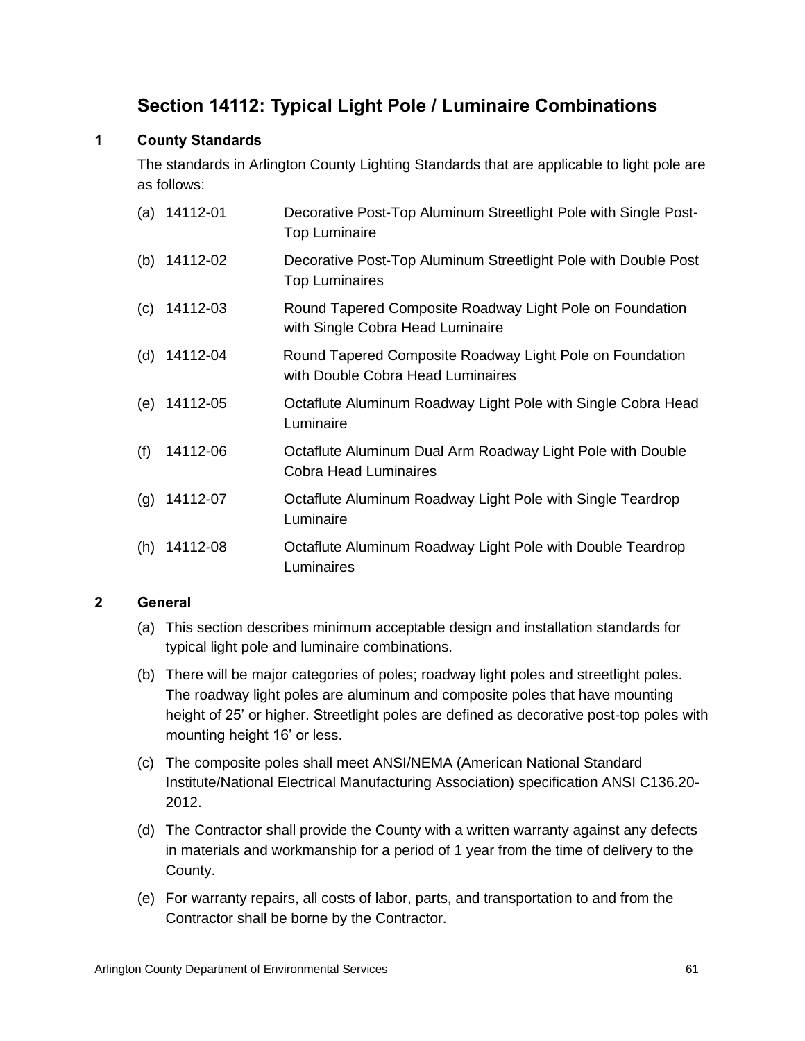# Section 14112: Typical Light Pole / Luminaire Combinations

## 1 County Standards

The standards in Arlington County Lighting Standards that are applicable to light pole are as follows:

(a) 14112-01 Decorative Post-Top Aluminum Streetlight Pole with Single Post-Top Luminaire

(b) 14112-02 Decorative Post-Top Aluminum Streetlight Pole with Double Post Top Luminaires

(c) 14112-03 Round Tapered Composite Roadway Light Pole on Foundation with Single Cobra Head Luminaire

(d) 14112-04 Round Tapered Composite Roadway Light Pole on Foundation with Double Cobra Head Luminaires

(e) 14112-05 Octaflute Aluminum Roadway Light Pole with Single Cobra Head Luminaire

(f) 14112-06 Octaflute Aluminum Dual Arm Roadway Light Pole with Double Cobra Head Luminaires

(g) 14112-07 Octaflute Aluminum Roadway Light Pole with Single Teardrop Luminaire

(h) 14112-08 Octaflute Aluminum Roadway Light Pole with Double Teardrop Luminaires

## 2 General

(a) This section describes minimum acceptable design and installation standards for typical light pole and luminaire combinations.

(b) There will be major categories of poles; roadway light poles and streetlight poles. The roadway light poles are aluminum and composite poles that have mounting height of 25' or higher. Streetlight poles are defined as decorative post-top poles with mounting height 16' or less.

(c) The composite poles shall meet ANSI/NEMA (American National Standard Institute/National Electrical Manufacturing Association) specification ANSI C136.20-2012.

(d) The Contractor shall provide the County with a written warranty against any defects in materials and workmanship for a period of 1 year from the time of delivery to the County.

(e) For warranty repairs, all costs of labor, parts, and transportation to and from the Contractor shall be borne by the Contractor.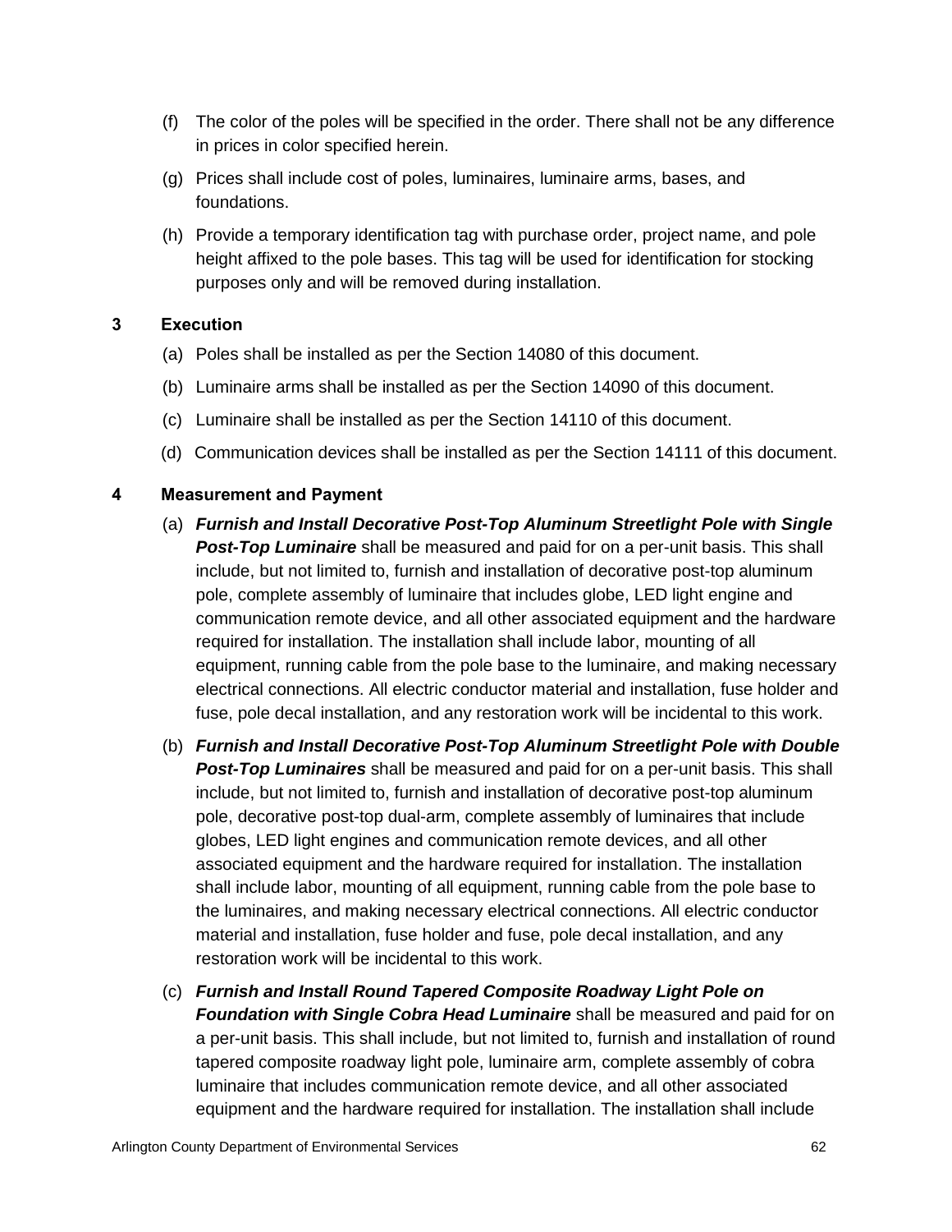(f) The color of the poles will be specified in the order. There shall not be any difference in prices in color specified herein.

(g) Prices shall include cost of poles, luminaires, luminaire arms, bases, and foundations.

(h) Provide a temporary identification tag with purchase order, project name, and pole height affixed to the pole bases. This tag will be used for identification for stocking purposes only and will be removed during installation.

## 3 Execution

(a) Poles shall be installed as per the Section 14080 of this document.

(b) Luminaire arms shall be installed as per the Section 14090 of this document.

(c) Luminaire shall be installed as per the Section 14110 of this document.

(d) Communication devices shall be installed as per the Section 14111 of this document.

## 4 Measurement and Payment

(a) ***Furnish and Install Decorative Post-Top Aluminum Streetlight Pole with Single Post-Top Luminaire*** shall be measured and paid for on a per-unit basis. This shall include, but not limited to, furnish and installation of decorative post-top aluminum pole, complete assembly of luminaire that includes globe, LED light engine and communication remote device, and all other associated equipment and the hardware required for installation. The installation shall include labor, mounting of all equipment, running cable from the pole base to the luminaire, and making necessary electrical connections. All electric conductor material and installation, fuse holder and fuse, pole decal installation, and any restoration work will be incidental to this work.

(b) ***Furnish and Install Decorative Post-Top Aluminum Streetlight Pole with Double Post-Top Luminaires*** shall be measured and paid for on a per-unit basis. This shall include, but not limited to, furnish and installation of decorative post-top aluminum pole, decorative post-top dual-arm, complete assembly of luminaires that include globes, LED light engines and communication remote devices, and all other associated equipment and the hardware required for installation. The installation shall include labor, mounting of all equipment, running cable from the pole base to the luminaires, and making necessary electrical connections. All electric conductor material and installation, fuse holder and fuse, pole decal installation, and any restoration work will be incidental to this work.

(c) ***Furnish and Install Round Tapered Composite Roadway Light Pole on Foundation with Single Cobra Head Luminaire*** shall be measured and paid for on a per-unit basis. This shall include, but not limited to, furnish and installation of round tapered composite roadway light pole, luminaire arm, complete assembly of cobra luminaire that includes communication remote device, and all other associated equipment and the hardware required for installation. The installation shall include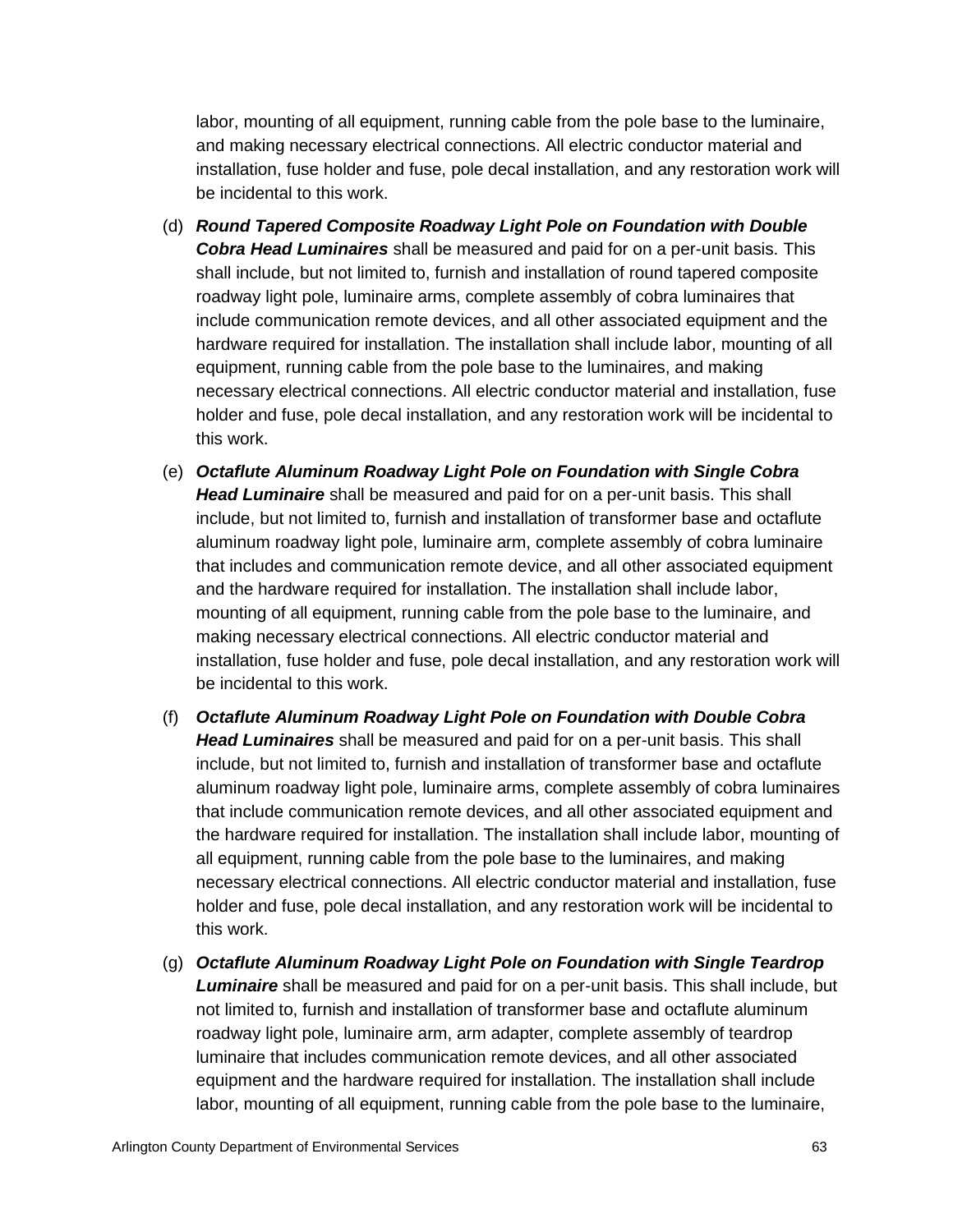labor, mounting of all equipment, running cable from the pole base to the luminaire, and making necessary electrical connections. All electric conductor material and installation, fuse holder and fuse, pole decal installation, and any restoration work will be incidental to this work.

(d) ***Round Tapered Composite Roadway Light Pole on Foundation with Double Cobra Head Luminaires*** shall be measured and paid for on a per-unit basis. This shall include, but not limited to, furnish and installation of round tapered composite roadway light pole, luminaire arms, complete assembly of cobra luminaires that include communication remote devices, and all other associated equipment and the hardware required for installation. The installation shall include labor, mounting of all equipment, running cable from the pole base to the luminaires, and making necessary electrical connections. All electric conductor material and installation, fuse holder and fuse, pole decal installation, and any restoration work will be incidental to this work.

(e) ***Octaflute Aluminum Roadway Light Pole on Foundation with Single Cobra Head Luminaire*** shall be measured and paid for on a per-unit basis. This shall include, but not limited to, furnish and installation of transformer base and octaflute aluminum roadway light pole, luminaire arm, complete assembly of cobra luminaire that includes and communication remote device, and all other associated equipment and the hardware required for installation. The installation shall include labor, mounting of all equipment, running cable from the pole base to the luminaire, and making necessary electrical connections. All electric conductor material and installation, fuse holder and fuse, pole decal installation, and any restoration work will be incidental to this work.

(f) ***Octaflute Aluminum Roadway Light Pole on Foundation with Double Cobra Head Luminaires*** shall be measured and paid for on a per-unit basis. This shall include, but not limited to, furnish and installation of transformer base and octaflute aluminum roadway light pole, luminaire arms, complete assembly of cobra luminaires that include communication remote devices, and all other associated equipment and the hardware required for installation. The installation shall include labor, mounting of all equipment, running cable from the pole base to the luminaires, and making necessary electrical connections. All electric conductor material and installation, fuse holder and fuse, pole decal installation, and any restoration work will be incidental to this work.

(g) ***Octaflute Aluminum Roadway Light Pole on Foundation with Single Teardrop Luminaire*** shall be measured and paid for on a per-unit basis. This shall include, but not limited to, furnish and installation of transformer base and octaflute aluminum roadway light pole, luminaire arm, arm adapter, complete assembly of teardrop luminaire that includes communication remote devices, and all other associated equipment and the hardware required for installation. The installation shall include labor, mounting of all equipment, running cable from the pole base to the luminaire,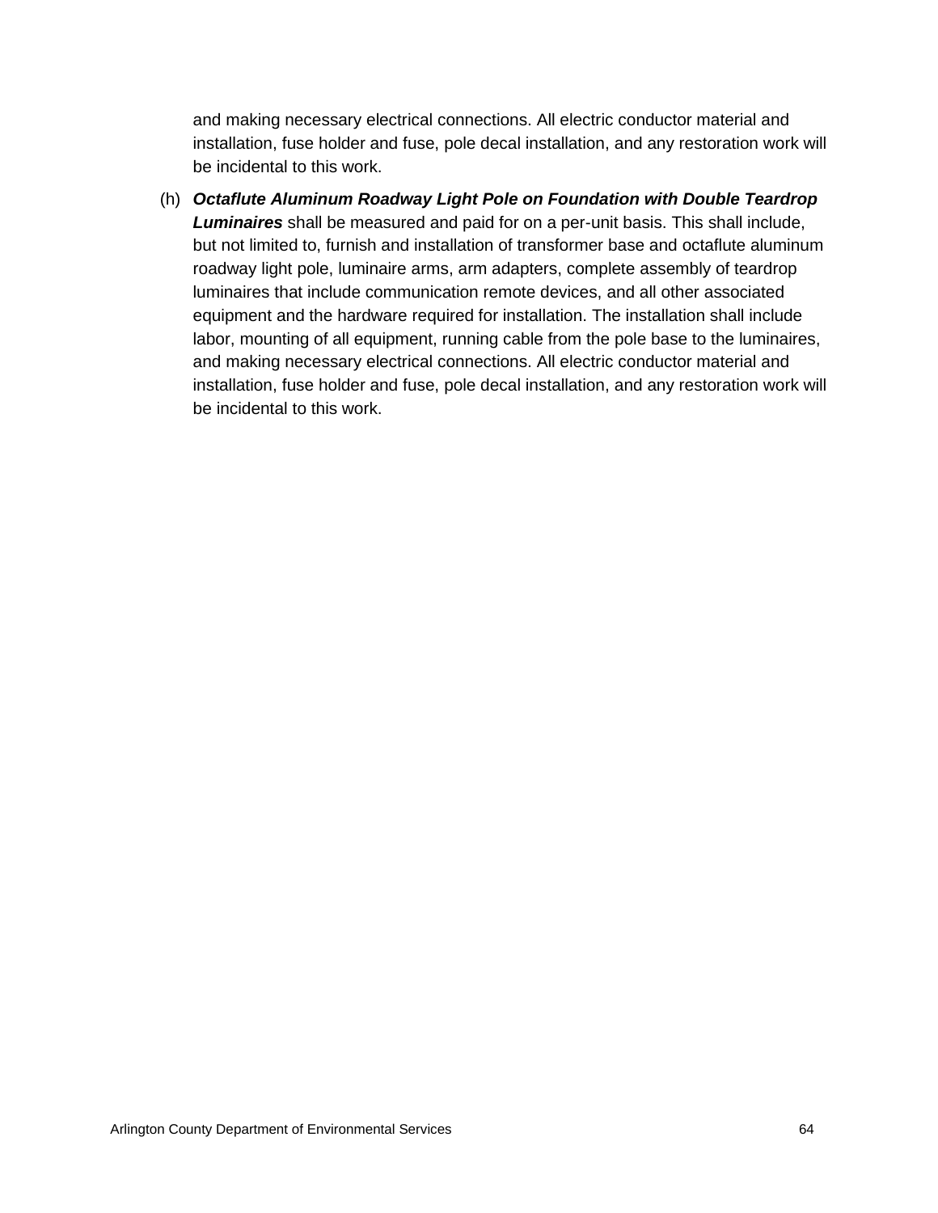and making necessary electrical connections. All electric conductor material and installation, fuse holder and fuse, pole decal installation, and any restoration work will be incidental to this work.

(h) ***Octaflute Aluminum Roadway Light Pole on Foundation with Double Teardrop Luminaires*** shall be measured and paid for on a per-unit basis. This shall include, but not limited to, furnish and installation of transformer base and octaflute aluminum roadway light pole, luminaire arms, arm adapters, complete assembly of teardrop luminaires that include communication remote devices, and all other associated equipment and the hardware required for installation. The installation shall include labor, mounting of all equipment, running cable from the pole base to the luminaires, and making necessary electrical connections. All electric conductor material and installation, fuse holder and fuse, pole decal installation, and any restoration work will be incidental to this work.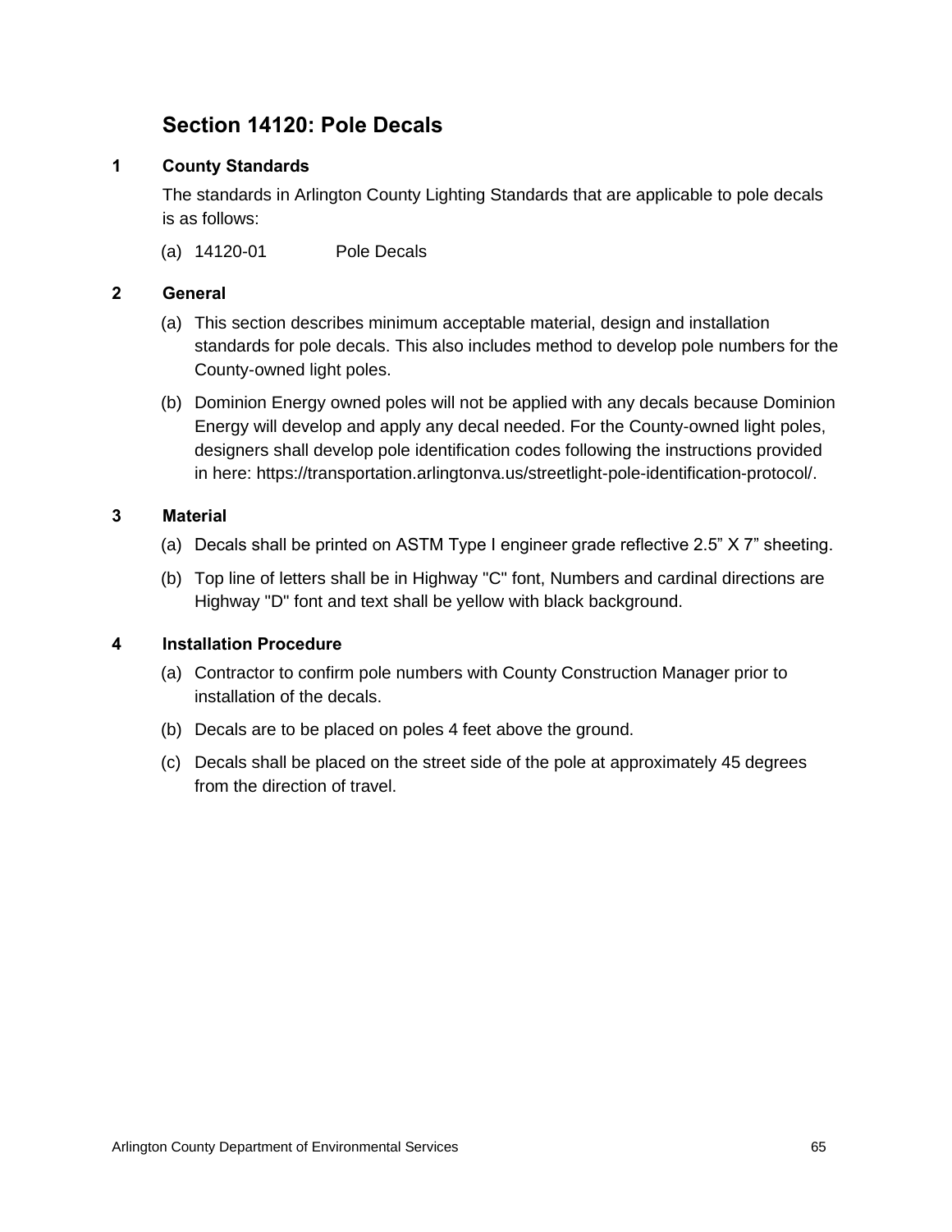## Section 14120: Pole Decals

### 1 County Standards

The standards in Arlington County Lighting Standards that are applicable to pole decals is as follows:

(a) 14120-01 Pole Decals

### 2 General

(a) This section describes minimum acceptable material, design and installation standards for pole decals. This also includes method to develop pole numbers for the County-owned light poles.

(b) Dominion Energy owned poles will not be applied with any decals because Dominion Energy will develop and apply any decal needed. For the County-owned light poles, designers shall develop pole identification codes following the instructions provided in here: https://transportation.arlingtonva.us/streetlight-pole-identification-protocol/.

### 3 Material

(a) Decals shall be printed on ASTM Type I engineer grade reflective 2.5” X 7” sheeting.

(b) Top line of letters shall be in Highway "C" font, Numbers and cardinal directions are Highway "D" font and text shall be yellow with black background.

### 4 Installation Procedure

(a) Contractor to confirm pole numbers with County Construction Manager prior to installation of the decals.

(b) Decals are to be placed on poles 4 feet above the ground.

(c) Decals shall be placed on the street side of the pole at approximately 45 degrees from the direction of travel.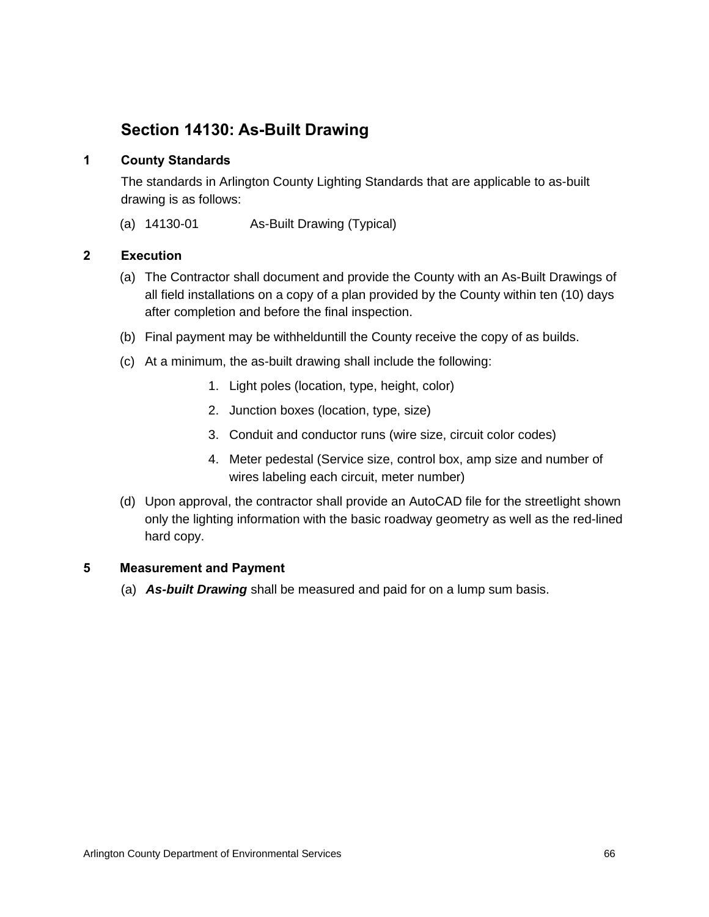## Section 14130: As-Built Drawing

### 1 County Standards

The standards in Arlington County Lighting Standards that are applicable to as-built drawing is as follows:

(a) 14130-01 As-Built Drawing (Typical)

### 2 Execution

(a) The Contractor shall document and provide the County with an As-Built Drawings of all field installations on a copy of a plan provided by the County within ten (10) days after completion and before the final inspection.

(b) Final payment may be withhelduntill the County receive the copy of as builds.

(c) At a minimum, the as-built drawing shall include the following:

1. Light poles (location, type, height, color)
2. Junction boxes (location, type, size)
3. Conduit and conductor runs (wire size, circuit color codes)
4. Meter pedestal (Service size, control box, amp size and number of wires labeling each circuit, meter number)

(d) Upon approval, the contractor shall provide an AutoCAD file for the streetlight shown only the lighting information with the basic roadway geometry as well as the red-lined hard copy.

### 5 Measurement and Payment

(a) ***As-built Drawing*** shall be measured and paid for on a lump sum basis.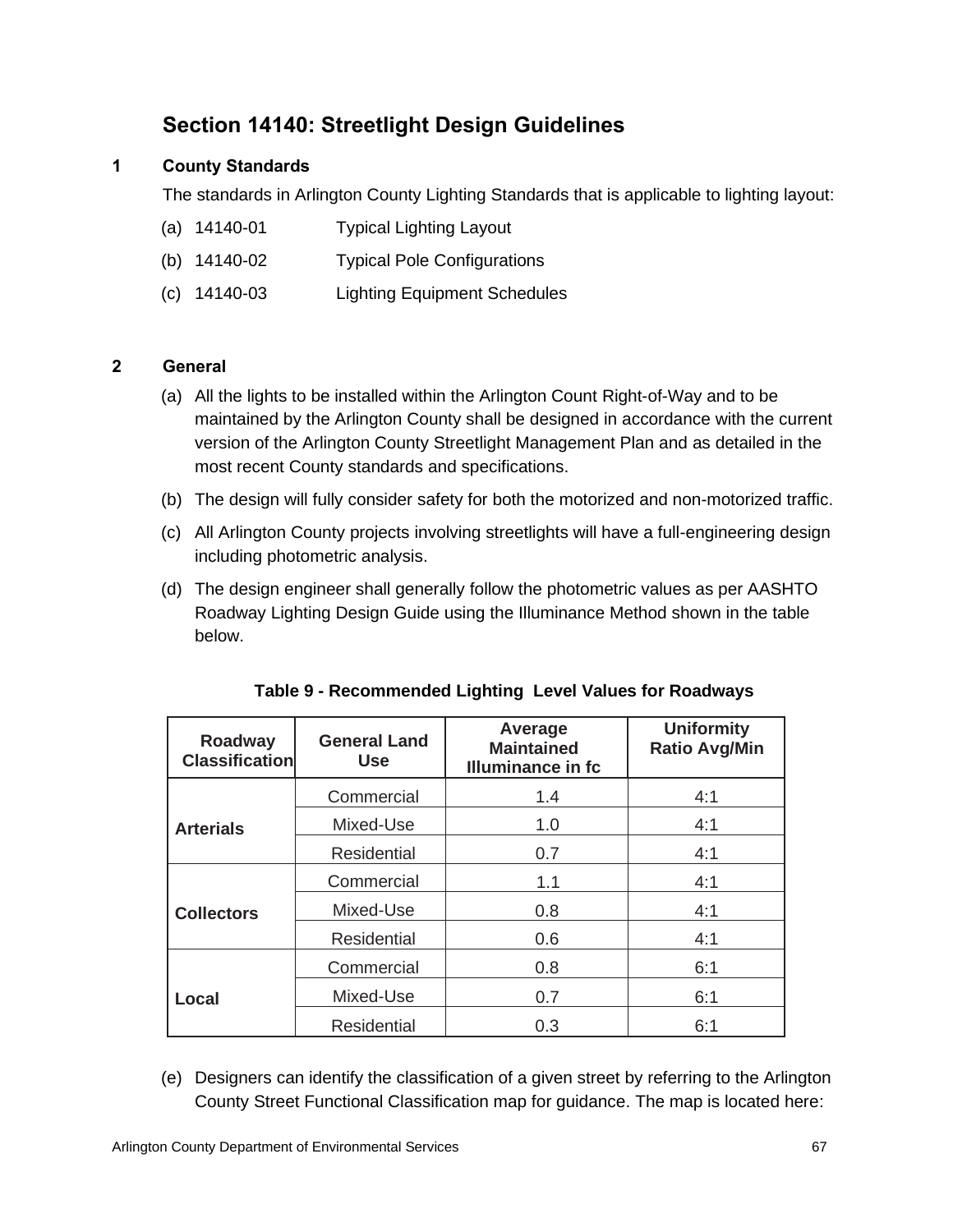# Section 14140: Streetlight Design Guidelines

## 1 County Standards

The standards in Arlington County Lighting Standards that is applicable to lighting layout:

(a) 14140-01 Typical Lighting Layout

(b) 14140-02 Typical Pole Configurations

(c) 14140-03 Lighting Equipment Schedules

## 2 General

(a) All the lights to be installed within the Arlington Count Right-of-Way and to be maintained by the Arlington County shall be designed in accordance with the current version of the Arlington County Streetlight Management Plan and as detailed in the most recent County standards and specifications.

(b) The design will fully consider safety for both the motorized and non-motorized traffic.

(c) All Arlington County projects involving streetlights will have a full-engineering design including photometric analysis.

(d) The design engineer shall generally follow the photometric values as per AASHTO Roadway Lighting Design Guide using the Illuminance Method shown in the table below.

**Table 9 - Recommended Lighting Level Values for Roadways**

| Roadway Classification | General Land Use | Average Maintained Illuminance in fc | Uniformity Ratio Avg/Min |
|---|---|---|---|
| **Arterials** | Commercial | 1.4 | 4:1 |
| | Mixed-Use | 1.0 | 4:1 |
| | Residential | 0.7 | 4:1 |
| **Collectors** | Commercial | 1.1 | 4:1 |
| | Mixed-Use | 0.8 | 4:1 |
| | Residential | 0.6 | 4:1 |
| **Local** | Commercial | 0.8 | 6:1 |
| | Mixed-Use | 0.7 | 6:1 |
| | Residential | 0.3 | 6:1 |

(e) Designers can identify the classification of a given street by referring to the Arlington County Street Functional Classification map for guidance. The map is located here: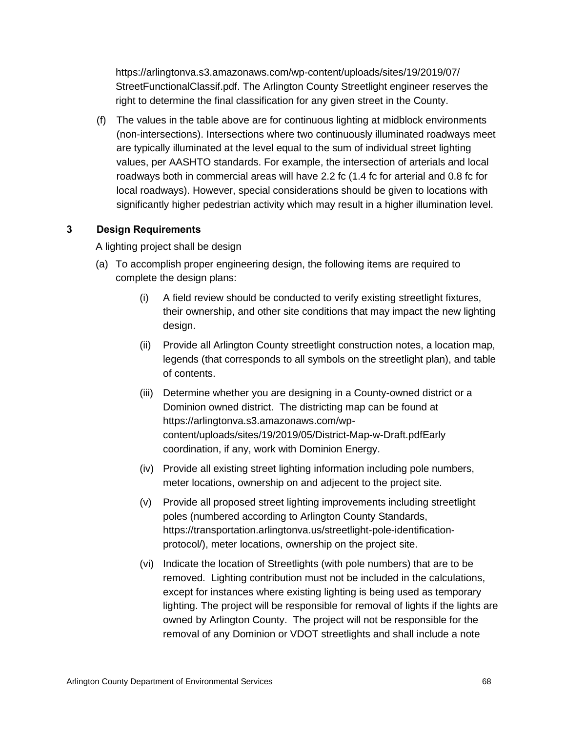https://arlingtonva.s3.amazonaws.com/wp-content/uploads/sites/19/2019/07/StreetFunctionalClassif.pdf. The Arlington County Streetlight engineer reserves the right to determine the final classification for any given street in the County.

(f) The values in the table above are for continuous lighting at midblock environments (non-intersections). Intersections where two continuously illuminated roadways meet are typically illuminated at the level equal to the sum of individual street lighting values, per AASHTO standards. For example, the intersection of arterials and local roadways both in commercial areas will have 2.2 fc (1.4 fc for arterial and 0.8 fc for local roadways). However, special considerations should be given to locations with significantly higher pedestrian activity which may result in a higher illumination level.

## 3 Design Requirements

A lighting project shall be design

(a) To accomplish proper engineering design, the following items are required to complete the design plans:

(i) A field review should be conducted to verify existing streetlight fixtures, their ownership, and other site conditions that may impact the new lighting design.

(ii) Provide all Arlington County streetlight construction notes, a location map, legends (that corresponds to all symbols on the streetlight plan), and table of contents.

(iii) Determine whether you are designing in a County-owned district or a Dominion owned district. The districting map can be found at https://arlingtonva.s3.amazonaws.com/wp-content/uploads/sites/19/2019/05/District-Map-w-Draft.pdfEarly coordination, if any, work with Dominion Energy.

(iv) Provide all existing street lighting information including pole numbers, meter locations, ownership on and adjecent to the project site.

(v) Provide all proposed street lighting improvements including streetlight poles (numbered according to Arlington County Standards, https://transportation.arlingtonva.us/streetlight-pole-identification-protocol/), meter locations, ownership on the project site.

(vi) Indicate the location of Streetlights (with pole numbers) that are to be removed. Lighting contribution must not be included in the calculations, except for instances where existing lighting is being used as temporary lighting. The project will be responsible for removal of lights if the lights are owned by Arlington County. The project will not be responsible for the removal of any Dominion or VDOT streetlights and shall include a note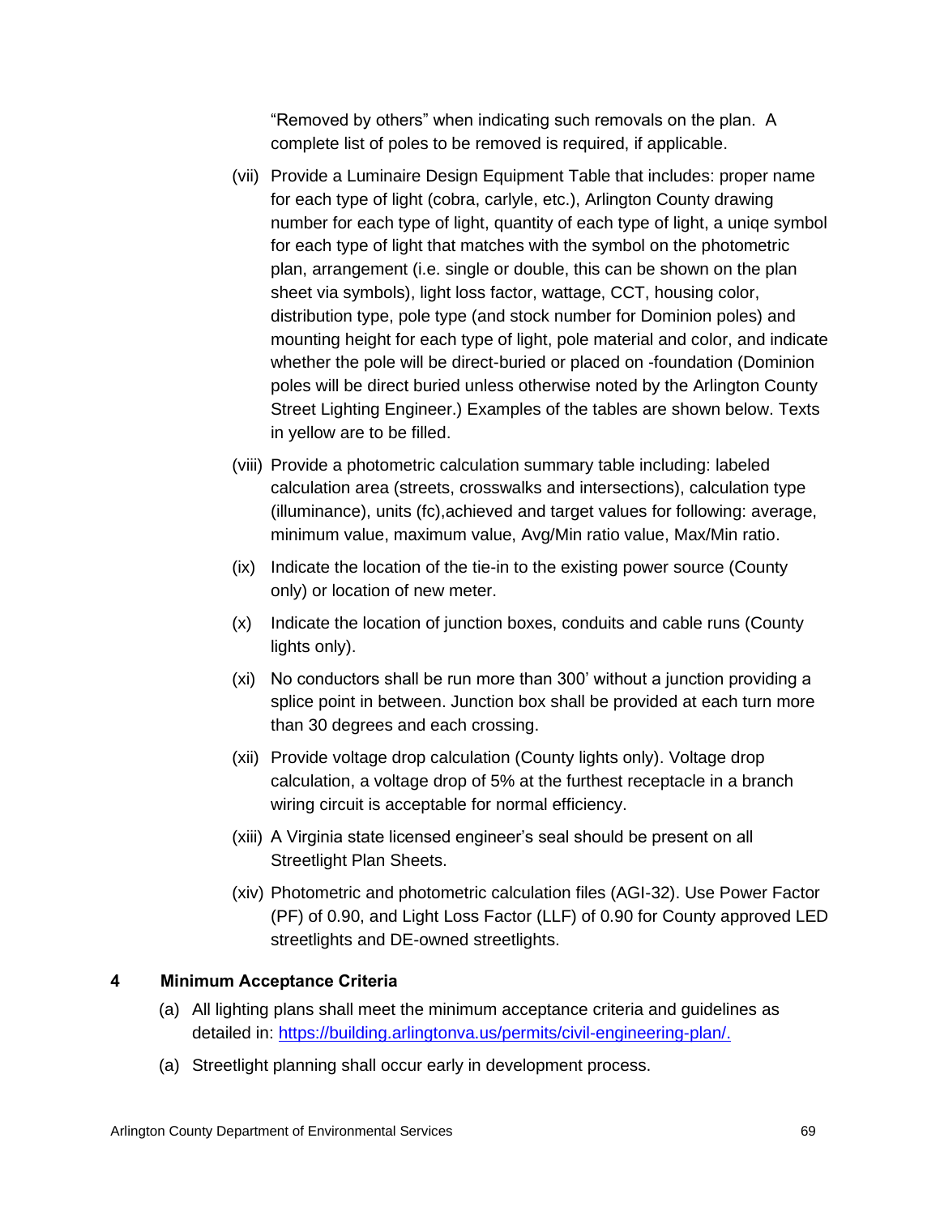"Removed by others" when indicating such removals on the plan. A complete list of poles to be removed is required, if applicable.

(vii) Provide a Luminaire Design Equipment Table that includes: proper name for each type of light (cobra, carlyle, etc.), Arlington County drawing number for each type of light, quantity of each type of light, a uniqe symbol for each type of light that matches with the symbol on the photometric plan, arrangement (i.e. single or double, this can be shown on the plan sheet via symbols), light loss factor, wattage, CCT, housing color, distribution type, pole type (and stock number for Dominion poles) and mounting height for each type of light, pole material and color, and indicate whether the pole will be direct-buried or placed on -foundation (Dominion poles will be direct buried unless otherwise noted by the Arlington County Street Lighting Engineer.) Examples of the tables are shown below. Texts in yellow are to be filled.

(viii) Provide a photometric calculation summary table including: labeled calculation area (streets, crosswalks and intersections), calculation type (illuminance), units (fc),achieved and target values for following: average, minimum value, maximum value, Avg/Min ratio value, Max/Min ratio.

(ix) Indicate the location of the tie-in to the existing power source (County only) or location of new meter.

(x) Indicate the location of junction boxes, conduits and cable runs (County lights only).

(xi) No conductors shall be run more than 300' without a junction providing a splice point in between. Junction box shall be provided at each turn more than 30 degrees and each crossing.

(xii) Provide voltage drop calculation (County lights only). Voltage drop calculation, a voltage drop of 5% at the furthest receptacle in a branch wiring circuit is acceptable for normal efficiency.

(xiii) A Virginia state licensed engineer's seal should be present on all Streetlight Plan Sheets.

(xiv) Photometric and photometric calculation files (AGI-32). Use Power Factor (PF) of 0.90, and Light Loss Factor (LLF) of 0.90 for County approved LED streetlights and DE-owned streetlights.

## 4 Minimum Acceptance Criteria

(a) All lighting plans shall meet the minimum acceptance criteria and guidelines as detailed in: https://building.arlingtonva.us/permits/civil-engineering-plan/.

(a) Streetlight planning shall occur early in development process.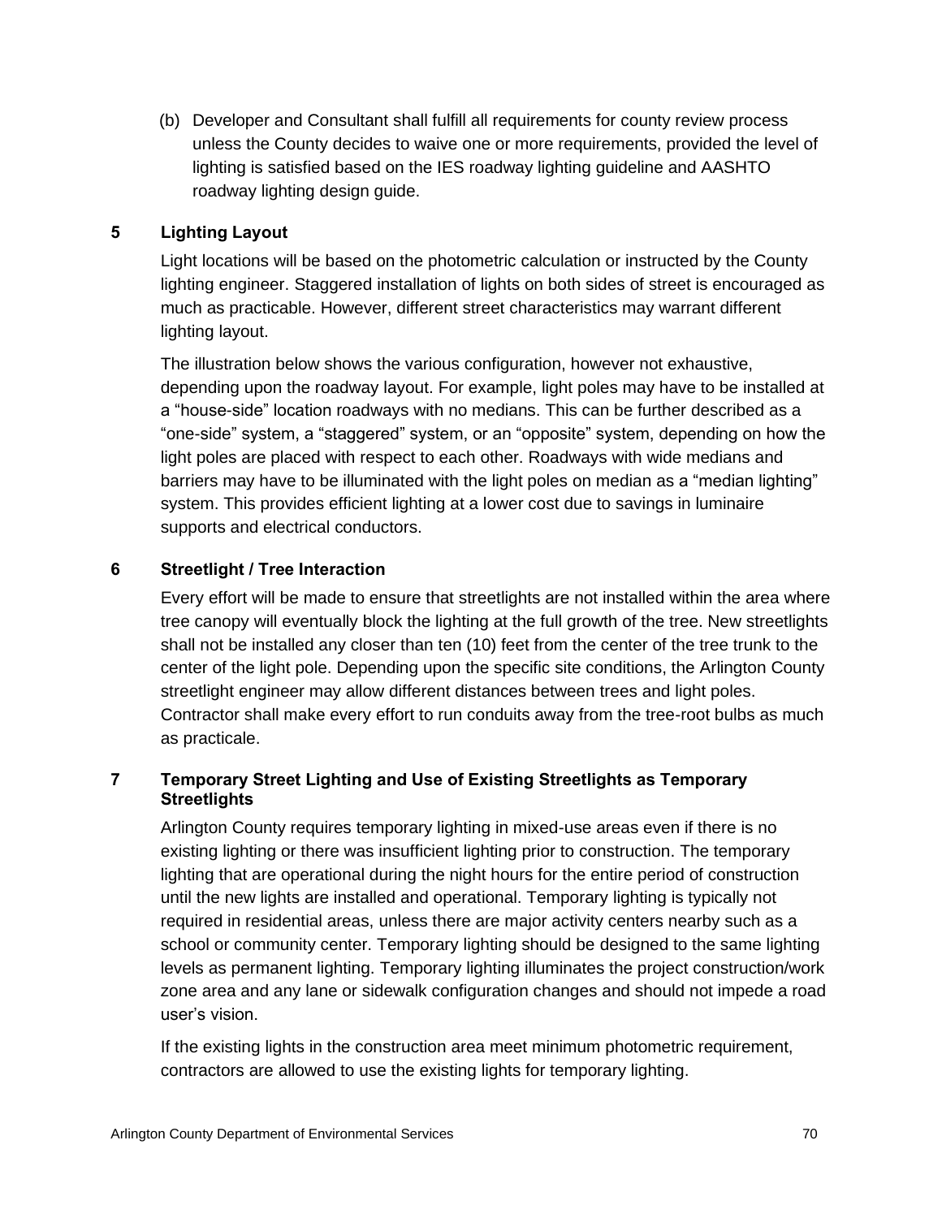(b) Developer and Consultant shall fulfill all requirements for county review process unless the County decides to waive one or more requirements, provided the level of lighting is satisfied based on the IES roadway lighting guideline and AASHTO roadway lighting design guide.

## 5 Lighting Layout

Light locations will be based on the photometric calculation or instructed by the County lighting engineer. Staggered installation of lights on both sides of street is encouraged as much as practicable. However, different street characteristics may warrant different lighting layout.

The illustration below shows the various configuration, however not exhaustive, depending upon the roadway layout. For example, light poles may have to be installed at a "house-side" location roadways with no medians. This can be further described as a "one-side" system, a "staggered" system, or an "opposite" system, depending on how the light poles are placed with respect to each other. Roadways with wide medians and barriers may have to be illuminated with the light poles on median as a "median lighting" system. This provides efficient lighting at a lower cost due to savings in luminaire supports and electrical conductors.

## 6 Streetlight / Tree Interaction

Every effort will be made to ensure that streetlights are not installed within the area where tree canopy will eventually block the lighting at the full growth of the tree. New streetlights shall not be installed any closer than ten (10) feet from the center of the tree trunk to the center of the light pole. Depending upon the specific site conditions, the Arlington County streetlight engineer may allow different distances between trees and light poles. Contractor shall make every effort to run conduits away from the tree-root bulbs as much as practicale.

## 7 Temporary Street Lighting and Use of Existing Streetlights as Temporary Streetlights

Arlington County requires temporary lighting in mixed-use areas even if there is no existing lighting or there was insufficient lighting prior to construction. The temporary lighting that are operational during the night hours for the entire period of construction until the new lights are installed and operational. Temporary lighting is typically not required in residential areas, unless there are major activity centers nearby such as a school or community center. Temporary lighting should be designed to the same lighting levels as permanent lighting. Temporary lighting illuminates the project construction/work zone area and any lane or sidewalk configuration changes and should not impede a road user's vision.

If the existing lights in the construction area meet minimum photometric requirement, contractors are allowed to use the existing lights for temporary lighting.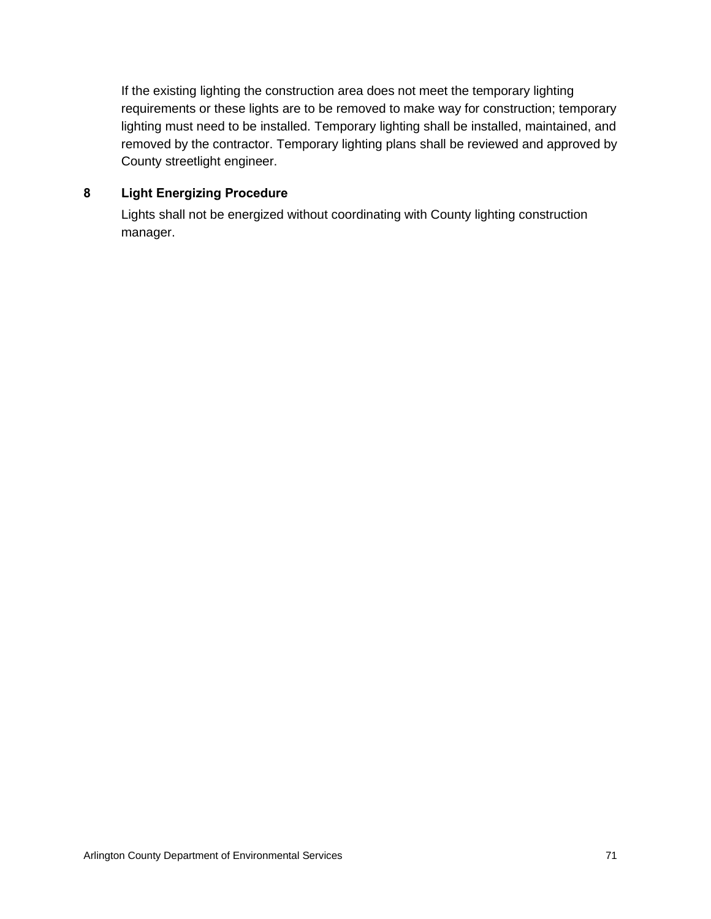If the existing lighting the construction area does not meet the temporary lighting requirements or these lights are to be removed to make way for construction; temporary lighting must need to be installed. Temporary lighting shall be installed, maintained, and removed by the contractor. Temporary lighting plans shall be reviewed and approved by County streetlight engineer.

## 8 Light Energizing Procedure

Lights shall not be energized without coordinating with County lighting construction manager.